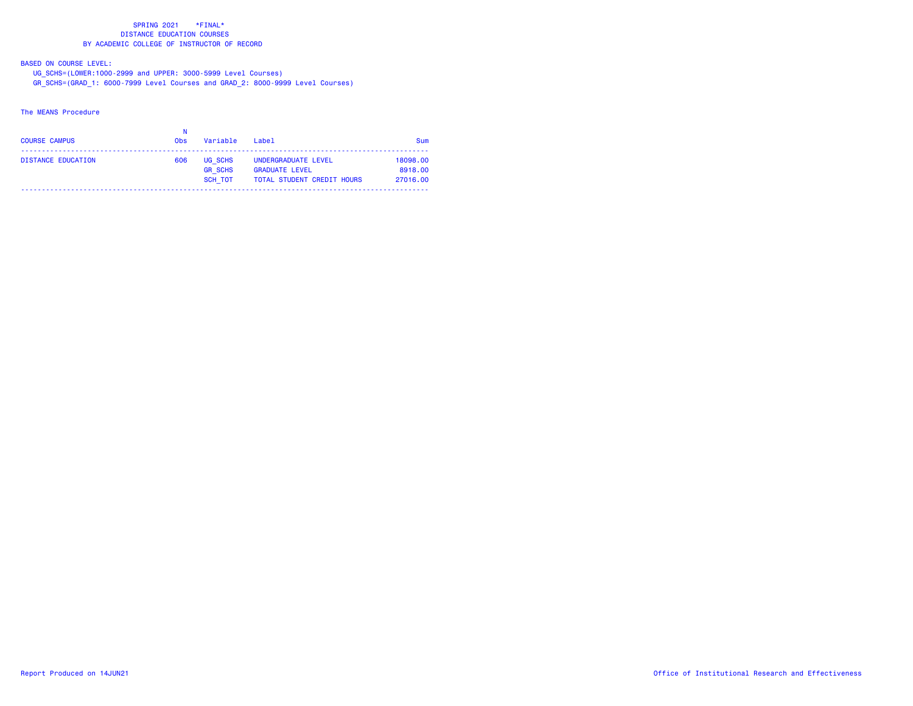# SPRING 2021 *FINAL*

## DISTANCE EDUCATION COURSES

## BY ACADEMIC COLLEGE OF INSTRUCTOR OF RECORD

BASED ON COURSE LEVEL:

UG_SCHS=(LOWER:1000-2999 and UPPER: 3000-5999 Level Courses)

GR_SCHS=(GRAD_1: 6000-7999 Level Courses and GRAD_2: 8000-9999 Level Courses)

The MEANS Procedure

| COURSE CAMPUS | N Obs | Variable | Label | Sum |
|---|---|---|---|---|
| DISTANCE EDUCATION | 606 | UG_SCHS | UNDERGRADUATE LEVEL | 18098.00 |
| | | GR_SCHS | GRADUATE LEVEL | 8918.00 |
| | | SCH_TOT | TOTAL STUDENT CREDIT HOURS | 27016.00 |

Report Produced on 14JUN21

Office of Institutional Research and Effectiveness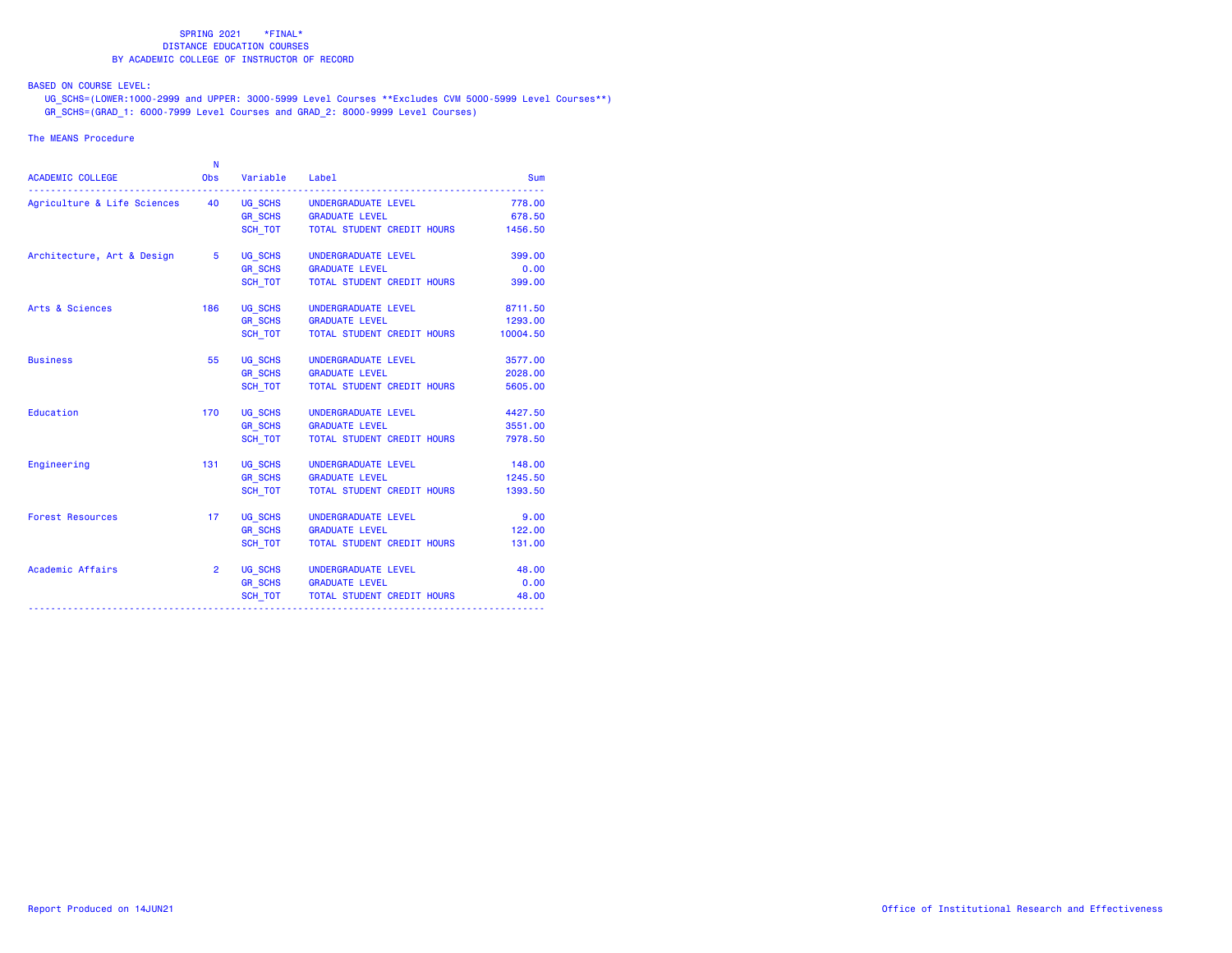SPRING 2021 \*FINAL\*
DISTANCE EDUCATION COURSES
BY ACADEMIC COLLEGE OF INSTRUCTOR OF RECORD

BASED ON COURSE LEVEL:
UG_SCHS=(LOWER:1000-2999 and UPPER: 3000-5999 Level Courses **Excludes CVM 5000-5999 Level Courses**)
GR_SCHS=(GRAD_1: 6000-7999 Level Courses and GRAD_2: 8000-9999 Level Courses)

The MEANS Procedure

| ACADEMIC COLLEGE | N Obs | Variable | Label | Sum |
|---|---|---|---|---|
| Agriculture & Life Sciences | 40 | UG_SCHS | UNDERGRADUATE LEVEL | 778.00 |
| | | GR_SCHS | GRADUATE LEVEL | 678.50 |
| | | SCH_TOT | TOTAL STUDENT CREDIT HOURS | 1456.50 |
| Architecture, Art & Design | 5 | UG_SCHS | UNDERGRADUATE LEVEL | 399.00 |
| | | GR_SCHS | GRADUATE LEVEL | 0.00 |
| | | SCH_TOT | TOTAL STUDENT CREDIT HOURS | 399.00 |
| Arts & Sciences | 186 | UG_SCHS | UNDERGRADUATE LEVEL | 8711.50 |
| | | GR_SCHS | GRADUATE LEVEL | 1293.00 |
| | | SCH_TOT | TOTAL STUDENT CREDIT HOURS | 10004.50 |
| Business | 55 | UG_SCHS | UNDERGRADUATE LEVEL | 3577.00 |
| | | GR_SCHS | GRADUATE LEVEL | 2028.00 |
| | | SCH_TOT | TOTAL STUDENT CREDIT HOURS | 5605.00 |
| Education | 170 | UG_SCHS | UNDERGRADUATE LEVEL | 4427.50 |
| | | GR_SCHS | GRADUATE LEVEL | 3551.00 |
| | | SCH_TOT | TOTAL STUDENT CREDIT HOURS | 7978.50 |
| Engineering | 131 | UG_SCHS | UNDERGRADUATE LEVEL | 148.00 |
| | | GR_SCHS | GRADUATE LEVEL | 1245.50 |
| | | SCH_TOT | TOTAL STUDENT CREDIT HOURS | 1393.50 |
| Forest Resources | 17 | UG_SCHS | UNDERGRADUATE LEVEL | 9.00 |
| | | GR_SCHS | GRADUATE LEVEL | 122.00 |
| | | SCH_TOT | TOTAL STUDENT CREDIT HOURS | 131.00 |
| Academic Affairs | 2 | UG_SCHS | UNDERGRADUATE LEVEL | 48.00 |
| | | GR_SCHS | GRADUATE LEVEL | 0.00 |
| | | SCH_TOT | TOTAL STUDENT CREDIT HOURS | 48.00 |

Report Produced on 14JUN21

Office of Institutional Research and Effectiveness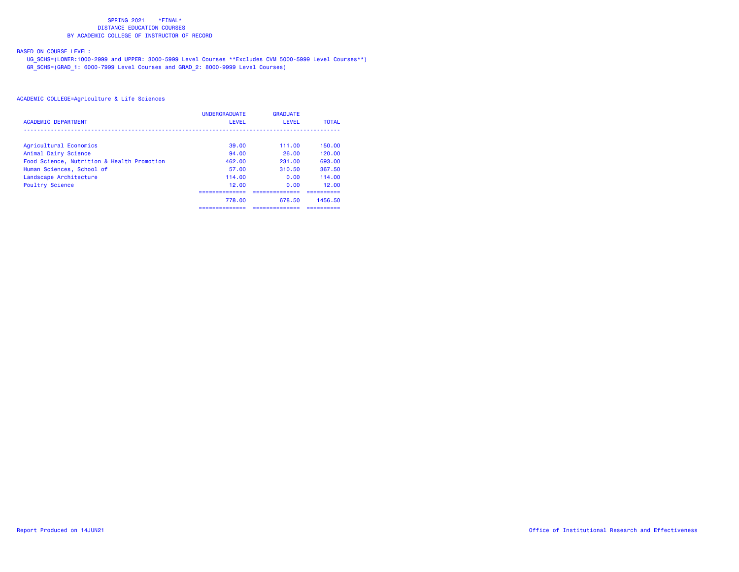SPRING 2021 *FINAL*
DISTANCE EDUCATION COURSES
BY ACADEMIC COLLEGE OF INSTRUCTOR OF RECORD

BASED ON COURSE LEVEL:
UG_SCHS=(LOWER:1000-2999 and UPPER: 3000-5999 Level Courses **Excludes CVM 5000-5999 Level Courses**)
GR_SCHS=(GRAD_1: 6000-7999 Level Courses and GRAD_2: 8000-9999 Level Courses)

ACADEMIC COLLEGE=Agriculture & Life Sciences

| ACADEMIC DEPARTMENT | UNDERGRADUATE LEVEL | GRADUATE LEVEL | TOTAL |
|---|---|---|---|
| Agricultural Economics | 39.00 | 111.00 | 150.00 |
| Animal Dairy Science | 94.00 | 26.00 | 120.00 |
| Food Science, Nutrition & Health Promotion | 462.00 | 231.00 | 693.00 |
| Human Sciences, School of | 57.00 | 310.50 | 367.50 |
| Landscape Architecture | 114.00 | 0.00 | 114.00 |
| Poultry Science | 12.00 | 0.00 | 12.00 |
| | 778.00 | 678.50 | 1456.50 |

Report Produced on 14JUN21

Office of Institutional Research and Effectiveness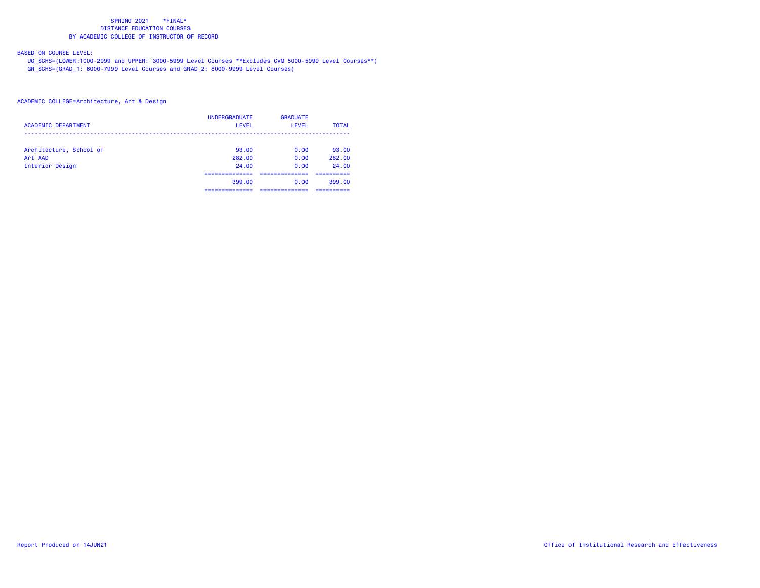SPRING 2021 \*FINAL\*
DISTANCE EDUCATION COURSES
BY ACADEMIC COLLEGE OF INSTRUCTOR OF RECORD

BASED ON COURSE LEVEL:
UG_SCHS=(LOWER:1000-2999 and UPPER: 3000-5999 Level Courses **Excludes CVM 5000-5999 Level Courses**)
GR_SCHS=(GRAD_1: 6000-7999 Level Courses and GRAD_2: 8000-9999 Level Courses)

ACADEMIC COLLEGE=Architecture, Art & Design

| ACADEMIC DEPARTMENT | UNDERGRADUATE LEVEL | GRADUATE LEVEL | TOTAL |
|---|---|---|---|
| Architecture, School of | 93.00 | 0.00 | 93.00 |
| Art AAD | 282.00 | 0.00 | 282.00 |
| Interior Design | 24.00 | 0.00 | 24.00 |
| | 399.00 | 0.00 | 399.00 |

Report Produced on 14JUN21

Office of Institutional Research and Effectiveness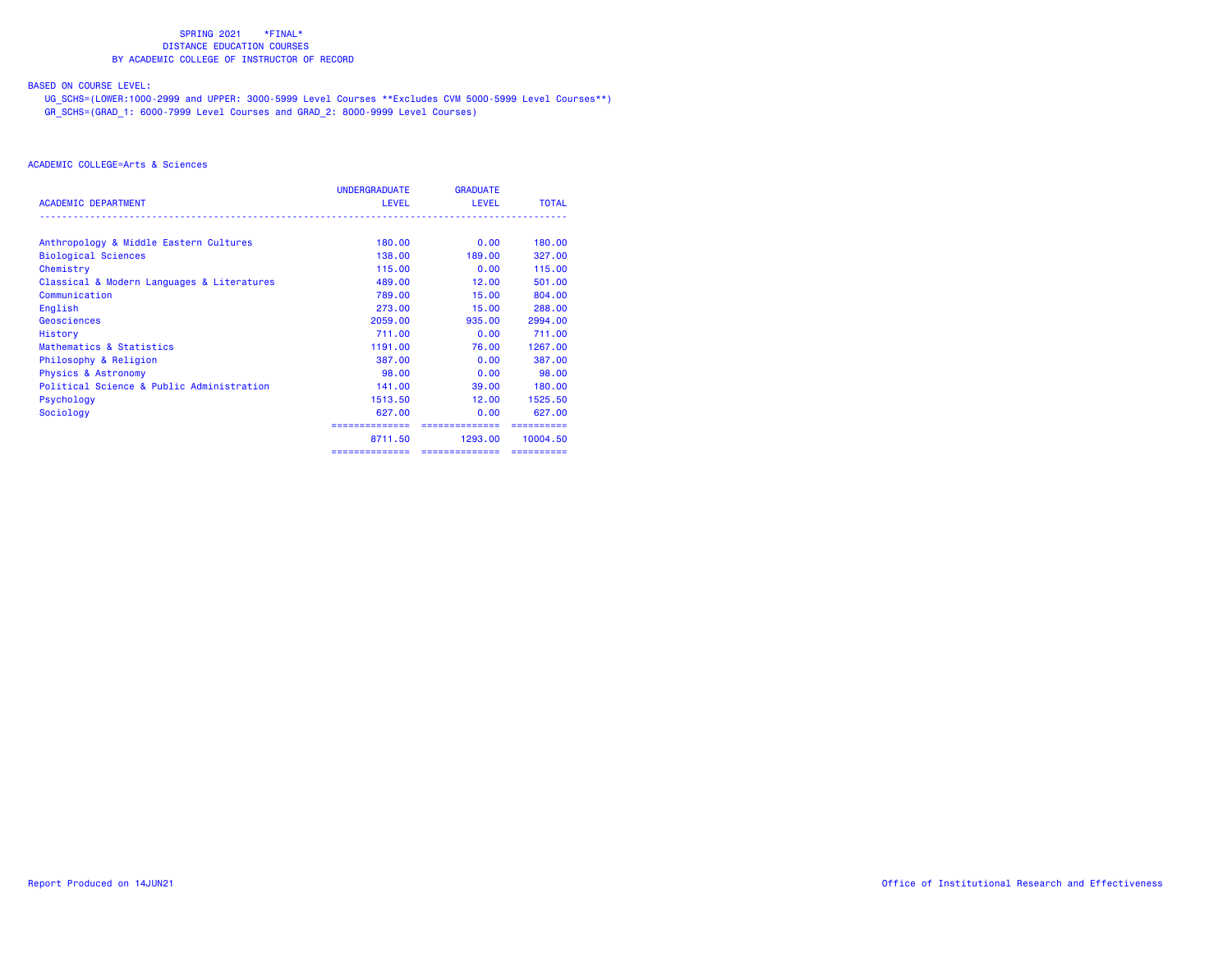SPRING 2021 \*FINAL\*
DISTANCE EDUCATION COURSES
BY ACADEMIC COLLEGE OF INSTRUCTOR OF RECORD

BASED ON COURSE LEVEL:

UG_SCHS=(LOWER:1000-2999 and UPPER: 3000-5999 Level Courses **Excludes CVM 5000-5999 Level Courses**)

GR_SCHS=(GRAD_1: 6000-7999 Level Courses and GRAD_2: 8000-9999 Level Courses)

ACADEMIC COLLEGE=Arts & Sciences

| ACADEMIC DEPARTMENT | UNDERGRADUATE LEVEL | GRADUATE LEVEL | TOTAL |
|---|---|---|---|
| Anthropology & Middle Eastern Cultures | 180.00 | 0.00 | 180.00 |
| Biological Sciences | 138.00 | 189.00 | 327.00 |
| Chemistry | 115.00 | 0.00 | 115.00 |
| Classical & Modern Languages & Literatures | 489.00 | 12.00 | 501.00 |
| Communication | 789.00 | 15.00 | 804.00 |
| English | 273.00 | 15.00 | 288.00 |
| Geosciences | 2059.00 | 935.00 | 2994.00 |
| History | 711.00 | 0.00 | 711.00 |
| Mathematics & Statistics | 1191.00 | 76.00 | 1267.00 |
| Philosophy & Religion | 387.00 | 0.00 | 387.00 |
| Physics & Astronomy | 98.00 | 0.00 | 98.00 |
| Political Science & Public Administration | 141.00 | 39.00 | 180.00 |
| Psychology | 1513.50 | 12.00 | 1525.50 |
| Sociology | 627.00 | 0.00 | 627.00 |
| | 8711.50 | 1293.00 | 10004.50 |

Report Produced on 14JUN21

Office of Institutional Research and Effectiveness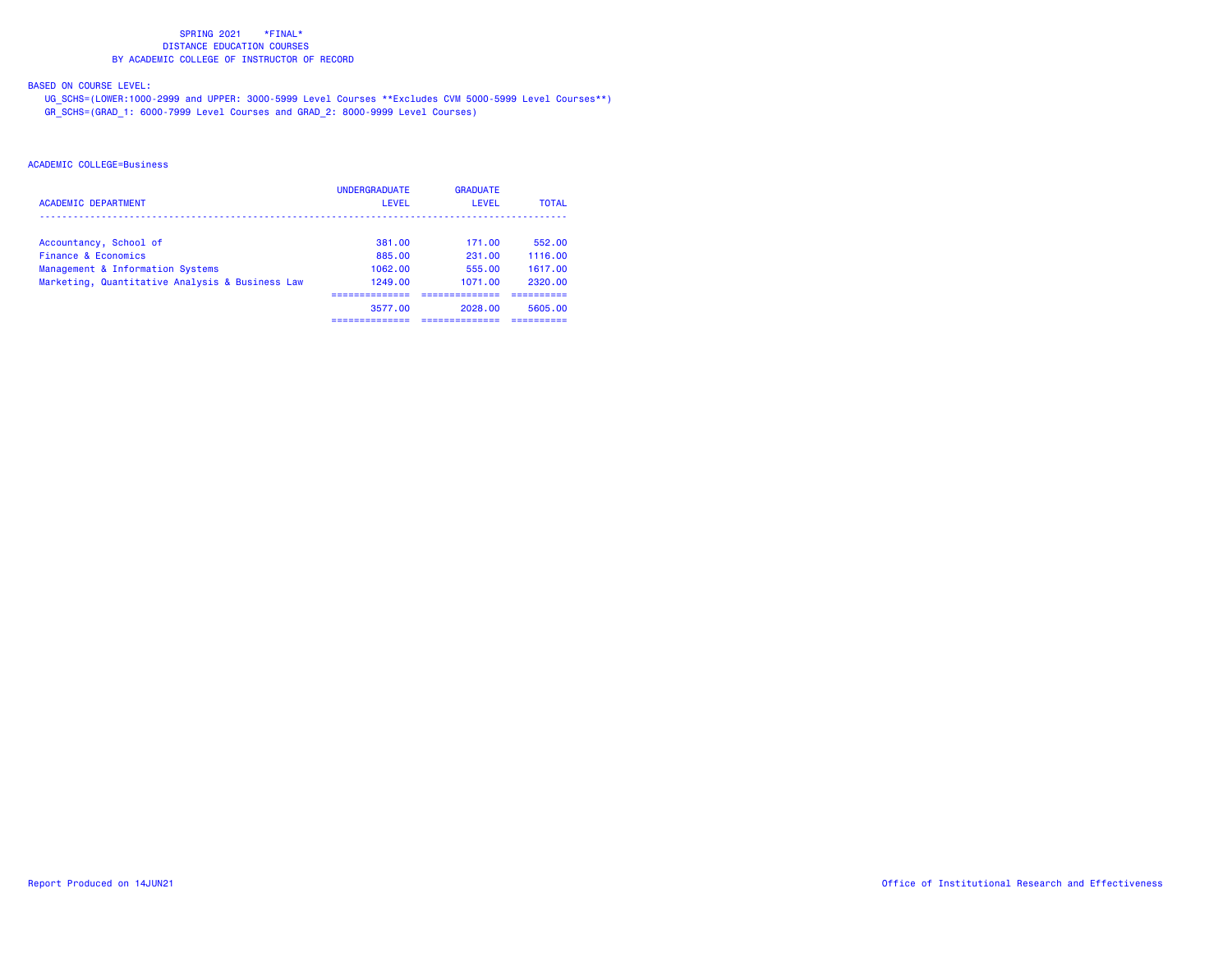SPRING 2021 *FINAL*
DISTANCE EDUCATION COURSES
BY ACADEMIC COLLEGE OF INSTRUCTOR OF RECORD

BASED ON COURSE LEVEL:
UG_SCHS=(LOWER:1000-2999 and UPPER: 3000-5999 Level Courses **Excludes CVM 5000-5999 Level Courses**)
GR_SCHS=(GRAD_1: 6000-7999 Level Courses and GRAD_2: 8000-9999 Level Courses)

ACADEMIC COLLEGE=Business

| ACADEMIC DEPARTMENT | UNDERGRADUATE LEVEL | GRADUATE LEVEL | TOTAL |
|---|---|---|---|
| Accountancy, School of | 381.00 | 171.00 | 552.00 |
| Finance & Economics | 885.00 | 231.00 | 1116.00 |
| Management & Information Systems | 1062.00 | 555.00 | 1617.00 |
| Marketing, Quantitative Analysis & Business Law | 1249.00 | 1071.00 | 2320.00 |
| | 3577.00 | 2028.00 | 5605.00 |

Report Produced on 14JUN21

Office of Institutional Research and Effectiveness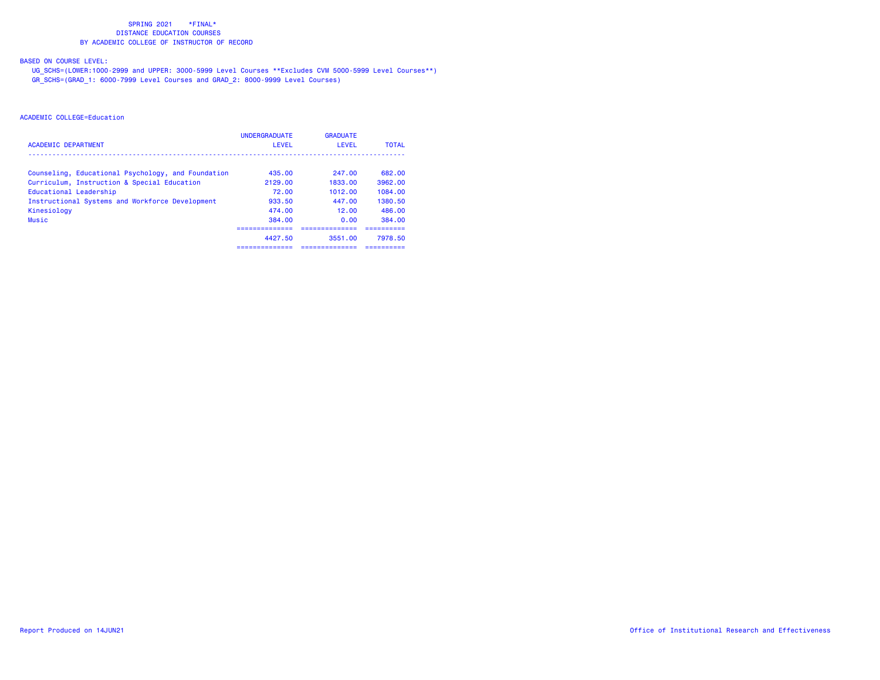# SPRING 2021 \*FINAL\*

## DISTANCE EDUCATION COURSES

## BY ACADEMIC COLLEGE OF INSTRUCTOR OF RECORD

BASED ON COURSE LEVEL:

UG_SCHS=(LOWER:1000-2999 and UPPER: 3000-5999 Level Courses **Excludes CVM 5000-5999 Level Courses**)

GR_SCHS=(GRAD_1: 6000-7999 Level Courses and GRAD_2: 8000-9999 Level Courses)

ACADEMIC COLLEGE=Education

| ACADEMIC DEPARTMENT | UNDERGRADUATE LEVEL | GRADUATE LEVEL | TOTAL |
|---|---|---|---|
| Counseling, Educational Psychology, and Foundation | 435.00 | 247.00 | 682.00 |
| Curriculum, Instruction & Special Education | 2129.00 | 1833.00 | 3962.00 |
| Educational Leadership | 72.00 | 1012.00 | 1084.00 |
| Instructional Systems and Workforce Development | 933.50 | 447.00 | 1380.50 |
| Kinesiology | 474.00 | 12.00 | 486.00 |
| Music | 384.00 | 0.00 | 384.00 |
| | 4427.50 | 3551.00 | 7978.50 |

Report Produced on 14JUN21

Office of Institutional Research and Effectiveness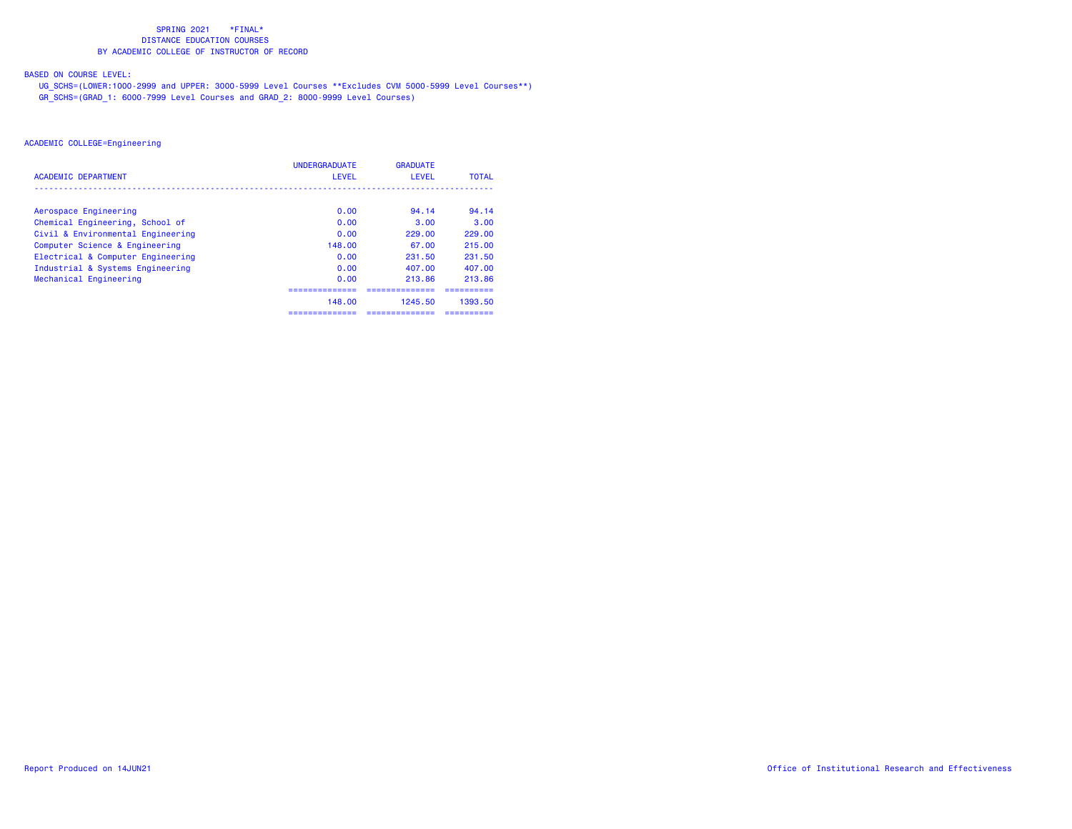SPRING 2021 \*FINAL\*
DISTANCE EDUCATION COURSES
BY ACADEMIC COLLEGE OF INSTRUCTOR OF RECORD

BASED ON COURSE LEVEL:
UG_SCHS=(LOWER:1000-2999 and UPPER: 3000-5999 Level Courses **Excludes CVM 5000-5999 Level Courses**)
GR_SCHS=(GRAD_1: 6000-7999 Level Courses and GRAD_2: 8000-9999 Level Courses)

ACADEMIC COLLEGE=Engineering

| ACADEMIC DEPARTMENT | UNDERGRADUATE LEVEL | GRADUATE LEVEL | TOTAL |
|---|---|---|---|
| Aerospace Engineering | 0.00 | 94.14 | 94.14 |
| Chemical Engineering, School of | 0.00 | 3.00 | 3.00 |
| Civil & Environmental Engineering | 0.00 | 229.00 | 229.00 |
| Computer Science & Engineering | 148.00 | 67.00 | 215.00 |
| Electrical & Computer Engineering | 0.00 | 231.50 | 231.50 |
| Industrial & Systems Engineering | 0.00 | 407.00 | 407.00 |
| Mechanical Engineering | 0.00 | 213.86 | 213.86 |
| | 148.00 | 1245.50 | 1393.50 |

Report Produced on 14JUN21

Office of Institutional Research and Effectiveness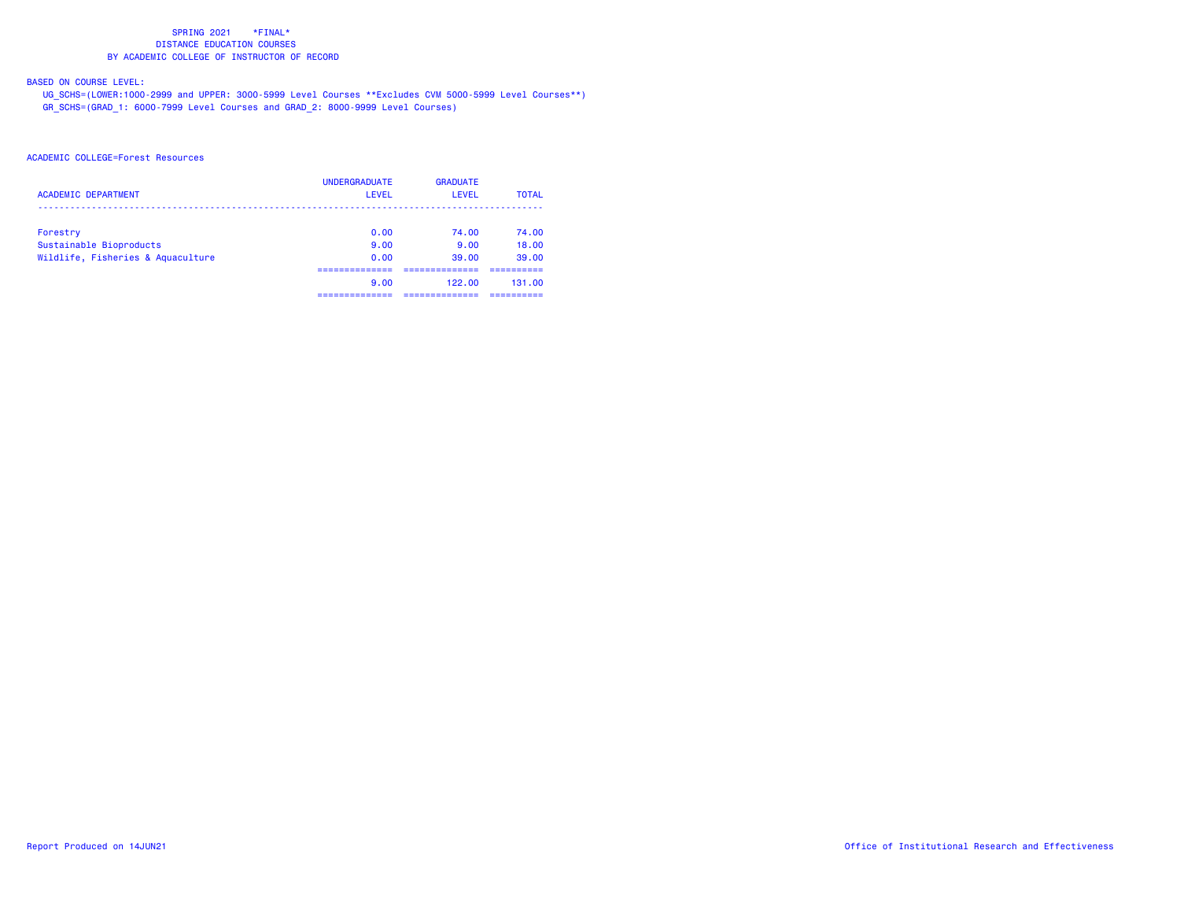SPRING 2021 *FINAL*
DISTANCE EDUCATION COURSES
BY ACADEMIC COLLEGE OF INSTRUCTOR OF RECORD

BASED ON COURSE LEVEL:
UG_SCHS=(LOWER:1000-2999 and UPPER: 3000-5999 Level Courses **Excludes CVM 5000-5999 Level Courses**)
GR_SCHS=(GRAD_1: 6000-7999 Level Courses and GRAD_2: 8000-9999 Level Courses)

ACADEMIC COLLEGE=Forest Resources

| ACADEMIC DEPARTMENT | UNDERGRADUATE LEVEL | GRADUATE LEVEL | TOTAL |
|---|---|---|---|
| Forestry | 0.00 | 74.00 | 74.00 |
| Sustainable Bioproducts | 9.00 | 9.00 | 18.00 |
| Wildlife, Fisheries & Aquaculture | 0.00 | 39.00 | 39.00 |
| | 9.00 | 122.00 | 131.00 |

Report Produced on 14JUN21

Office of Institutional Research and Effectiveness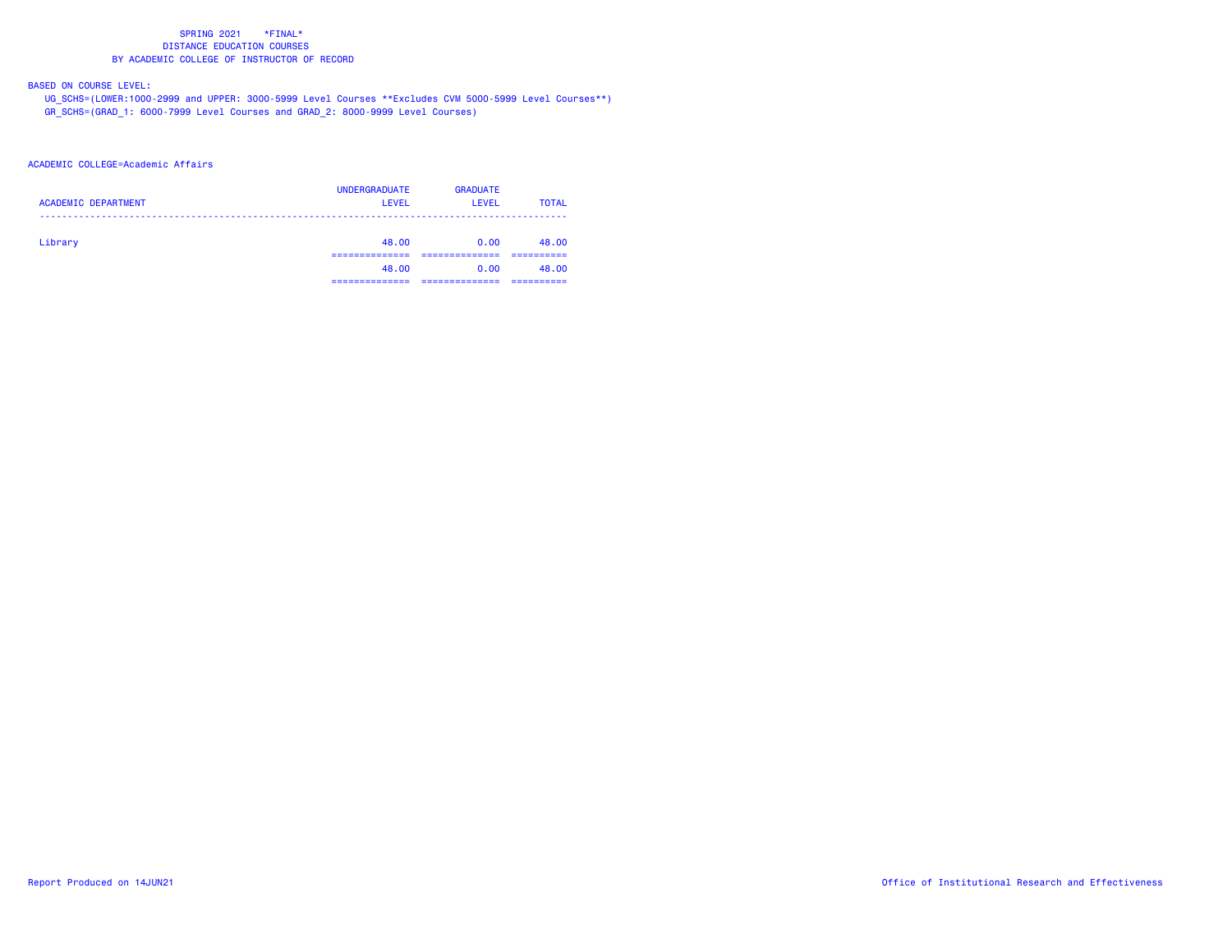SPRING 2021 *FINAL*
DISTANCE EDUCATION COURSES
BY ACADEMIC COLLEGE OF INSTRUCTOR OF RECORD

BASED ON COURSE LEVEL:
UG_SCHS=(LOWER:1000-2999 and UPPER: 3000-5999 Level Courses **Excludes CVM 5000-5999 Level Courses**)
GR_SCHS=(GRAD_1: 6000-7999 Level Courses and GRAD_2: 8000-9999 Level Courses)

ACADEMIC COLLEGE=Academic Affairs

| ACADEMIC DEPARTMENT | UNDERGRADUATE LEVEL | GRADUATE LEVEL | TOTAL |
|---|---|---|---|
| Library | 48.00 | 0.00 | 48.00 |
| | 48.00 | 0.00 | 48.00 |

Report Produced on 14JUN21

Office of Institutional Research and Effectiveness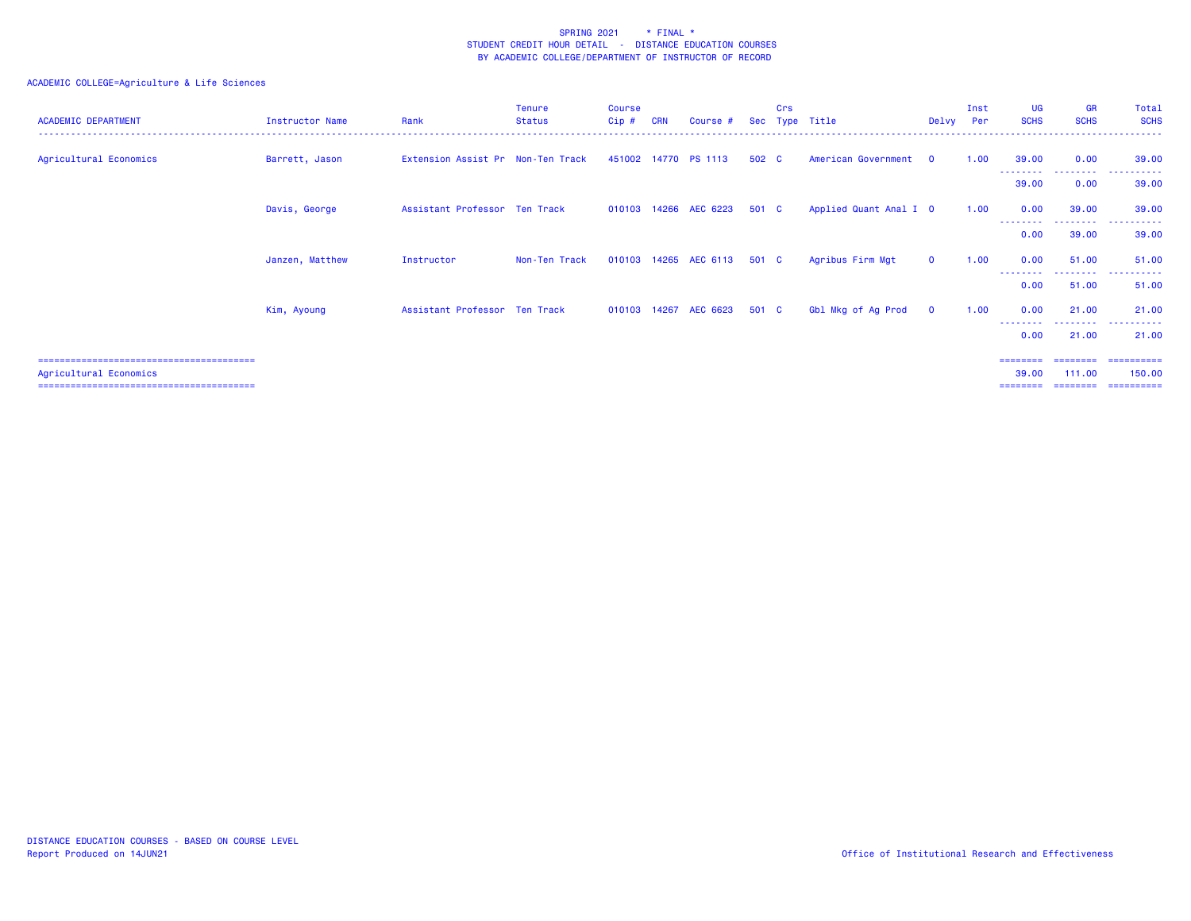SPRING 2021 * FINAL *
STUDENT CREDIT HOUR DETAIL - DISTANCE EDUCATION COURSES
BY ACADEMIC COLLEGE/DEPARTMENT OF INSTRUCTOR OF RECORD

ACADEMIC COLLEGE=Agriculture & Life Sciences

| ACADEMIC DEPARTMENT | Instructor Name | Rank | Tenure Status | Course Cip # | CRN | Course # | Sec | Crs Type | Title | Delvy | Inst Per | UG SCHS | GR SCHS | Total SCHS |
|---|---|---|---|---|---|---|---|---|---|---|---|---|---|---|
| Agricultural Economics | Barrett, Jason | Extension Assist Pr | Non-Ten Track | 451002 | 14770 | PS 1113 | 502 | C | American Government | O | 1.00 | 39.00 | 0.00 | 39.00 |
| | | | | | | | | | | | | 39.00 | 0.00 | 39.00 |
| | Davis, George | Assistant Professor | Ten Track | 010103 | 14266 | AEC 6223 | 501 | C | Applied Quant Anal I | O | 1.00 | 0.00 | 39.00 | 39.00 |
| | | | | | | | | | | | | 0.00 | 39.00 | 39.00 |
| | Janzen, Matthew | Instructor | Non-Ten Track | 010103 | 14265 | AEC 6113 | 501 | C | Agribus Firm Mgt | O | 1.00 | 0.00 | 51.00 | 51.00 |
| | | | | | | | | | | | | 0.00 | 51.00 | 51.00 |
| | Kim, Ayoung | Assistant Professor | Ten Track | 010103 | 14267 | AEC 6623 | 501 | C | Gbl Mkg of Ag Prod | O | 1.00 | 0.00 | 21.00 | 21.00 |
| | | | | | | | | | | | | 0.00 | 21.00 | 21.00 |
| Agricultural Economics | | | | | | | | | | | | 39.00 | 111.00 | 150.00 |

DISTANCE EDUCATION COURSES - BASED ON COURSE LEVEL
Report Produced on 14JUN21

Office of Institutional Research and Effectiveness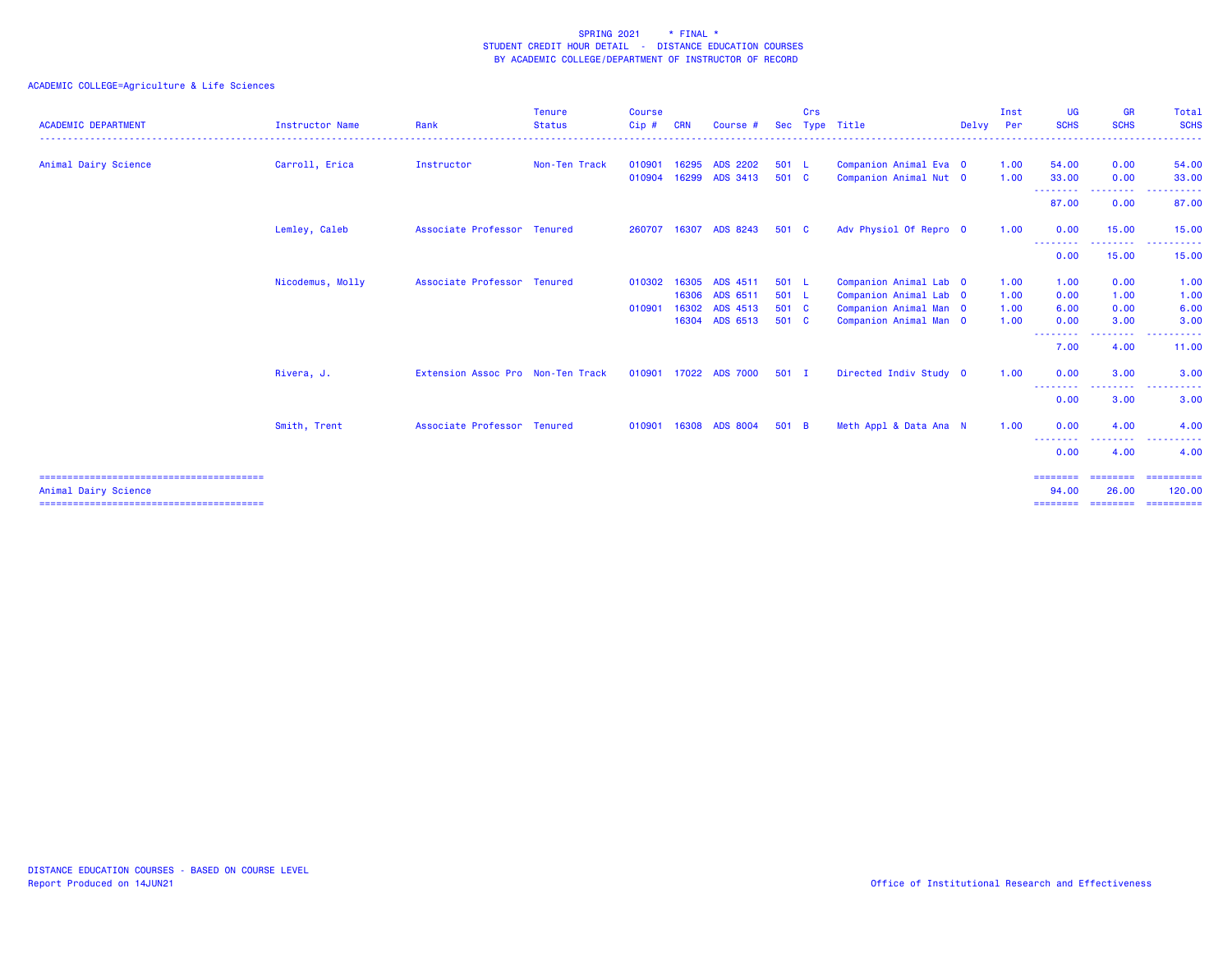SPRING 2021 * FINAL *
STUDENT CREDIT HOUR DETAIL - DISTANCE EDUCATION COURSES
BY ACADEMIC COLLEGE/DEPARTMENT OF INSTRUCTOR OF RECORD

ACADEMIC COLLEGE=Agriculture & Life Sciences

| ACADEMIC DEPARTMENT | Instructor Name | Rank | Tenure Status | Course Cip # | CRN | Course # | Sec | Crs Type | Title | Delvy | Inst Per | UG SCHS | GR SCHS | Total SCHS |
|---|---|---|---|---|---|---|---|---|---|---|---|---|---|---|
| Animal Dairy Science | Carroll, Erica | Instructor | Non-Ten Track | 010901 | 16295 | ADS 2202 | 501 | L | Companion Animal Eva | O | 1.00 | 54.00 | 0.00 | 54.00 |
| | | | | 010904 | 16299 | ADS 3413 | 501 | C | Companion Animal Nut | O | 1.00 | 33.00 | 0.00 | 33.00 |
| | | | | | | | | | | | | 87.00 | 0.00 | 87.00 |
| | Lemley, Caleb | Associate Professor | Tenured | 260707 | 16307 | ADS 8243 | 501 | C | Adv Physiol Of Repro | O | 1.00 | 0.00 | 15.00 | 15.00 |
| | | | | | | | | | | | | 0.00 | 15.00 | 15.00 |
| | Nicodemus, Molly | Associate Professor | Tenured | 010302 | 16305 | ADS 4511 | 501 | L | Companion Animal Lab | O | 1.00 | 1.00 | 0.00 | 1.00 |
| | | | | | 16306 | ADS 6511 | 501 | L | Companion Animal Lab | O | 1.00 | 0.00 | 1.00 | 1.00 |
| | | | | 010901 | 16302 | ADS 4513 | 501 | C | Companion Animal Man | O | 1.00 | 6.00 | 0.00 | 6.00 |
| | | | | | 16304 | ADS 6513 | 501 | C | Companion Animal Man | O | 1.00 | 0.00 | 3.00 | 3.00 |
| | | | | | | | | | | | | 7.00 | 4.00 | 11.00 |
| | Rivera, J. | Extension Assoc Pro | Non-Ten Track | 010901 | 17022 | ADS 7000 | 501 | I | Directed Indiv Study | O | 1.00 | 0.00 | 3.00 | 3.00 |
| | | | | | | | | | | | | 0.00 | 3.00 | 3.00 |
| | Smith, Trent | Associate Professor | Tenured | 010901 | 16308 | ADS 8004 | 501 | B | Meth Appl & Data Ana | N | 1.00 | 0.00 | 4.00 | 4.00 |
| | | | | | | | | | | | | 0.00 | 4.00 | 4.00 |
| Animal Dairy Science | | | | | | | | | | | | 94.00 | 26.00 | 120.00 |

DISTANCE EDUCATION COURSES - BASED ON COURSE LEVEL
Report Produced on 14JUN21

Office of Institutional Research and Effectiveness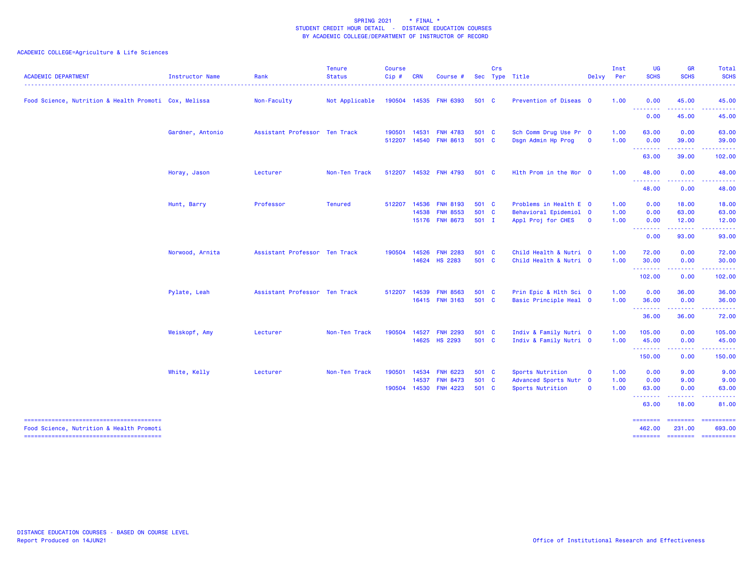SPRING 2021 * FINAL *
STUDENT CREDIT HOUR DETAIL - DISTANCE EDUCATION COURSES
BY ACADEMIC COLLEGE/DEPARTMENT OF INSTRUCTOR OF RECORD

ACADEMIC COLLEGE=Agriculture & Life Sciences

| ACADEMIC DEPARTMENT | Instructor Name | Rank | Tenure Status | Course Cip # | CRN | Course # | Sec | Crs Type | Title | Delvy | Inst Per | UG SCHS | GR SCHS | Total SCHS |
|---|---|---|---|---|---|---|---|---|---|---|---|---|---|---|
| Food Science, Nutrition & Health Promoti | Cox, Melissa | Non-Faculty | Not Applicable | 190504 | 14535 | FNH 6393 | 501 | C | Prevention of Diseas | O | 1.00 | 0.00 | 45.00 | 45.00 |
| | | | | | | | | | | | | 0.00 | 45.00 | 45.00 |
| | Gardner, Antonio | Assistant Professor | Ten Track | 190501 | 14531 | FNH 4783 | 501 | C | Sch Comm Drug Use Pr | O | 1.00 | 63.00 | 0.00 | 63.00 |
| | | | | 512207 | 14540 | FNH 8613 | 501 | C | Dsgn Admin Hp Prog | O | 1.00 | 0.00 | 39.00 | 39.00 |
| | | | | | | | | | | | | 63.00 | 39.00 | 102.00 |
| | Horay, Jason | Lecturer | Non-Ten Track | 512207 | 14532 | FNH 4793 | 501 | C | Hlth Prom in the Wor | O | 1.00 | 48.00 | 0.00 | 48.00 |
| | | | | | | | | | | | | 48.00 | 0.00 | 48.00 |
| | Hunt, Barry | Professor | Tenured | 512207 | 14536 | FNH 8193 | 501 | C | Problems in Health E | O | 1.00 | 0.00 | 18.00 | 18.00 |
| | | | | | 14538 | FNH 8553 | 501 | C | Behavioral Epidemiol | O | 1.00 | 0.00 | 63.00 | 63.00 |
| | | | | | 15176 | FNH 8673 | 501 | I | Appl Proj for CHES | O | 1.00 | 0.00 | 12.00 | 12.00 |
| | | | | | | | | | | | | 0.00 | 93.00 | 93.00 |
| | Norwood, Arnita | Assistant Professor | Ten Track | 190504 | 14526 | FNH 2283 | 501 | C | Child Health & Nutri | O | 1.00 | 72.00 | 0.00 | 72.00 |
| | | | | | 14624 | HS 2283 | 501 | C | Child Health & Nutri | O | 1.00 | 30.00 | 0.00 | 30.00 |
| | | | | | | | | | | | | 102.00 | 0.00 | 102.00 |
| | Pylate, Leah | Assistant Professor | Ten Track | 512207 | 14539 | FNH 8563 | 501 | C | Prin Epic & Hlth Sci | O | 1.00 | 0.00 | 36.00 | 36.00 |
| | | | | | 16415 | FNH 3163 | 501 | C | Basic Principle Heal | O | 1.00 | 36.00 | 0.00 | 36.00 |
| | | | | | | | | | | | | 36.00 | 36.00 | 72.00 |
| | Weiskopf, Amy | Lecturer | Non-Ten Track | 190504 | 14527 | FNH 2293 | 501 | C | Indiv & Family Nutri | O | 1.00 | 105.00 | 0.00 | 105.00 |
| | | | | | 14625 | HS 2293 | 501 | C | Indiv & Family Nutri | O | 1.00 | 45.00 | 0.00 | 45.00 |
| | | | | | | | | | | | | 150.00 | 0.00 | 150.00 |
| | White, Kelly | Lecturer | Non-Ten Track | 190501 | 14534 | FNH 6223 | 501 | C | Sports Nutrition | O | 1.00 | 0.00 | 9.00 | 9.00 |
| | | | | | 14537 | FNH 8473 | 501 | C | Advanced Sports Nutr | O | 1.00 | 0.00 | 9.00 | 9.00 |
| | | | | 190504 | 14530 | FNH 4223 | 501 | C | Sports Nutrition | O | 1.00 | 63.00 | 0.00 | 63.00 |
| | | | | | | | | | | | | 63.00 | 18.00 | 81.00 |
| Food Science, Nutrition & Health Promoti | | | | | | | | | | | | 462.00 | 231.00 | 693.00 |

DISTANCE EDUCATION COURSES - BASED ON COURSE LEVEL
Report Produced on 14JUN21

Office of Institutional Research and Effectiveness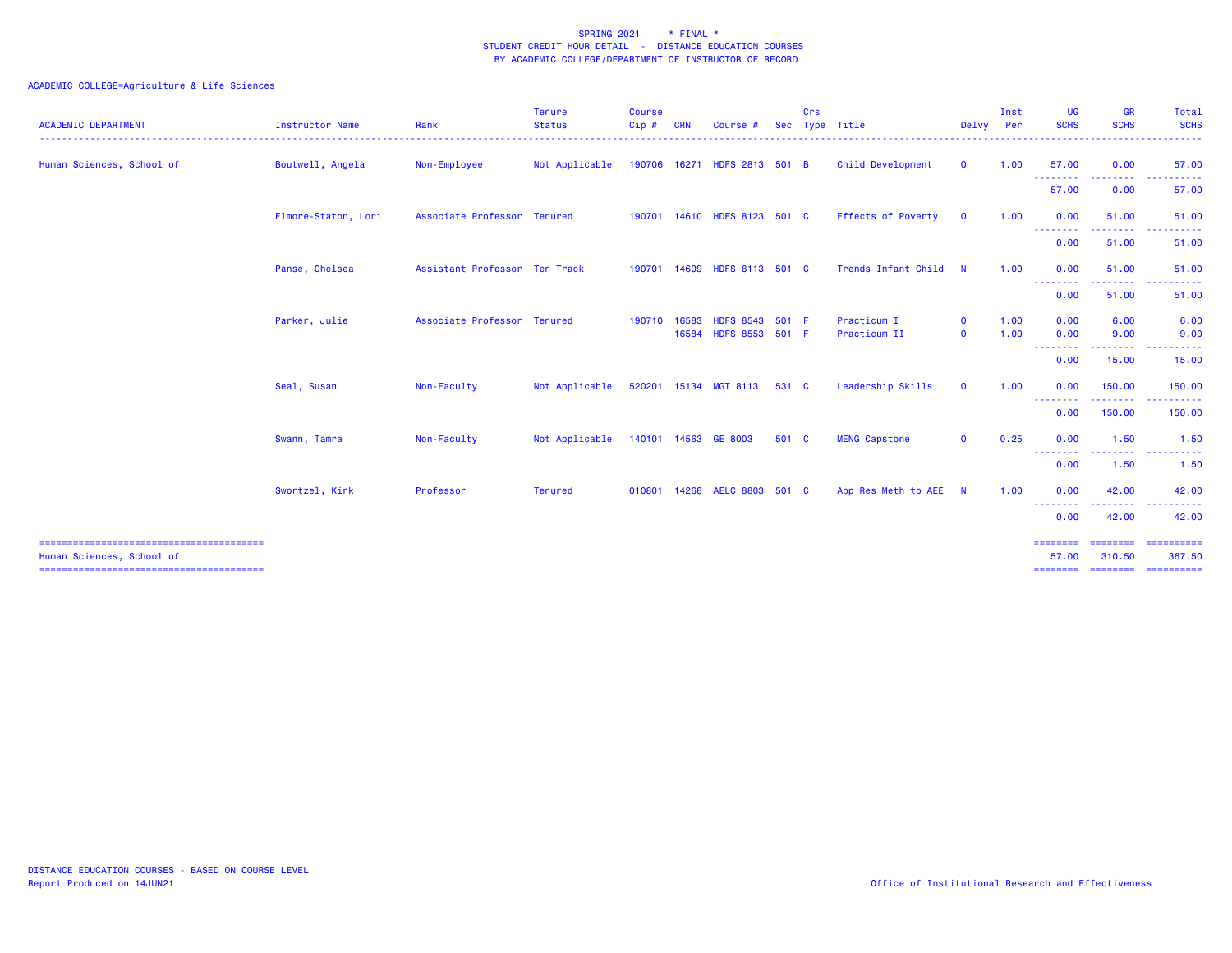SPRING 2021 * FINAL *
STUDENT CREDIT HOUR DETAIL - DISTANCE EDUCATION COURSES
BY ACADEMIC COLLEGE/DEPARTMENT OF INSTRUCTOR OF RECORD

ACADEMIC COLLEGE=Agriculture & Life Sciences

| ACADEMIC DEPARTMENT | Instructor Name | Rank | Tenure Status | Course Cip # | CRN | Course # | Sec | Crs Type | Title | Delvy | Inst Per | UG SCHS | GR SCHS | Total SCHS |
|---|---|---|---|---|---|---|---|---|---|---|---|---|---|---|
| Human Sciences, School of | Boutwell, Angela | Non-Employee | Not Applicable | 190706 | 16271 | HDFS 2813 | 501 | B | Child Development | O | 1.00 | 57.00 | 0.00 | 57.00 |
| | | | | | | | | | | | | 57.00 | 0.00 | 57.00 |
| | Elmore-Staton, Lori | Associate Professor | Tenured | 190701 | 14610 | HDFS 8123 | 501 | C | Effects of Poverty | O | 1.00 | 0.00 | 51.00 | 51.00 |
| | | | | | | | | | | | | 0.00 | 51.00 | 51.00 |
| | Panse, Chelsea | Assistant Professor | Ten Track | 190701 | 14609 | HDFS 8113 | 501 | C | Trends Infant Child | N | 1.00 | 0.00 | 51.00 | 51.00 |
| | | | | | | | | | | | | 0.00 | 51.00 | 51.00 |
| | Parker, Julie | Associate Professor | Tenured | 190710 | 16583 | HDFS 8543 | 501 | F | Practicum I | O | 1.00 | 0.00 | 6.00 | 6.00 |
| | | | | | 16584 | HDFS 8553 | 501 | F | Practicum II | O | 1.00 | 0.00 | 9.00 | 9.00 |
| | | | | | | | | | | | | 0.00 | 15.00 | 15.00 |
| | Seal, Susan | Non-Faculty | Not Applicable | 520201 | 15134 | MGT 8113 | 531 | C | Leadership Skills | O | 1.00 | 0.00 | 150.00 | 150.00 |
| | | | | | | | | | | | | 0.00 | 150.00 | 150.00 |
| | Swann, Tamra | Non-Faculty | Not Applicable | 140101 | 14563 | GE 8003 | 501 | C | MENG Capstone | O | 0.25 | 0.00 | 1.50 | 1.50 |
| | | | | | | | | | | | | 0.00 | 1.50 | 1.50 |
| | Swortzel, Kirk | Professor | Tenured | 010801 | 14268 | AELC 8803 | 501 | C | App Res Meth to AEE | N | 1.00 | 0.00 | 42.00 | 42.00 |
| | | | | | | | | | | | | 0.00 | 42.00 | 42.00 |
| Human Sciences, School of | | | | | | | | | | | | 57.00 | 310.50 | 367.50 |

DISTANCE EDUCATION COURSES - BASED ON COURSE LEVEL
Report Produced on 14JUN21

Office of Institutional Research and Effectiveness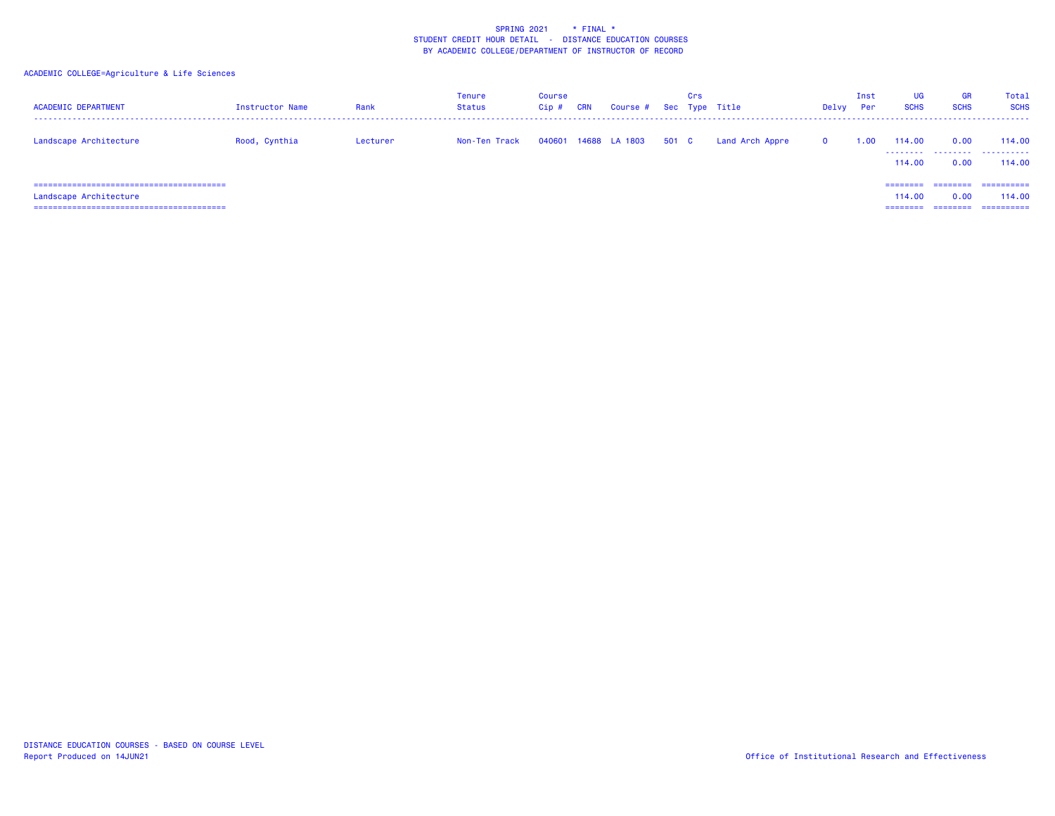SPRING 2021 * FINAL *
STUDENT CREDIT HOUR DETAIL - DISTANCE EDUCATION COURSES
BY ACADEMIC COLLEGE/DEPARTMENT OF INSTRUCTOR OF RECORD

ACADEMIC COLLEGE=Agriculture & Life Sciences

| ACADEMIC DEPARTMENT | Instructor Name | Rank | Tenure Status | Course Cip # | CRN | Course # | Sec | Crs Type | Title | Delvy | Inst Per | UG SCHS | GR SCHS | Total SCHS |
|---|---|---|---|---|---|---|---|---|---|---|---|---|---|---|
| Landscape Architecture | Rood, Cynthia | Lecturer | Non-Ten Track | 040601 | 14688 | LA 1803 | 501 | C | Land Arch Appre | O | 1.00 | 114.00 | 0.00 | 114.00 |
| | | | | | | | | | | | | 114.00 | 0.00 | 114.00 |
| Landscape Architecture | | | | | | | | | | | | 114.00 | 0.00 | 114.00 |

DISTANCE EDUCATION COURSES - BASED ON COURSE LEVEL
Report Produced on 14JUN21

Office of Institutional Research and Effectiveness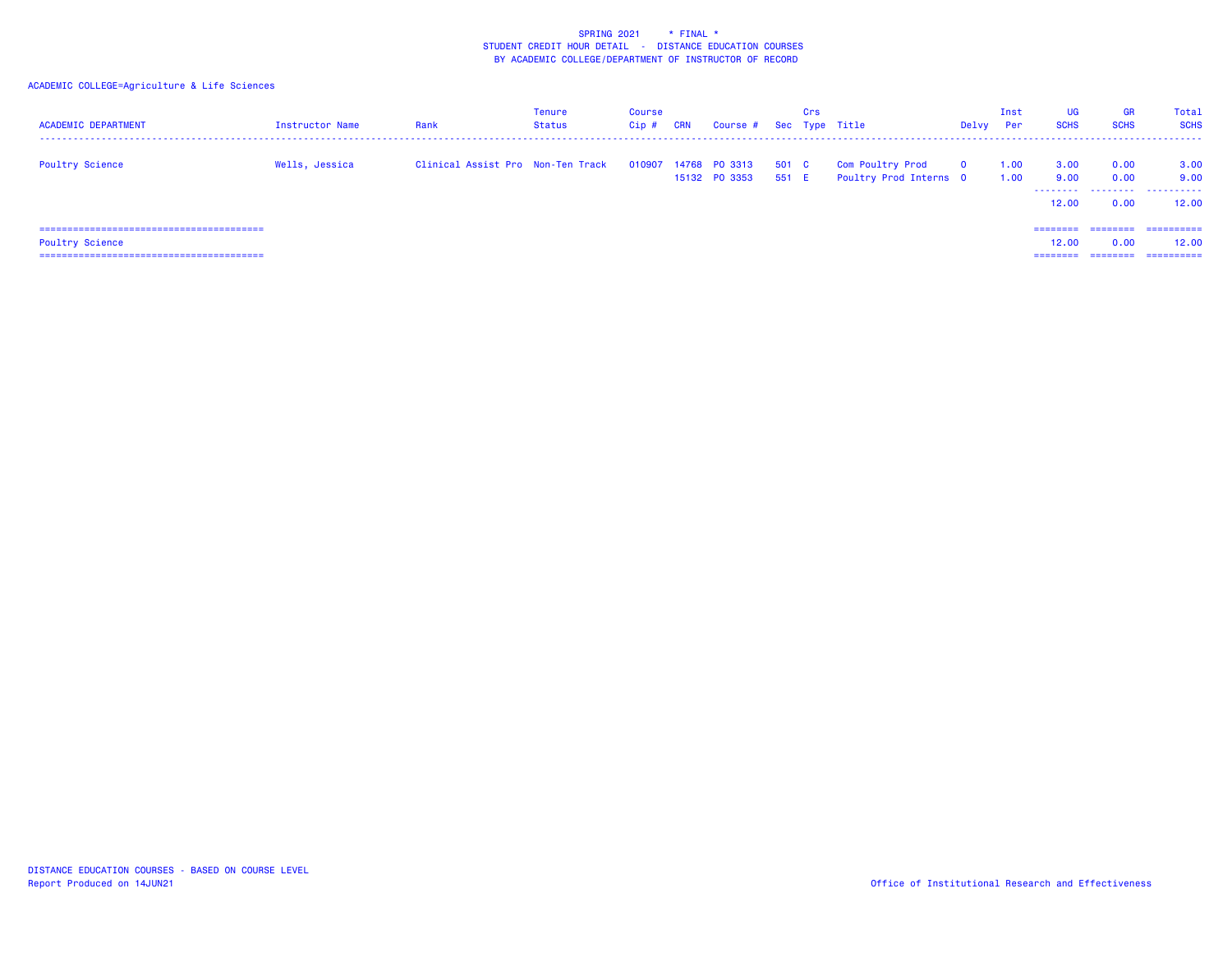SPRING 2021 * FINAL *
STUDENT CREDIT HOUR DETAIL - DISTANCE EDUCATION COURSES
BY ACADEMIC COLLEGE/DEPARTMENT OF INSTRUCTOR OF RECORD

ACADEMIC COLLEGE=Agriculture & Life Sciences

| ACADEMIC DEPARTMENT | Instructor Name | Rank | Tenure Status | Course Cip # | CRN | Course # | Sec | Crs Type | Title | Delvy | Inst Per | UG SCHS | GR SCHS | Total SCHS |
|---|---|---|---|---|---|---|---|---|---|---|---|---|---|---|
| Poultry Science | Wells, Jessica | Clinical Assist Pro | Non-Ten Track | 010907 | 14768 | PO 3313 | 501 | C | Com Poultry Prod | 0 | 1.00 | 3.00 | 0.00 | 3.00 |
| | | | | | 15132 | PO 3353 | 551 | E | Poultry Prod Interns | 0 | 1.00 | 9.00 | 0.00 | 9.00 |
| | | | | | | | | | | | | 12.00 | 0.00 | 12.00 |
| Poultry Science | | | | | | | | | | | | 12.00 | 0.00 | 12.00 |

DISTANCE EDUCATION COURSES - BASED ON COURSE LEVEL
Report Produced on 14JUN21

Office of Institutional Research and Effectiveness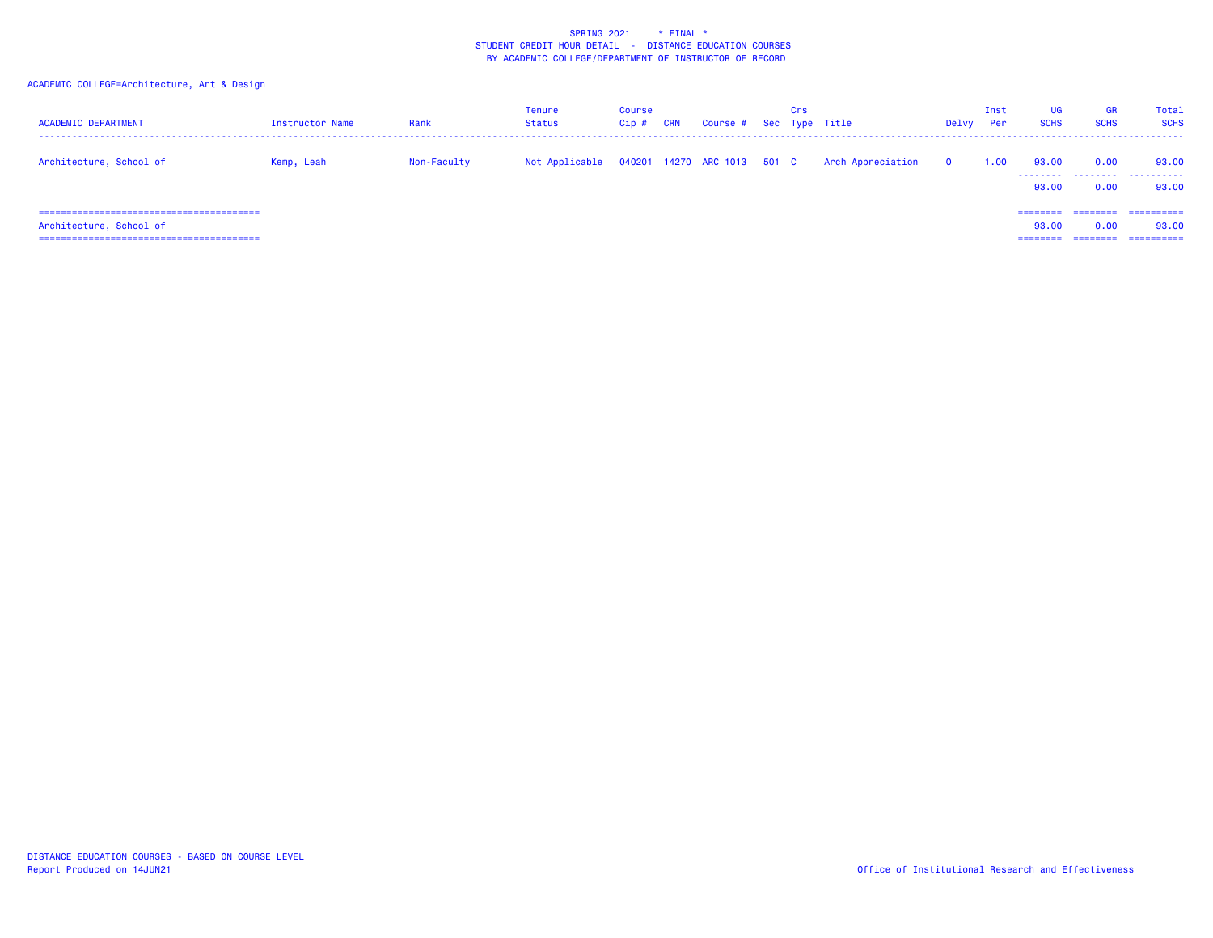SPRING 2021 * FINAL *
STUDENT CREDIT HOUR DETAIL - DISTANCE EDUCATION COURSES
BY ACADEMIC COLLEGE/DEPARTMENT OF INSTRUCTOR OF RECORD

ACADEMIC COLLEGE=Architecture, Art & Design

| ACADEMIC DEPARTMENT | Instructor Name | Rank | Tenure Status | Course Cip # | CRN | Course # | Sec | Crs Type | Title | Delvy | Inst Per | UG SCHS | GR SCHS | Total SCHS |
|---|---|---|---|---|---|---|---|---|---|---|---|---|---|---|
| Architecture, School of | Kemp, Leah | Non-Faculty | Not Applicable | 040201 | 14270 | ARC 1013 | 501 | C | Arch Appreciation | O | 1.00 | 93.00 | 0.00 | 93.00 |
| | | | | | | | | | | | | 93.00 | 0.00 | 93.00 |
| Architecture, School of | | | | | | | | | | | | 93.00 | 0.00 | 93.00 |

DISTANCE EDUCATION COURSES - BASED ON COURSE LEVEL
Report Produced on 14JUN21

Office of Institutional Research and Effectiveness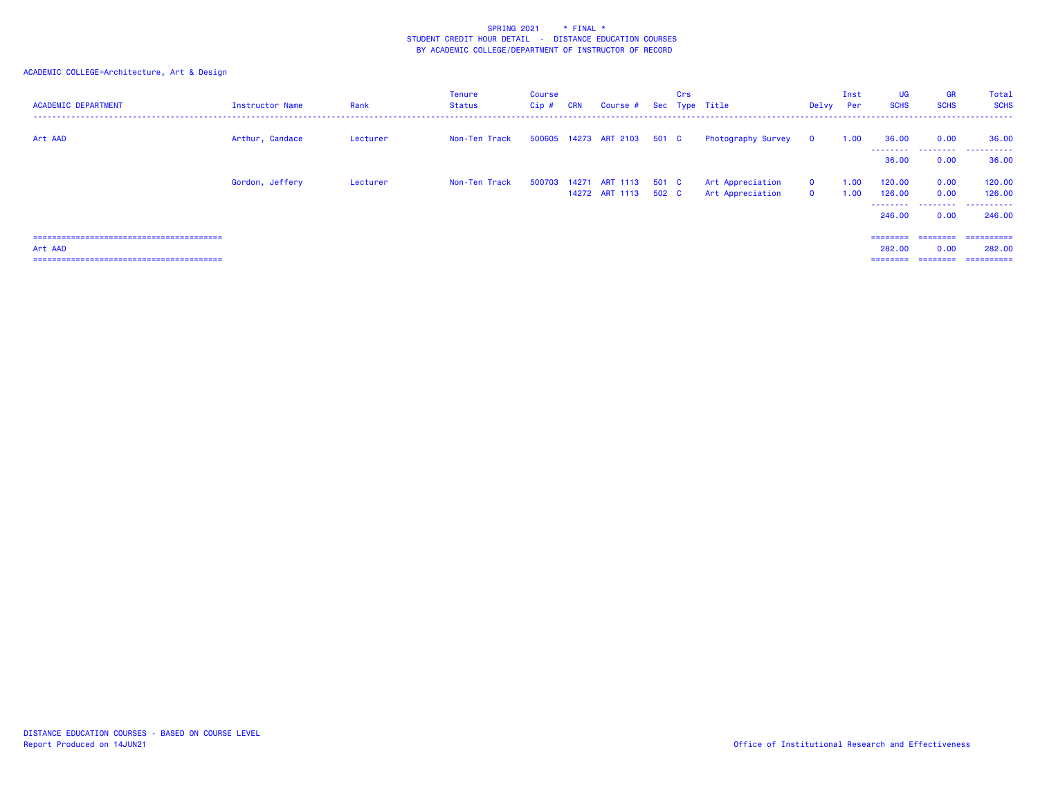SPRING 2021 * FINAL *
STUDENT CREDIT HOUR DETAIL - DISTANCE EDUCATION COURSES
BY ACADEMIC COLLEGE/DEPARTMENT OF INSTRUCTOR OF RECORD

ACADEMIC COLLEGE=Architecture, Art & Design

| ACADEMIC DEPARTMENT | Instructor Name | Rank | Tenure Status | Course Cip # | CRN | Course # | Sec | Crs Type | Title | Delvy | Inst Per | UG SCHS | GR SCHS | Total SCHS |
|---|---|---|---|---|---|---|---|---|---|---|---|---|---|---|
| Art AAD | Arthur, Candace | Lecturer | Non-Ten Track | 500605 | 14273 | ART 2103 | 501 | C | Photography Survey | 0 | 1.00 | 36.00 | 0.00 | 36.00 |
| | | | | | | | | | | | | 36.00 | 0.00 | 36.00 |
| | Gordon, Jeffery | Lecturer | Non-Ten Track | 500703 | 14271 | ART 1113 | 501 | C | Art Appreciation | 0 | 1.00 | 120.00 | 0.00 | 120.00 |
| | | | | | 14272 | ART 1113 | 502 | C | Art Appreciation | 0 | 1.00 | 126.00 | 0.00 | 126.00 |
| | | | | | | | | | | | | 246.00 | 0.00 | 246.00 |
| Art AAD | | | | | | | | | | | | 282.00 | 0.00 | 282.00 |

DISTANCE EDUCATION COURSES - BASED ON COURSE LEVEL
Report Produced on 14JUN21

Office of Institutional Research and Effectiveness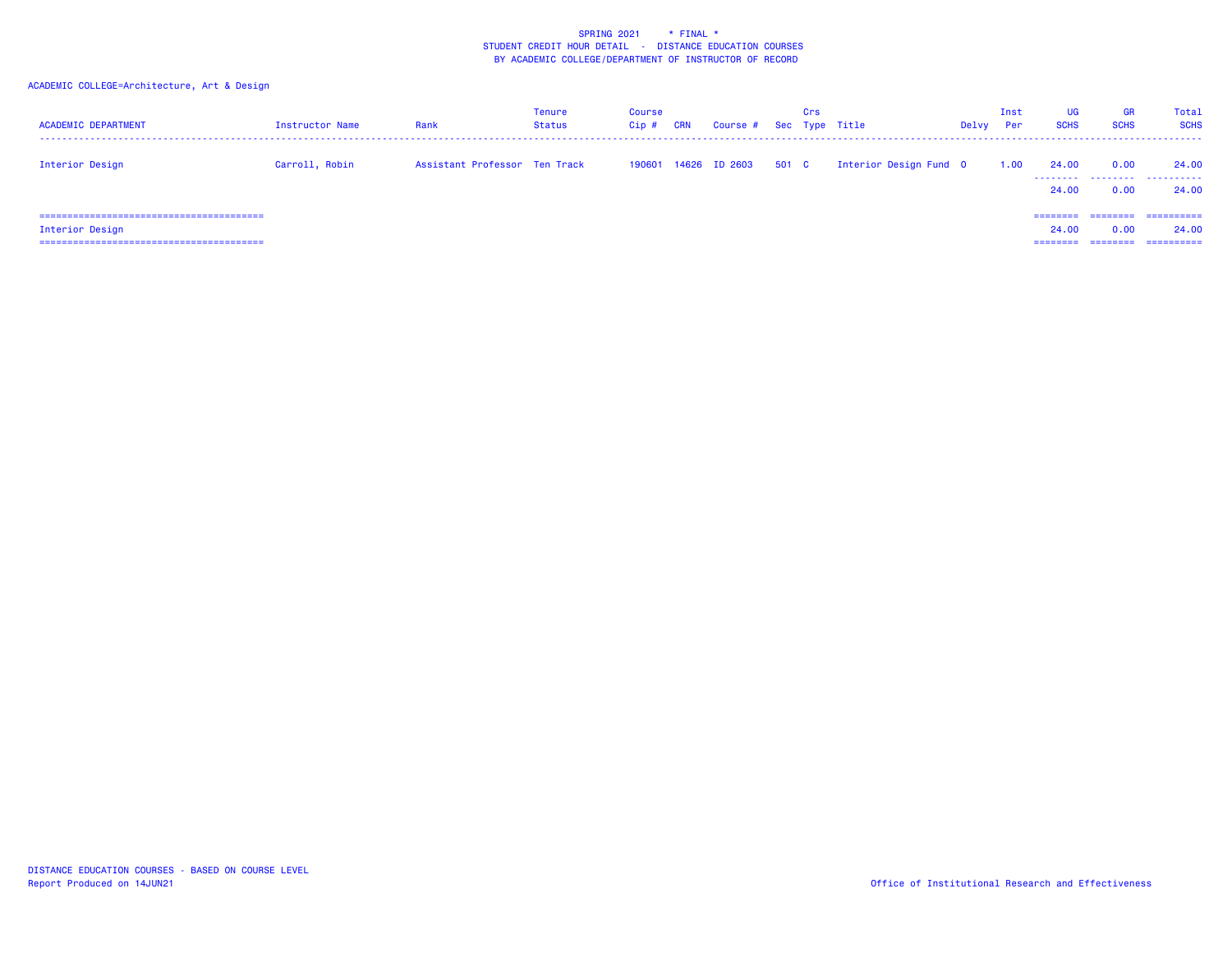SPRING 2021 * FINAL *
STUDENT CREDIT HOUR DETAIL - DISTANCE EDUCATION COURSES
BY ACADEMIC COLLEGE/DEPARTMENT OF INSTRUCTOR OF RECORD

ACADEMIC COLLEGE=Architecture, Art & Design

| ACADEMIC DEPARTMENT | Instructor Name | Rank | Tenure Status | Course Cip # | CRN | Course # | Sec | Crs Type | Title | Delvy | Inst Per | UG SCHS | GR SCHS | Total SCHS |
|---|---|---|---|---|---|---|---|---|---|---|---|---|---|---|
| Interior Design | Carroll, Robin | Assistant Professor | Ten Track | 190601 | 14626 | ID 2603 | 501 | C | Interior Design Fund | O | 1.00 | 24.00 | 0.00 | 24.00 |
| | | | | | | | | | | | | 24.00 | 0.00 | 24.00 |
| Interior Design | | | | | | | | | | | | 24.00 | 0.00 | 24.00 |

DISTANCE EDUCATION COURSES - BASED ON COURSE LEVEL
Report Produced on 14JUN21

Office of Institutional Research and Effectiveness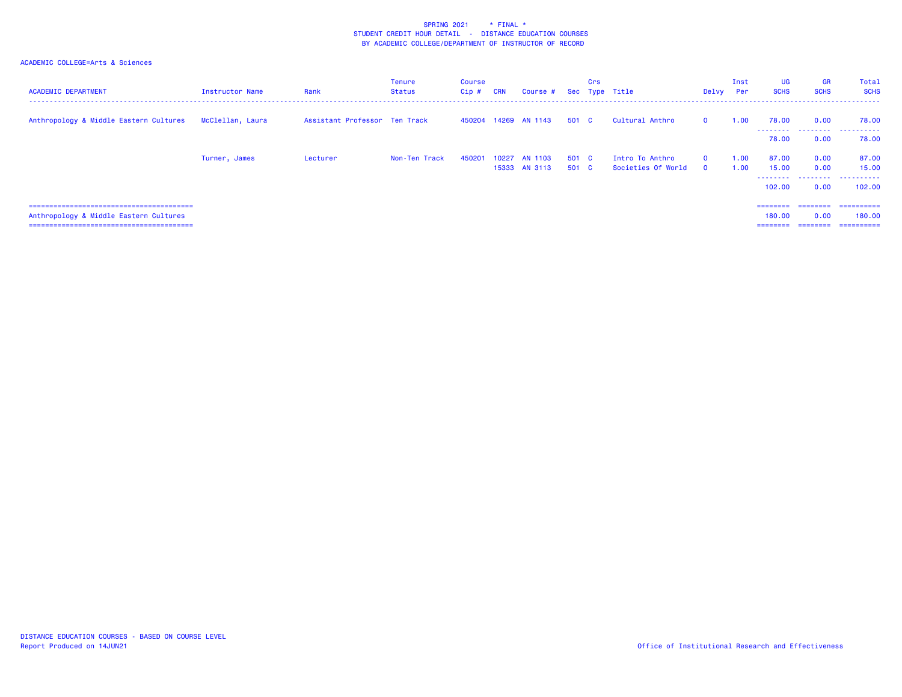SPRING 2021 * FINAL *
STUDENT CREDIT HOUR DETAIL - DISTANCE EDUCATION COURSES
BY ACADEMIC COLLEGE/DEPARTMENT OF INSTRUCTOR OF RECORD

ACADEMIC COLLEGE=Arts & Sciences

| ACADEMIC DEPARTMENT | Instructor Name | Rank | Tenure Status | Course Cip # | CRN | Course # | Sec | Crs Type | Title | Delvy | Inst Per | UG SCHS | GR SCHS | Total SCHS |
|---|---|---|---|---|---|---|---|---|---|---|---|---|---|---|
| Anthropology & Middle Eastern Cultures | McClellan, Laura | Assistant Professor | Ten Track | 450204 | 14269 | AN 1143 | 501 | C | Cultural Anthro | O | 1.00 | 78.00 | 0.00 | 78.00 |
| | | | | | | | | | | | | 78.00 | 0.00 | 78.00 |
| | Turner, James | Lecturer | Non-Ten Track | 450201 | 10227 | AN 1103 | 501 | C | Intro To Anthro | O | 1.00 | 87.00 | 0.00 | 87.00 |
| | | | | | 15333 | AN 3113 | 501 | C | Societies Of World | O | 1.00 | 15.00 | 0.00 | 15.00 |
| | | | | | | | | | | | | 102.00 | 0.00 | 102.00 |
| Anthropology & Middle Eastern Cultures | | | | | | | | | | | | 180.00 | 0.00 | 180.00 |

DISTANCE EDUCATION COURSES - BASED ON COURSE LEVEL
Report Produced on 14JUN21

Office of Institutional Research and Effectiveness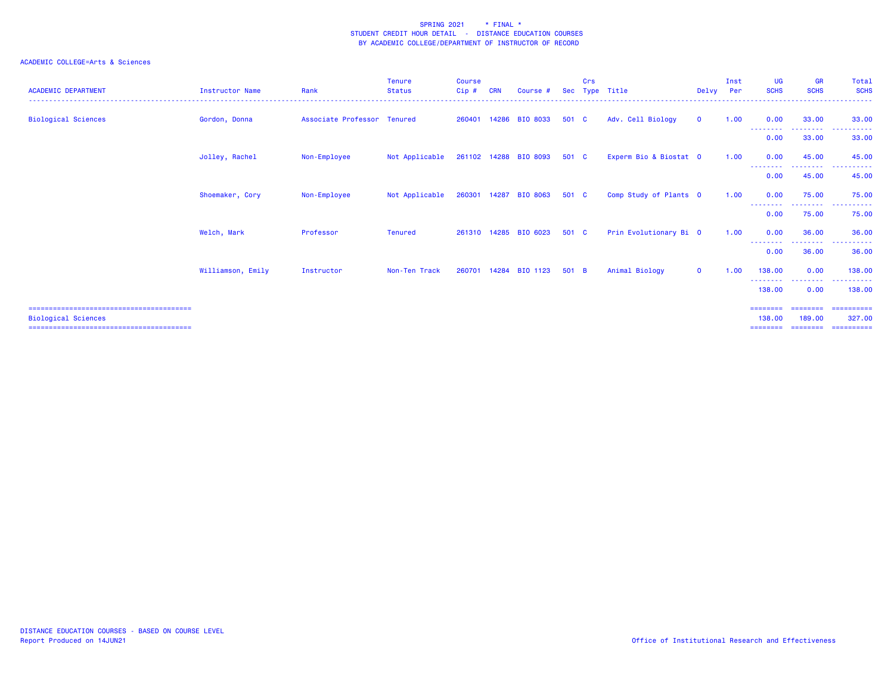SPRING 2021 * FINAL *
STUDENT CREDIT HOUR DETAIL - DISTANCE EDUCATION COURSES
BY ACADEMIC COLLEGE/DEPARTMENT OF INSTRUCTOR OF RECORD

ACADEMIC COLLEGE=Arts & Sciences

| ACADEMIC DEPARTMENT | Instructor Name | Rank | Tenure Status | Course Cip # | CRN | Course # | Sec | Crs Type | Title | Delvy | Inst Per | UG SCHS | GR SCHS | Total SCHS |
|---|---|---|---|---|---|---|---|---|---|---|---|---|---|---|
| Biological Sciences | Gordon, Donna | Associate Professor | Tenured | 260401 | 14286 | BIO 8033 | 501 | C | Adv. Cell Biology | O | 1.00 | 0.00 | 33.00 | 33.00 |
| | | | | | | | | | | | | 0.00 | 33.00 | 33.00 |
| | Jolley, Rachel | Non-Employee | Not Applicable | 261102 | 14288 | BIO 8093 | 501 | C | Experm Bio & Biostat | O | 1.00 | 0.00 | 45.00 | 45.00 |
| | | | | | | | | | | | | 0.00 | 45.00 | 45.00 |
| | Shoemaker, Cory | Non-Employee | Not Applicable | 260301 | 14287 | BIO 8063 | 501 | C | Comp Study of Plants | O | 1.00 | 0.00 | 75.00 | 75.00 |
| | | | | | | | | | | | | 0.00 | 75.00 | 75.00 |
| | Welch, Mark | Professor | Tenured | 261310 | 14285 | BIO 6023 | 501 | C | Prin Evolutionary Bi | O | 1.00 | 0.00 | 36.00 | 36.00 |
| | | | | | | | | | | | | 0.00 | 36.00 | 36.00 |
| | Williamson, Emily | Instructor | Non-Ten Track | 260701 | 14284 | BIO 1123 | 501 | B | Animal Biology | O | 1.00 | 138.00 | 0.00 | 138.00 |
| | | | | | | | | | | | | 138.00 | 0.00 | 138.00 |
| Biological Sciences | | | | | | | | | | | | 138.00 | 189.00 | 327.00 |

DISTANCE EDUCATION COURSES - BASED ON COURSE LEVEL
Report Produced on 14JUN21

Office of Institutional Research and Effectiveness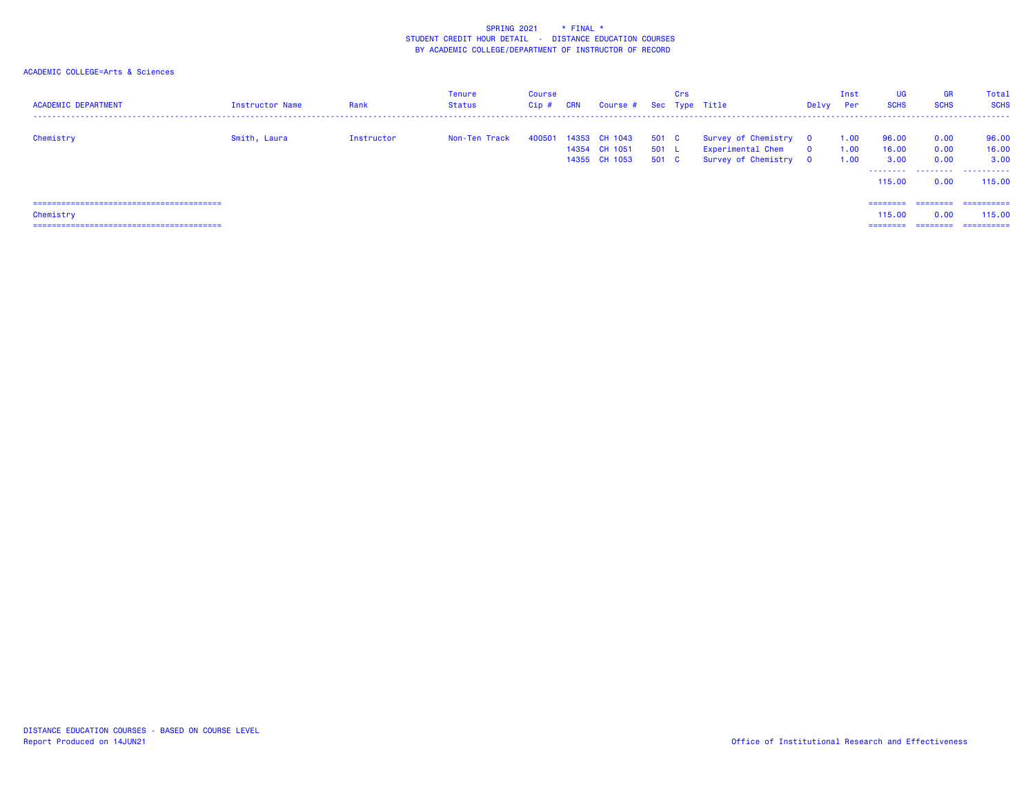SPRING 2021 * FINAL *
STUDENT CREDIT HOUR DETAIL - DISTANCE EDUCATION COURSES
BY ACADEMIC COLLEGE/DEPARTMENT OF INSTRUCTOR OF RECORD

ACADEMIC COLLEGE=Arts & Sciences

| ACADEMIC DEPARTMENT | Instructor Name | Rank | Tenure Status | Course Cip # | CRN | Course # | Sec | Crs Type | Title | Delvy | Inst Per | UG SCHS | GR SCHS | Total SCHS |
|---|---|---|---|---|---|---|---|---|---|---|---|---|---|---|
| Chemistry | Smith, Laura | Instructor | Non-Ten Track | 400501 | 14353 | CH 1043 | 501 | C | Survey of Chemistry | 0 | 1.00 | 96.00 | 0.00 | 96.00 |
| | | | | | 14354 | CH 1051 | 501 | L | Experimental Chem | 0 | 1.00 | 16.00 | 0.00 | 16.00 |
| | | | | | 14355 | CH 1053 | 501 | C | Survey of Chemistry | 0 | 1.00 | 3.00 | 0.00 | 3.00 |
| | | | | | | | | | | | | 115.00 | 0.00 | 115.00 |
| Chemistry | | | | | | | | | | | | 115.00 | 0.00 | 115.00 |

DISTANCE EDUCATION COURSES - BASED ON COURSE LEVEL
Report Produced on 14JUN21

Office of Institutional Research and Effectiveness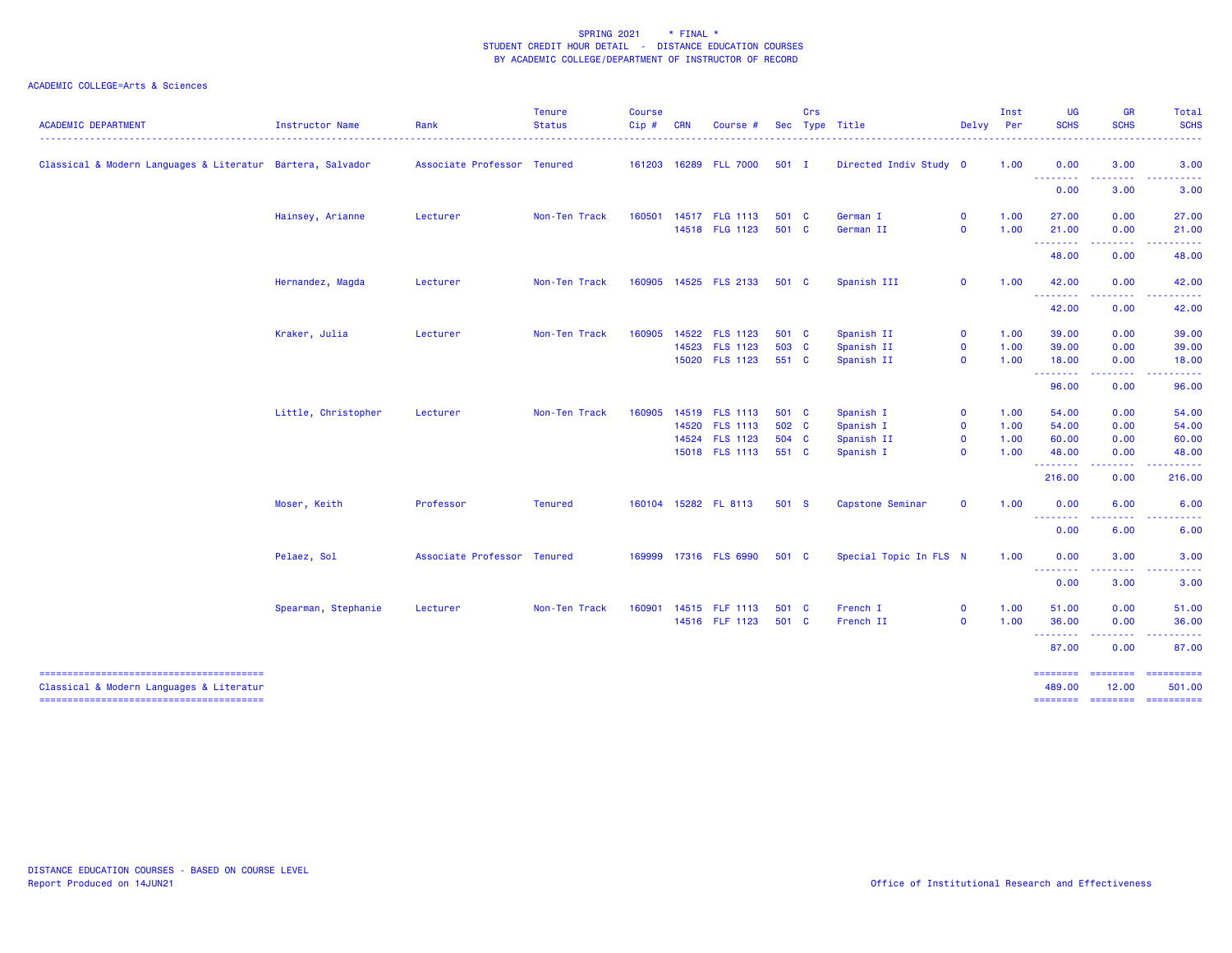SPRING 2021 * FINAL *
STUDENT CREDIT HOUR DETAIL - DISTANCE EDUCATION COURSES
BY ACADEMIC COLLEGE/DEPARTMENT OF INSTRUCTOR OF RECORD

ACADEMIC COLLEGE=Arts & Sciences

| ACADEMIC DEPARTMENT | Instructor Name | Rank | Tenure Status | Course Cip # | CRN | Course # | Sec | Crs Type | Title | Delvy | Inst Per | UG SCHS | GR SCHS | Total SCHS |
|---|---|---|---|---|---|---|---|---|---|---|---|---|---|---|
| Classical & Modern Languages & Literatur | Bartera, Salvador | Associate Professor | Tenured | 161203 | 16289 | FLL 7000 | 501 | I | Directed Indiv Study | O | 1.00 | 0.00 | 3.00 | 3.00 |
| | | | | | | | | | | | | 0.00 | 3.00 | 3.00 |
| | Hainsey, Arianne | Lecturer | Non-Ten Track | 160501 | 14517 | FLG 1113 | 501 | C | German I | O | 1.00 | 27.00 | 0.00 | 27.00 |
| | | | | | 14518 | FLG 1123 | 501 | C | German II | O | 1.00 | 21.00 | 0.00 | 21.00 |
| | | | | | | | | | | | | 48.00 | 0.00 | 48.00 |
| | Hernandez, Magda | Lecturer | Non-Ten Track | 160905 | 14525 | FLS 2133 | 501 | C | Spanish III | O | 1.00 | 42.00 | 0.00 | 42.00 |
| | | | | | | | | | | | | 42.00 | 0.00 | 42.00 |
| | Kraker, Julia | Lecturer | Non-Ten Track | 160905 | 14522 | FLS 1123 | 501 | C | Spanish II | O | 1.00 | 39.00 | 0.00 | 39.00 |
| | | | | | 14523 | FLS 1123 | 503 | C | Spanish II | O | 1.00 | 39.00 | 0.00 | 39.00 |
| | | | | | 15020 | FLS 1123 | 551 | C | Spanish II | O | 1.00 | 18.00 | 0.00 | 18.00 |
| | | | | | | | | | | | | 96.00 | 0.00 | 96.00 |
| | Little, Christopher | Lecturer | Non-Ten Track | 160905 | 14519 | FLS 1113 | 501 | C | Spanish I | O | 1.00 | 54.00 | 0.00 | 54.00 |
| | | | | | 14520 | FLS 1113 | 502 | C | Spanish I | O | 1.00 | 54.00 | 0.00 | 54.00 |
| | | | | | 14524 | FLS 1123 | 504 | C | Spanish II | O | 1.00 | 60.00 | 0.00 | 60.00 |
| | | | | | 15018 | FLS 1113 | 551 | C | Spanish I | O | 1.00 | 48.00 | 0.00 | 48.00 |
| | | | | | | | | | | | | 216.00 | 0.00 | 216.00 |
| | Moser, Keith | Professor | Tenured | 160104 | 15282 | FL 8113 | 501 | S | Capstone Seminar | O | 1.00 | 0.00 | 6.00 | 6.00 |
| | | | | | | | | | | | | 0.00 | 6.00 | 6.00 |
| | Pelaez, Sol | Associate Professor | Tenured | 169999 | 17316 | FLS 6990 | 501 | C | Special Topic In FLS | N | 1.00 | 0.00 | 3.00 | 3.00 |
| | | | | | | | | | | | | 0.00 | 3.00 | 3.00 |
| | Spearman, Stephanie | Lecturer | Non-Ten Track | 160901 | 14515 | FLF 1113 | 501 | C | French I | O | 1.00 | 51.00 | 0.00 | 51.00 |
| | | | | | 14516 | FLF 1123 | 501 | C | French II | O | 1.00 | 36.00 | 0.00 | 36.00 |
| | | | | | | | | | | | | 87.00 | 0.00 | 87.00 |
| Classical & Modern Languages & Literatur | | | | | | | | | | | | 489.00 | 12.00 | 501.00 |

DISTANCE EDUCATION COURSES - BASED ON COURSE LEVEL
Report Produced on 14JUN21

Office of Institutional Research and Effectiveness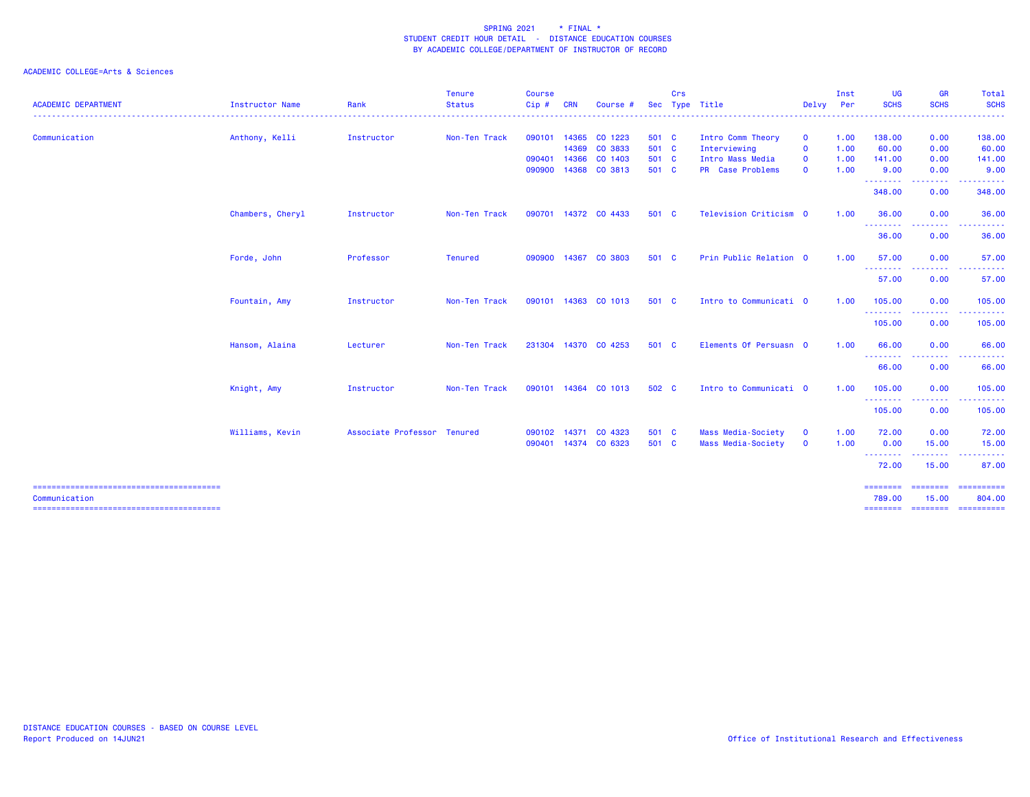SPRING 2021 * FINAL *
STUDENT CREDIT HOUR DETAIL - DISTANCE EDUCATION COURSES
BY ACADEMIC COLLEGE/DEPARTMENT OF INSTRUCTOR OF RECORD

ACADEMIC COLLEGE=Arts & Sciences

| ACADEMIC DEPARTMENT | Instructor Name | Rank | Tenure Status | Course Cip # | CRN | Course # | Sec | Crs Type | Title | Delvy | Inst Per | UG SCHS | GR SCHS | Total SCHS |
|---|---|---|---|---|---|---|---|---|---|---|---|---|---|---|
| Communication | Anthony, Kelli | Instructor | Non-Ten Track | 090101 | 14365 | CO 1223 | 501 | C | Intro Comm Theory | O | 1.00 | 138.00 | 0.00 | 138.00 |
| | | | | | 14369 | CO 3833 | 501 | C | Interviewing | O | 1.00 | 60.00 | 0.00 | 60.00 |
| | | | | 090401 | 14366 | CO 1403 | 501 | C | Intro Mass Media | O | 1.00 | 141.00 | 0.00 | 141.00 |
| | | | | 090900 | 14368 | CO 3813 | 501 | C | PR Case Problems | O | 1.00 | 9.00 | 0.00 | 9.00 |
| | | | | | | | | | | | | 348.00 | 0.00 | 348.00 |
| | Chambers, Cheryl | Instructor | Non-Ten Track | 090701 | 14372 | CO 4433 | 501 | C | Television Criticism | O | 1.00 | 36.00 | 0.00 | 36.00 |
| | | | | | | | | | | | | 36.00 | 0.00 | 36.00 |
| | Forde, John | Professor | Tenured | 090900 | 14367 | CO 3803 | 501 | C | Prin Public Relation | O | 1.00 | 57.00 | 0.00 | 57.00 |
| | | | | | | | | | | | | 57.00 | 0.00 | 57.00 |
| | Fountain, Amy | Instructor | Non-Ten Track | 090101 | 14363 | CO 1013 | 501 | C | Intro to Communicati | O | 1.00 | 105.00 | 0.00 | 105.00 |
| | | | | | | | | | | | | 105.00 | 0.00 | 105.00 |
| | Hansom, Alaina | Lecturer | Non-Ten Track | 231304 | 14370 | CO 4253 | 501 | C | Elements Of Persuasn | O | 1.00 | 66.00 | 0.00 | 66.00 |
| | | | | | | | | | | | | 66.00 | 0.00 | 66.00 |
| | Knight, Amy | Instructor | Non-Ten Track | 090101 | 14364 | CO 1013 | 502 | C | Intro to Communicati | O | 1.00 | 105.00 | 0.00 | 105.00 |
| | | | | | | | | | | | | 105.00 | 0.00 | 105.00 |
| | Williams, Kevin | Associate Professor | Tenured | 090102 | 14371 | CO 4323 | 501 | C | Mass Media-Society | O | 1.00 | 72.00 | 0.00 | 72.00 |
| | | | | 090401 | 14374 | CO 6323 | 501 | C | Mass Media-Society | O | 1.00 | 0.00 | 15.00 | 15.00 |
| | | | | | | | | | | | | 72.00 | 15.00 | 87.00 |
| Communication | | | | | | | | | | | | 789.00 | 15.00 | 804.00 |

DISTANCE EDUCATION COURSES - BASED ON COURSE LEVEL
Report Produced on 14JUN21

Office of Institutional Research and Effectiveness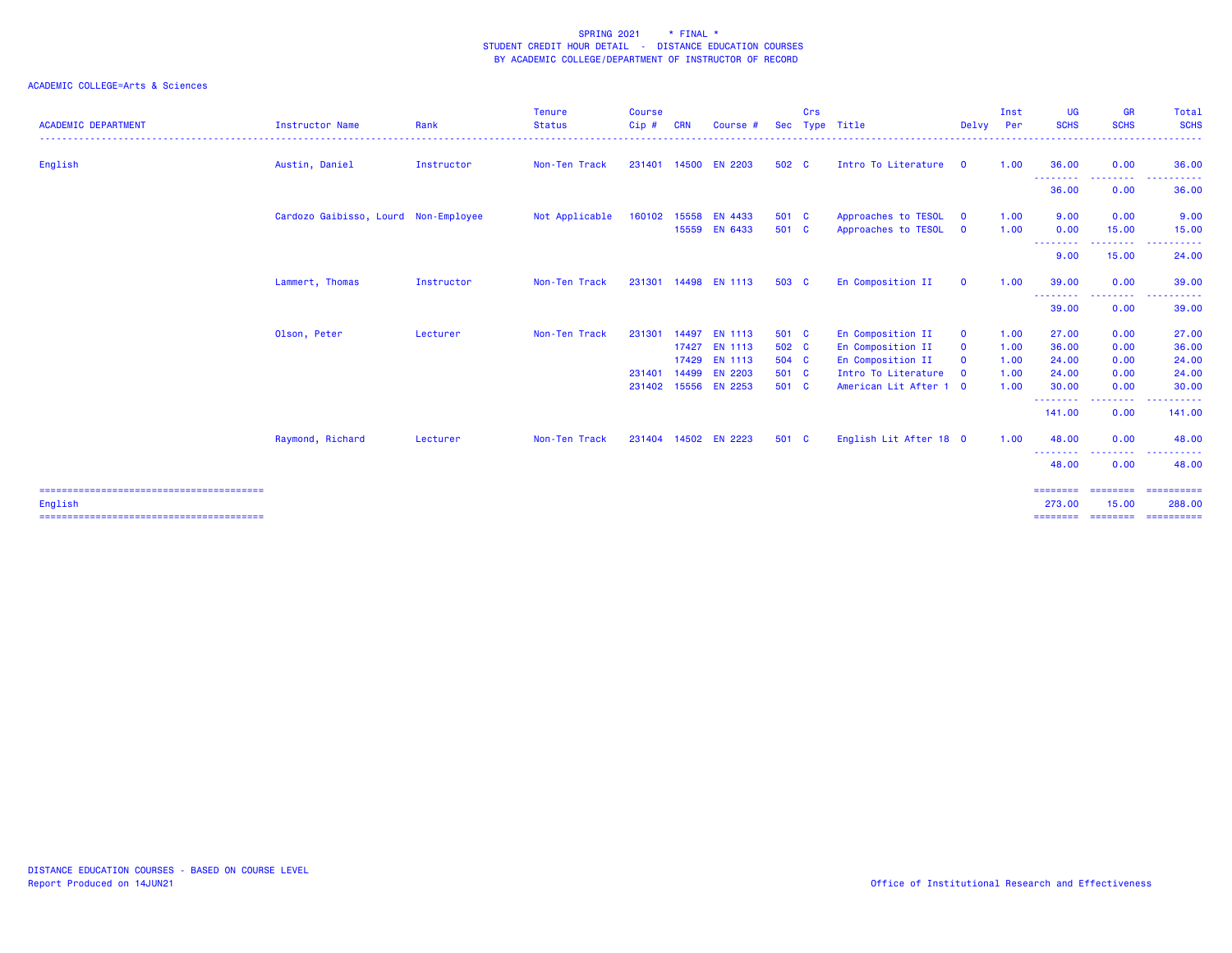SPRING 2021 * FINAL *
STUDENT CREDIT HOUR DETAIL - DISTANCE EDUCATION COURSES
BY ACADEMIC COLLEGE/DEPARTMENT OF INSTRUCTOR OF RECORD

ACADEMIC COLLEGE=Arts & Sciences

| ACADEMIC DEPARTMENT | Instructor Name | Rank | Tenure Status | Course Cip # | CRN | Course # | Sec | Crs Type | Title | Delvy | Inst Per | UG SCHS | GR SCHS | Total SCHS |
|---|---|---|---|---|---|---|---|---|---|---|---|---|---|---|
| English | Austin, Daniel | Instructor | Non-Ten Track | 231401 | 14500 | EN 2203 | 502 | C | Intro To Literature | O | 1.00 | 36.00 | 0.00 | 36.00 |
| | | | | | | | | | | | | 36.00 | 0.00 | 36.00 |
| | Cardozo Gaibisso, Lourd | Non-Employee | Not Applicable | 160102 | 15558 | EN 4433 | 501 | C | Approaches to TESOL | O | 1.00 | 9.00 | 0.00 | 9.00 |
| | | | | | 15559 | EN 6433 | 501 | C | Approaches to TESOL | O | 1.00 | 0.00 | 15.00 | 15.00 |
| | | | | | | | | | | | | 9.00 | 15.00 | 24.00 |
| | Lammert, Thomas | Instructor | Non-Ten Track | 231301 | 14498 | EN 1113 | 503 | C | En Composition II | O | 1.00 | 39.00 | 0.00 | 39.00 |
| | | | | | | | | | | | | 39.00 | 0.00 | 39.00 |
| | Olson, Peter | Lecturer | Non-Ten Track | 231301 | 14497 | EN 1113 | 501 | C | En Composition II | O | 1.00 | 27.00 | 0.00 | 27.00 |
| | | | | | 17427 | EN 1113 | 502 | C | En Composition II | O | 1.00 | 36.00 | 0.00 | 36.00 |
| | | | | | 17429 | EN 1113 | 504 | C | En Composition II | O | 1.00 | 24.00 | 0.00 | 24.00 |
| | | | | 231401 | 14499 | EN 2203 | 501 | C | Intro To Literature | O | 1.00 | 24.00 | 0.00 | 24.00 |
| | | | | 231402 | 15556 | EN 2253 | 501 | C | American Lit After 1 | O | 1.00 | 30.00 | 0.00 | 30.00 |
| | | | | | | | | | | | | 141.00 | 0.00 | 141.00 |
| | Raymond, Richard | Lecturer | Non-Ten Track | 231404 | 14502 | EN 2223 | 501 | C | English Lit After 18 | O | 1.00 | 48.00 | 0.00 | 48.00 |
| | | | | | | | | | | | | 48.00 | 0.00 | 48.00 |
| English | | | | | | | | | | | | 273.00 | 15.00 | 288.00 |

DISTANCE EDUCATION COURSES - BASED ON COURSE LEVEL
Report Produced on 14JUN21

Office of Institutional Research and Effectiveness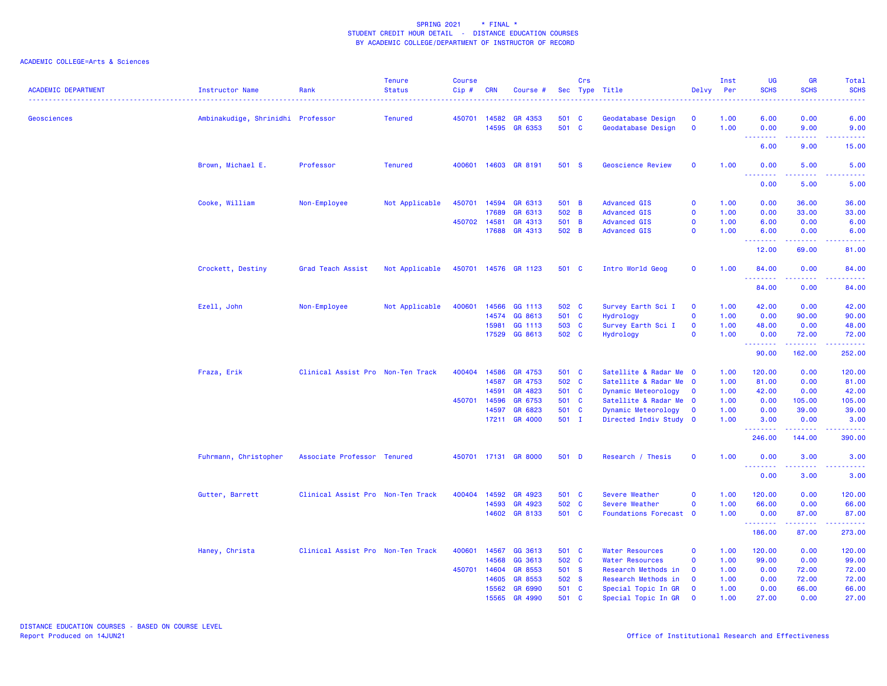SPRING 2021 * FINAL *
STUDENT CREDIT HOUR DETAIL - DISTANCE EDUCATION COURSES
BY ACADEMIC COLLEGE/DEPARTMENT OF INSTRUCTOR OF RECORD

ACADEMIC COLLEGE=Arts & Sciences

| ACADEMIC DEPARTMENT | Instructor Name | Rank | Tenure Status | Course Cip # | CRN | Course # | Sec | Crs Type | Title | Delvy | Inst Per | UG SCHS | GR SCHS | Total SCHS |
|---|---|---|---|---|---|---|---|---|---|---|---|---|---|---|
| Geosciences | Ambinakudige, Shrinidhi | Professor | Tenured | 450701 | 14582 | GR 4353 | 501 | C | Geodatabase Design | O | 1.00 | 6.00 | 0.00 | 6.00 |
| | | | | | 14595 | GR 6353 | 501 | C | Geodatabase Design | O | 1.00 | 0.00 | 9.00 | 9.00 |
| | | | | | | | | | | | | 6.00 | 9.00 | 15.00 |
| | Brown, Michael E. | Professor | Tenured | 400601 | 14603 | GR 8191 | 501 | S | Geoscience Review | O | 1.00 | 0.00 | 5.00 | 5.00 |
| | | | | | | | | | | | | 0.00 | 5.00 | 5.00 |
| | Cooke, William | Non-Employee | Not Applicable | 450701 | 14594 | GR 6313 | 501 | B | Advanced GIS | O | 1.00 | 0.00 | 36.00 | 36.00 |
| | | | | | 17689 | GR 6313 | 502 | B | Advanced GIS | O | 1.00 | 0.00 | 33.00 | 33.00 |
| | | | | 450702 | 14581 | GR 4313 | 501 | B | Advanced GIS | O | 1.00 | 6.00 | 0.00 | 6.00 |
| | | | | | 17688 | GR 4313 | 502 | B | Advanced GIS | O | 1.00 | 6.00 | 0.00 | 6.00 |
| | | | | | | | | | | | | 12.00 | 69.00 | 81.00 |
| | Crockett, Destiny | Grad Teach Assist | Not Applicable | 450701 | 14576 | GR 1123 | 501 | C | Intro World Geog | O | 1.00 | 84.00 | 0.00 | 84.00 |
| | | | | | | | | | | | | 84.00 | 0.00 | 84.00 |
| | Ezell, John | Non-Employee | Not Applicable | 400601 | 14566 | GG 1113 | 502 | C | Survey Earth Sci I | O | 1.00 | 42.00 | 0.00 | 42.00 |
| | | | | | 14574 | GG 8613 | 501 | C | Hydrology | O | 1.00 | 0.00 | 90.00 | 90.00 |
| | | | | | 15981 | GG 1113 | 503 | C | Survey Earth Sci I | O | 1.00 | 48.00 | 0.00 | 48.00 |
| | | | | | 17529 | GG 8613 | 502 | C | Hydrology | O | 1.00 | 0.00 | 72.00 | 72.00 |
| | | | | | | | | | | | | 90.00 | 162.00 | 252.00 |
| | Fraza, Erik | Clinical Assist Pro | Non-Ten Track | 400404 | 14586 | GR 4753 | 501 | C | Satellite & Radar Me | O | 1.00 | 120.00 | 0.00 | 120.00 |
| | | | | | 14587 | GR 4753 | 502 | C | Satellite & Radar Me | O | 1.00 | 81.00 | 0.00 | 81.00 |
| | | | | | 14591 | GR 4823 | 501 | C | Dynamic Meteorology | O | 1.00 | 42.00 | 0.00 | 42.00 |
| | | | | 450701 | 14596 | GR 6753 | 501 | C | Satellite & Radar Me | O | 1.00 | 0.00 | 105.00 | 105.00 |
| | | | | | 14597 | GR 6823 | 501 | C | Dynamic Meteorology | O | 1.00 | 0.00 | 39.00 | 39.00 |
| | | | | | 17211 | GR 4000 | 501 | I | Directed Indiv Study | O | 1.00 | 3.00 | 0.00 | 3.00 |
| | | | | | | | | | | | | 246.00 | 144.00 | 390.00 |
| | Fuhrmann, Christopher | Associate Professor | Tenured | 450701 | 17131 | GR 8000 | 501 | D | Research / Thesis | O | 1.00 | 0.00 | 3.00 | 3.00 |
| | | | | | | | | | | | | 0.00 | 3.00 | 3.00 |
| | Gutter, Barrett | Clinical Assist Pro | Non-Ten Track | 400404 | 14592 | GR 4923 | 501 | C | Severe Weather | O | 1.00 | 120.00 | 0.00 | 120.00 |
| | | | | | 14593 | GR 4923 | 502 | C | Severe Weather | O | 1.00 | 66.00 | 0.00 | 66.00 |
| | | | | | 14602 | GR 8133 | 501 | C | Foundations Forecast | O | 1.00 | 0.00 | 87.00 | 87.00 |
| | | | | | | | | | | | | 186.00 | 87.00 | 273.00 |
| | Haney, Christa | Clinical Assist Pro | Non-Ten Track | 400601 | 14567 | GG 3613 | 501 | C | Water Resources | O | 1.00 | 120.00 | 0.00 | 120.00 |
| | | | | | 14568 | GG 3613 | 502 | C | Water Resources | O | 1.00 | 99.00 | 0.00 | 99.00 |
| | | | | 450701 | 14604 | GR 8553 | 501 | S | Research Methods in | O | 1.00 | 0.00 | 72.00 | 72.00 |
| | | | | | 14605 | GR 8553 | 502 | S | Research Methods in | O | 1.00 | 0.00 | 72.00 | 72.00 |
| | | | | | 15562 | GR 6990 | 501 | C | Special Topic In GR | O | 1.00 | 0.00 | 66.00 | 66.00 |
| | | | | | 15565 | GR 4990 | 501 | C | Special Topic In GR | O | 1.00 | 27.00 | 0.00 | 27.00 |

DISTANCE EDUCATION COURSES - BASED ON COURSE LEVEL
Report Produced on 14JUN21

Office of Institutional Research and Effectiveness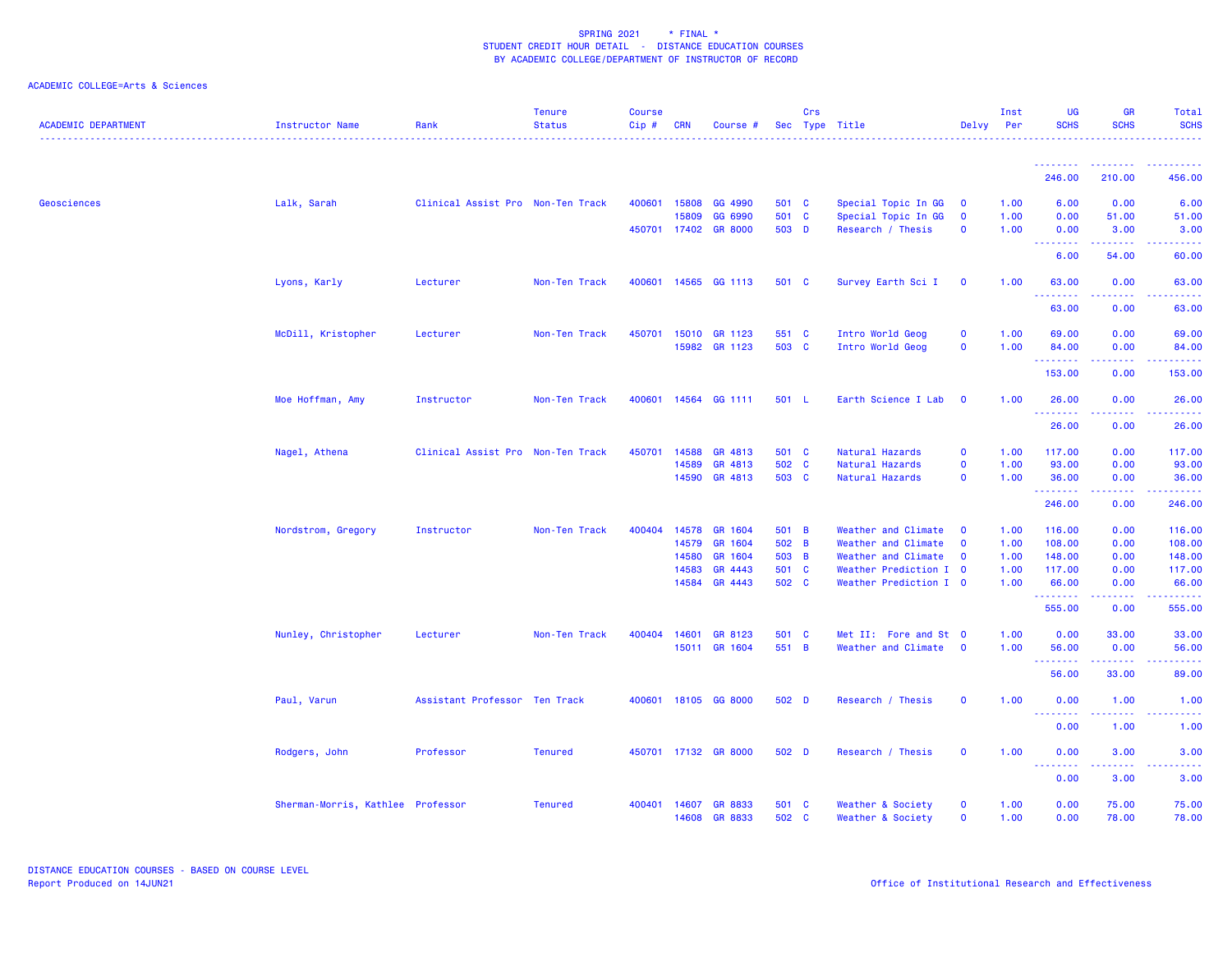SPRING 2021 * FINAL *
STUDENT CREDIT HOUR DETAIL - DISTANCE EDUCATION COURSES
BY ACADEMIC COLLEGE/DEPARTMENT OF INSTRUCTOR OF RECORD

ACADEMIC COLLEGE=Arts & Sciences

| ACADEMIC DEPARTMENT | Instructor Name | Rank | Tenure Status | Course Cip # | CRN | Course # | Sec | Crs Type | Title | Delvy | Inst Per | UG SCHS | GR SCHS | Total SCHS |
|---|---|---|---|---|---|---|---|---|---|---|---|---|---|---|
| | | | | | | | | | | | | 246.00 | 210.00 | 456.00 |
| Geosciences | Lalk, Sarah | Clinical Assist Pro | Non-Ten Track | 400601 | 15808 | GG 4990 | 501 | C | Special Topic In GG | 0 | 1.00 | 6.00 | 0.00 | 6.00 |
| | | | | | 15809 | GG 6990 | 501 | C | Special Topic In GG | 0 | 1.00 | 0.00 | 51.00 | 51.00 |
| | | | | 450701 | 17402 | GR 8000 | 503 | D | Research / Thesis | 0 | 1.00 | 0.00 | 3.00 | 3.00 |
| | | | | | | | | | | | | 6.00 | 54.00 | 60.00 |
| | Lyons, Karly | Lecturer | Non-Ten Track | 400601 | 14565 | GG 1113 | 501 | C | Survey Earth Sci I | 0 | 1.00 | 63.00 | 0.00 | 63.00 |
| | | | | | | | | | | | | 63.00 | 0.00 | 63.00 |
| | McDill, Kristopher | Lecturer | Non-Ten Track | 450701 | 15010 | GR 1123 | 551 | C | Intro World Geog | 0 | 1.00 | 69.00 | 0.00 | 69.00 |
| | | | | | 15982 | GR 1123 | 503 | C | Intro World Geog | 0 | 1.00 | 84.00 | 0.00 | 84.00 |
| | | | | | | | | | | | | 153.00 | 0.00 | 153.00 |
| | Moe Hoffman, Amy | Instructor | Non-Ten Track | 400601 | 14564 | GG 1111 | 501 | L | Earth Science I Lab | 0 | 1.00 | 26.00 | 0.00 | 26.00 |
| | | | | | | | | | | | | 26.00 | 0.00 | 26.00 |
| | Nagel, Athena | Clinical Assist Pro | Non-Ten Track | 450701 | 14588 | GR 4813 | 501 | C | Natural Hazards | 0 | 1.00 | 117.00 | 0.00 | 117.00 |
| | | | | | 14589 | GR 4813 | 502 | C | Natural Hazards | 0 | 1.00 | 93.00 | 0.00 | 93.00 |
| | | | | | 14590 | GR 4813 | 503 | C | Natural Hazards | 0 | 1.00 | 36.00 | 0.00 | 36.00 |
| | | | | | | | | | | | | 246.00 | 0.00 | 246.00 |
| | Nordstrom, Gregory | Instructor | Non-Ten Track | 400404 | 14578 | GR 1604 | 501 | B | Weather and Climate | 0 | 1.00 | 116.00 | 0.00 | 116.00 |
| | | | | | 14579 | GR 1604 | 502 | B | Weather and Climate | 0 | 1.00 | 108.00 | 0.00 | 108.00 |
| | | | | | 14580 | GR 1604 | 503 | B | Weather and Climate | 0 | 1.00 | 148.00 | 0.00 | 148.00 |
| | | | | | 14583 | GR 4443 | 501 | C | Weather Prediction I | 0 | 1.00 | 117.00 | 0.00 | 117.00 |
| | | | | | 14584 | GR 4443 | 502 | C | Weather Prediction I | 0 | 1.00 | 66.00 | 0.00 | 66.00 |
| | | | | | | | | | | | | 555.00 | 0.00 | 555.00 |
| | Nunley, Christopher | Lecturer | Non-Ten Track | 400404 | 14601 | GR 8123 | 501 | C | Met II: Fore and St | 0 | 1.00 | 0.00 | 33.00 | 33.00 |
| | | | | | 15011 | GR 1604 | 551 | B | Weather and Climate | 0 | 1.00 | 56.00 | 0.00 | 56.00 |
| | | | | | | | | | | | | 56.00 | 33.00 | 89.00 |
| | Paul, Varun | Assistant Professor | Ten Track | 400601 | 18105 | GG 8000 | 502 | D | Research / Thesis | 0 | 1.00 | 0.00 | 1.00 | 1.00 |
| | | | | | | | | | | | | 0.00 | 1.00 | 1.00 |
| | Rodgers, John | Professor | Tenured | 450701 | 17132 | GR 8000 | 502 | D | Research / Thesis | 0 | 1.00 | 0.00 | 3.00 | 3.00 |
| | | | | | | | | | | | | 0.00 | 3.00 | 3.00 |
| | Sherman-Morris, Kathlee | Professor | Tenured | 400401 | 14607 | GR 8833 | 501 | C | Weather & Society | 0 | 1.00 | 0.00 | 75.00 | 75.00 |
| | | | | | 14608 | GR 8833 | 502 | C | Weather & Society | 0 | 1.00 | 0.00 | 78.00 | 78.00 |

DISTANCE EDUCATION COURSES - BASED ON COURSE LEVEL
Report Produced on 14JUN21

Office of Institutional Research and Effectiveness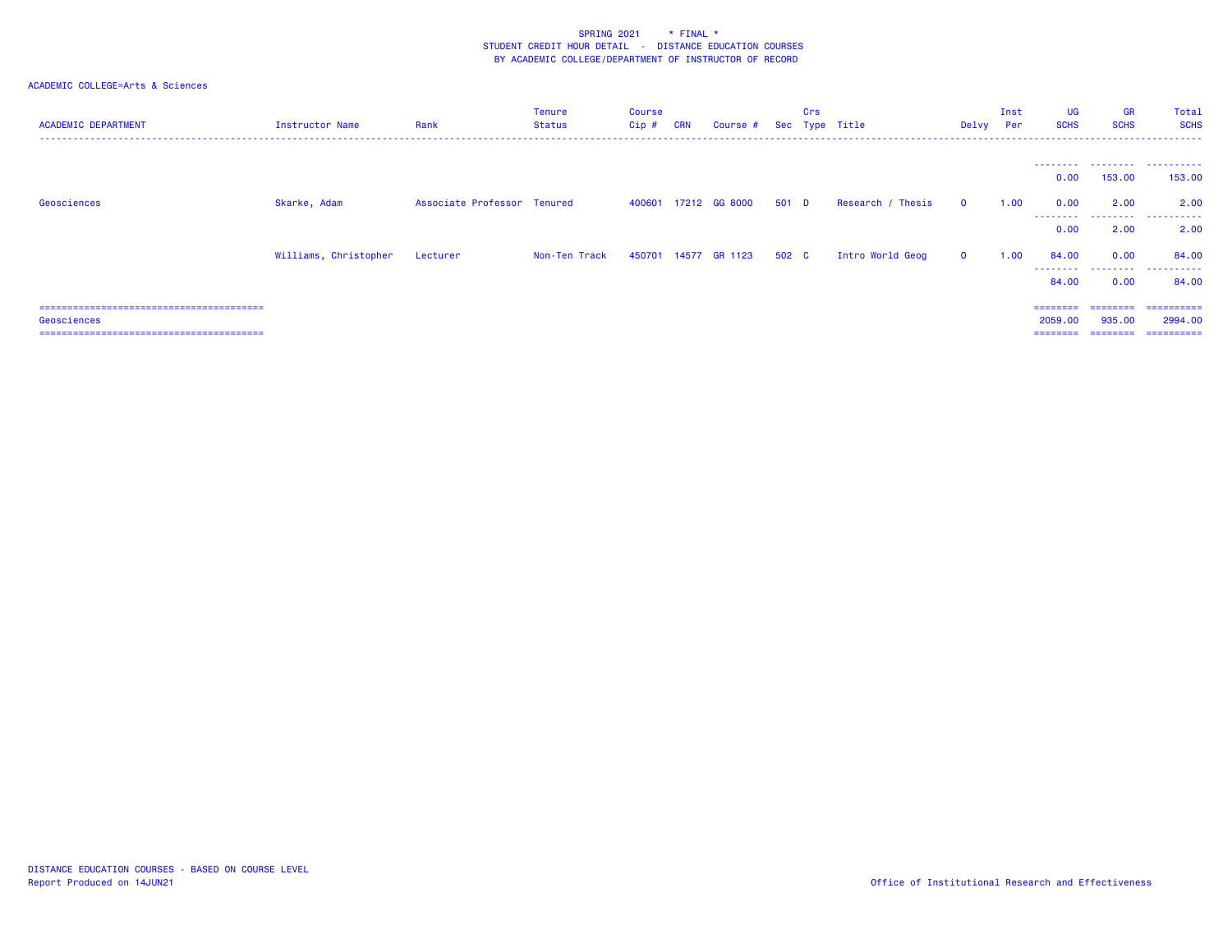SPRING 2021 * FINAL *
STUDENT CREDIT HOUR DETAIL - DISTANCE EDUCATION COURSES
BY ACADEMIC COLLEGE/DEPARTMENT OF INSTRUCTOR OF RECORD

ACADEMIC COLLEGE=Arts & Sciences

| ACADEMIC DEPARTMENT | Instructor Name | Rank | Tenure Status | Course Cip # | CRN | Course # | Sec | Crs Type | Title | Delvy | Inst Per | UG SCHS | GR SCHS | Total SCHS |
|---|---|---|---|---|---|---|---|---|---|---|---|---|---|---|
| | | | | | | | | | | | | 0.00 | 153.00 | 153.00 |
| Geosciences | Skarke, Adam | Associate Professor | Tenured | 400601 | 17212 | GG 8000 | 501 | D | Research / Thesis | O | 1.00 | 0.00 | 2.00 | 2.00 |
| | | | | | | | | | | | | 0.00 | 2.00 | 2.00 |
| | Williams, Christopher | Lecturer | Non-Ten Track | 450701 | 14577 | GR 1123 | 502 | C | Intro World Geog | O | 1.00 | 84.00 | 0.00 | 84.00 |
| | | | | | | | | | | | | 84.00 | 0.00 | 84.00 |
| Geosciences | | | | | | | | | | | | 2059.00 | 935.00 | 2994.00 |

DISTANCE EDUCATION COURSES - BASED ON COURSE LEVEL
Report Produced on 14JUN21

Office of Institutional Research and Effectiveness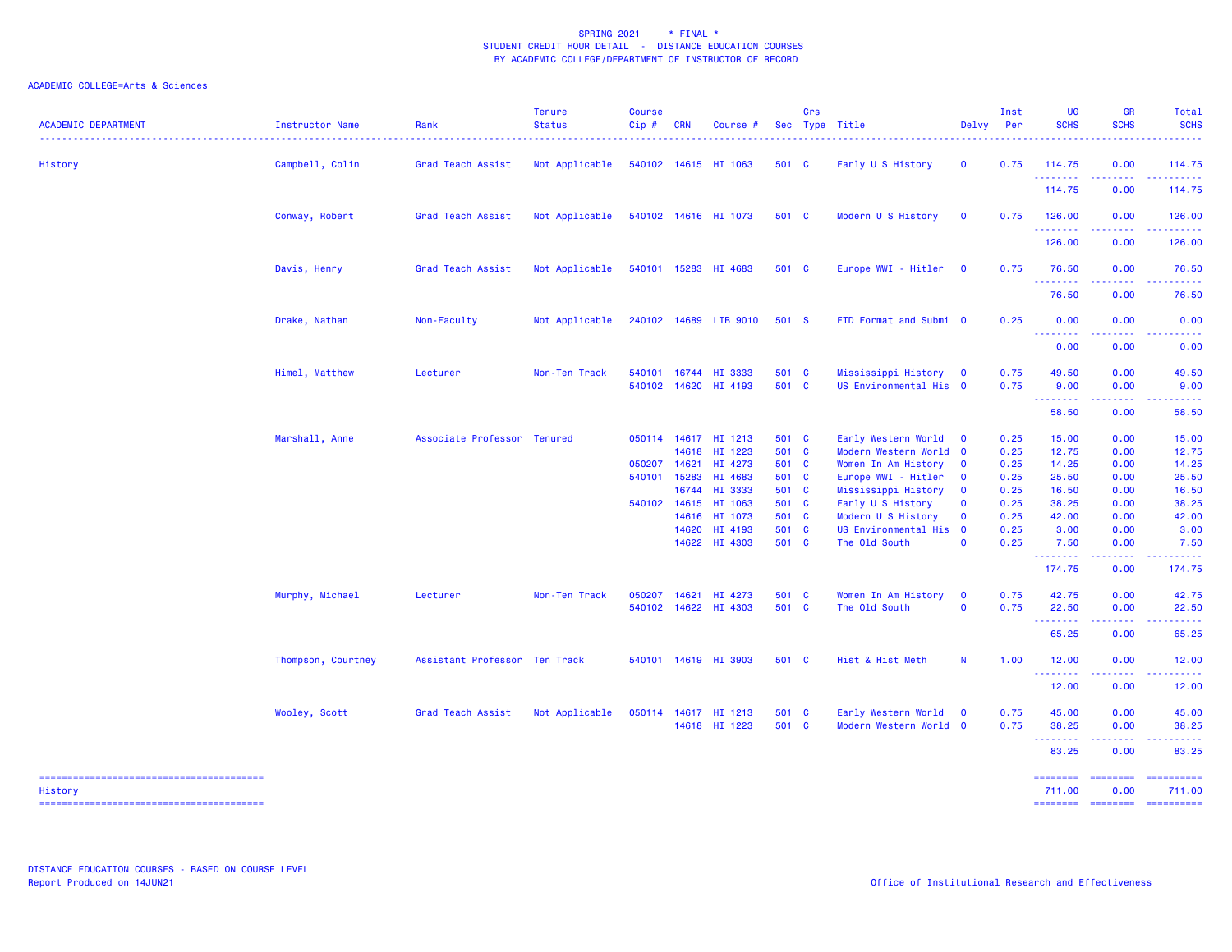SPRING 2021 * FINAL *
STUDENT CREDIT HOUR DETAIL - DISTANCE EDUCATION COURSES
BY ACADEMIC COLLEGE/DEPARTMENT OF INSTRUCTOR OF RECORD

ACADEMIC COLLEGE=Arts & Sciences

| ACADEMIC DEPARTMENT | Instructor Name | Rank | Tenure Status | Course Cip # | CRN | Course # | Sec | Crs Type | Title | Delvy | Inst Per | UG SCHS | GR SCHS | Total SCHS |
|---|---|---|---|---|---|---|---|---|---|---|---|---|---|---|
| History | Campbell, Colin | Grad Teach Assist | Not Applicable | 540102 | 14615 | HI 1063 | 501 | C | Early U S History | O | 0.75 | 114.75 | 0.00 | 114.75 |
| | | | | | | | | | | | | 114.75 | 0.00 | 114.75 |
| | Conway, Robert | Grad Teach Assist | Not Applicable | 540102 | 14616 | HI 1073 | 501 | C | Modern U S History | O | 0.75 | 126.00 | 0.00 | 126.00 |
| | | | | | | | | | | | | 126.00 | 0.00 | 126.00 |
| | Davis, Henry | Grad Teach Assist | Not Applicable | 540101 | 15283 | HI 4683 | 501 | C | Europe WWI - Hitler | O | 0.75 | 76.50 | 0.00 | 76.50 |
| | | | | | | | | | | | | 76.50 | 0.00 | 76.50 |
| | Drake, Nathan | Non-Faculty | Not Applicable | 240102 | 14689 | LIB 9010 | 501 | S | ETD Format and Submi | O | 0.25 | 0.00 | 0.00 | 0.00 |
| | | | | | | | | | | | | 0.00 | 0.00 | 0.00 |
| | Himel, Matthew | Lecturer | Non-Ten Track | 540101 | 16744 | HI 3333 | 501 | C | Mississippi History | O | 0.75 | 49.50 | 0.00 | 49.50 |
| | | | | 540102 | 14620 | HI 4193 | 501 | C | US Environmental His | O | 0.75 | 9.00 | 0.00 | 9.00 |
| | | | | | | | | | | | | 58.50 | 0.00 | 58.50 |
| | Marshall, Anne | Associate Professor | Tenured | 050114 | 14617 | HI 1213 | 501 | C | Early Western World | O | 0.25 | 15.00 | 0.00 | 15.00 |
| | | | | | 14618 | HI 1223 | 501 | C | Modern Western World | O | 0.25 | 12.75 | 0.00 | 12.75 |
| | | | | 050207 | 14621 | HI 4273 | 501 | C | Women In Am History | O | 0.25 | 14.25 | 0.00 | 14.25 |
| | | | | 540101 | 15283 | HI 4683 | 501 | C | Europe WWI - Hitler | O | 0.25 | 25.50 | 0.00 | 25.50 |
| | | | | | 16744 | HI 3333 | 501 | C | Mississippi History | O | 0.25 | 16.50 | 0.00 | 16.50 |
| | | | | 540102 | 14615 | HI 1063 | 501 | C | Early U S History | O | 0.25 | 38.25 | 0.00 | 38.25 |
| | | | | | 14616 | HI 1073 | 501 | C | Modern U S History | O | 0.25 | 42.00 | 0.00 | 42.00 |
| | | | | | 14620 | HI 4193 | 501 | C | US Environmental His | O | 0.25 | 3.00 | 0.00 | 3.00 |
| | | | | | 14622 | HI 4303 | 501 | C | The Old South | O | 0.25 | 7.50 | 0.00 | 7.50 |
| | | | | | | | | | | | | 174.75 | 0.00 | 174.75 |
| | Murphy, Michael | Lecturer | Non-Ten Track | 050207 | 14621 | HI 4273 | 501 | C | Women In Am History | O | 0.75 | 42.75 | 0.00 | 42.75 |
| | | | | 540102 | 14622 | HI 4303 | 501 | C | The Old South | O | 0.75 | 22.50 | 0.00 | 22.50 |
| | | | | | | | | | | | | 65.25 | 0.00 | 65.25 |
| | Thompson, Courtney | Assistant Professor | Ten Track | 540101 | 14619 | HI 3903 | 501 | C | Hist & Hist Meth | N | 1.00 | 12.00 | 0.00 | 12.00 |
| | | | | | | | | | | | | 12.00 | 0.00 | 12.00 |
| | Wooley, Scott | Grad Teach Assist | Not Applicable | 050114 | 14617 | HI 1213 | 501 | C | Early Western World | O | 0.75 | 45.00 | 0.00 | 45.00 |
| | | | | | 14618 | HI 1223 | 501 | C | Modern Western World | O | 0.75 | 38.25 | 0.00 | 38.25 |
| | | | | | | | | | | | | 83.25 | 0.00 | 83.25 |
| History | | | | | | | | | | | | 711.00 | 0.00 | 711.00 |

DISTANCE EDUCATION COURSES - BASED ON COURSE LEVEL
Report Produced on 14JUN21

Office of Institutional Research and Effectiveness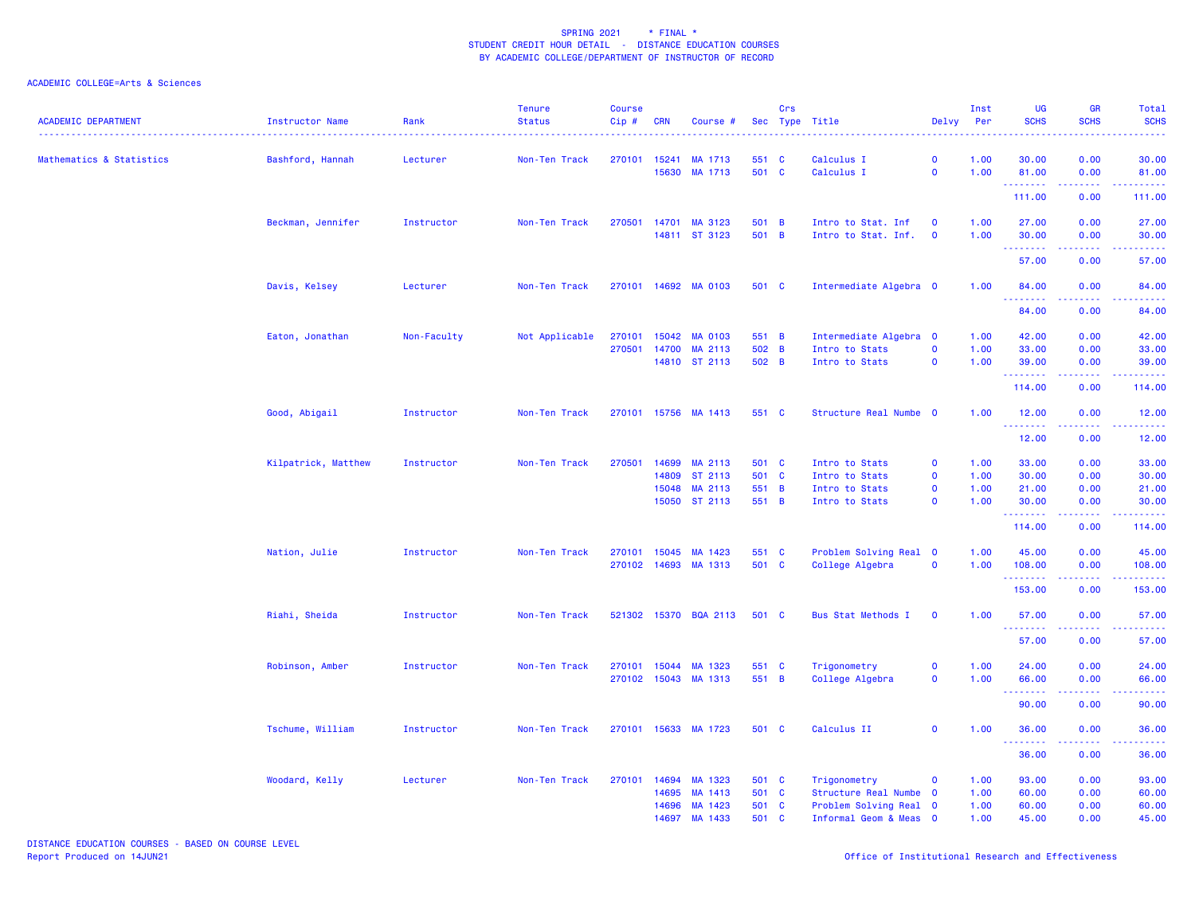SPRING 2021 * FINAL *
STUDENT CREDIT HOUR DETAIL - DISTANCE EDUCATION COURSES
BY ACADEMIC COLLEGE/DEPARTMENT OF INSTRUCTOR OF RECORD

ACADEMIC COLLEGE=Arts & Sciences

| ACADEMIC DEPARTMENT | Instructor Name | Rank | Tenure Status | Course Cip # | CRN | Course # | Sec | Crs Type | Title | Delvy | Inst Per | UG SCHS | GR SCHS | Total SCHS |
|---|---|---|---|---|---|---|---|---|---|---|---|---|---|---|
| Mathematics & Statistics | Bashford, Hannah | Lecturer | Non-Ten Track | 270101 | 15241 | MA 1713 | 551 | C | Calculus I | O | 1.00 | 30.00 | 0.00 | 30.00 |
| | | | | | 15630 | MA 1713 | 501 | C | Calculus I | O | 1.00 | 81.00 | 0.00 | 81.00 |
| | | | | | | | | | | | | 111.00 | 0.00 | 111.00 |
| | Beckman, Jennifer | Instructor | Non-Ten Track | 270501 | 14701 | MA 3123 | 501 | B | Intro to Stat. Inf | O | 1.00 | 27.00 | 0.00 | 27.00 |
| | | | | | 14811 | ST 3123 | 501 | B | Intro to Stat. Inf. | O | 1.00 | 30.00 | 0.00 | 30.00 |
| | | | | | | | | | | | | 57.00 | 0.00 | 57.00 |
| | Davis, Kelsey | Lecturer | Non-Ten Track | 270101 | 14692 | MA 0103 | 501 | C | Intermediate Algebra | O | 1.00 | 84.00 | 0.00 | 84.00 |
| | | | | | | | | | | | | 84.00 | 0.00 | 84.00 |
| | Eaton, Jonathan | Non-Faculty | Not Applicable | 270101 | 15042 | MA 0103 | 551 | B | Intermediate Algebra | O | 1.00 | 42.00 | 0.00 | 42.00 |
| | | | | 270501 | 14700 | MA 2113 | 502 | B | Intro to Stats | O | 1.00 | 33.00 | 0.00 | 33.00 |
| | | | | | 14810 | ST 2113 | 502 | B | Intro to Stats | O | 1.00 | 39.00 | 0.00 | 39.00 |
| | | | | | | | | | | | | 114.00 | 0.00 | 114.00 |
| | Good, Abigail | Instructor | Non-Ten Track | 270101 | 15756 | MA 1413 | 551 | C | Structure Real Numbe | O | 1.00 | 12.00 | 0.00 | 12.00 |
| | | | | | | | | | | | | 12.00 | 0.00 | 12.00 |
| | Kilpatrick, Matthew | Instructor | Non-Ten Track | 270501 | 14699 | MA 2113 | 501 | C | Intro to Stats | O | 1.00 | 33.00 | 0.00 | 33.00 |
| | | | | | 14809 | ST 2113 | 501 | C | Intro to Stats | O | 1.00 | 30.00 | 0.00 | 30.00 |
| | | | | | 15048 | MA 2113 | 551 | B | Intro to Stats | O | 1.00 | 21.00 | 0.00 | 21.00 |
| | | | | | 15050 | ST 2113 | 551 | B | Intro to Stats | O | 1.00 | 30.00 | 0.00 | 30.00 |
| | | | | | | | | | | | | 114.00 | 0.00 | 114.00 |
| | Nation, Julie | Instructor | Non-Ten Track | 270101 | 15045 | MA 1423 | 551 | C | Problem Solving Real | O | 1.00 | 45.00 | 0.00 | 45.00 |
| | | | | 270102 | 14693 | MA 1313 | 501 | C | College Algebra | O | 1.00 | 108.00 | 0.00 | 108.00 |
| | | | | | | | | | | | | 153.00 | 0.00 | 153.00 |
| | Riahi, Sheida | Instructor | Non-Ten Track | 521302 | 15370 | BQA 2113 | 501 | C | Bus Stat Methods I | O | 1.00 | 57.00 | 0.00 | 57.00 |
| | | | | | | | | | | | | 57.00 | 0.00 | 57.00 |
| | Robinson, Amber | Instructor | Non-Ten Track | 270101 | 15044 | MA 1323 | 551 | C | Trigonometry | O | 1.00 | 24.00 | 0.00 | 24.00 |
| | | | | 270102 | 15043 | MA 1313 | 551 | B | College Algebra | O | 1.00 | 66.00 | 0.00 | 66.00 |
| | | | | | | | | | | | | 90.00 | 0.00 | 90.00 |
| | Tschume, William | Instructor | Non-Ten Track | 270101 | 15633 | MA 1723 | 501 | C | Calculus II | O | 1.00 | 36.00 | 0.00 | 36.00 |
| | | | | | | | | | | | | 36.00 | 0.00 | 36.00 |
| | Woodard, Kelly | Lecturer | Non-Ten Track | 270101 | 14694 | MA 1323 | 501 | C | Trigonometry | O | 1.00 | 93.00 | 0.00 | 93.00 |
| | | | | | 14695 | MA 1413 | 501 | C | Structure Real Numbe | O | 1.00 | 60.00 | 0.00 | 60.00 |
| | | | | | 14696 | MA 1423 | 501 | C | Problem Solving Real | O | 1.00 | 60.00 | 0.00 | 60.00 |
| | | | | | 14697 | MA 1433 | 501 | C | Informal Geom & Meas | O | 1.00 | 45.00 | 0.00 | 45.00 |

DISTANCE EDUCATION COURSES - BASED ON COURSE LEVEL
Report Produced on 14JUN21

Office of Institutional Research and Effectiveness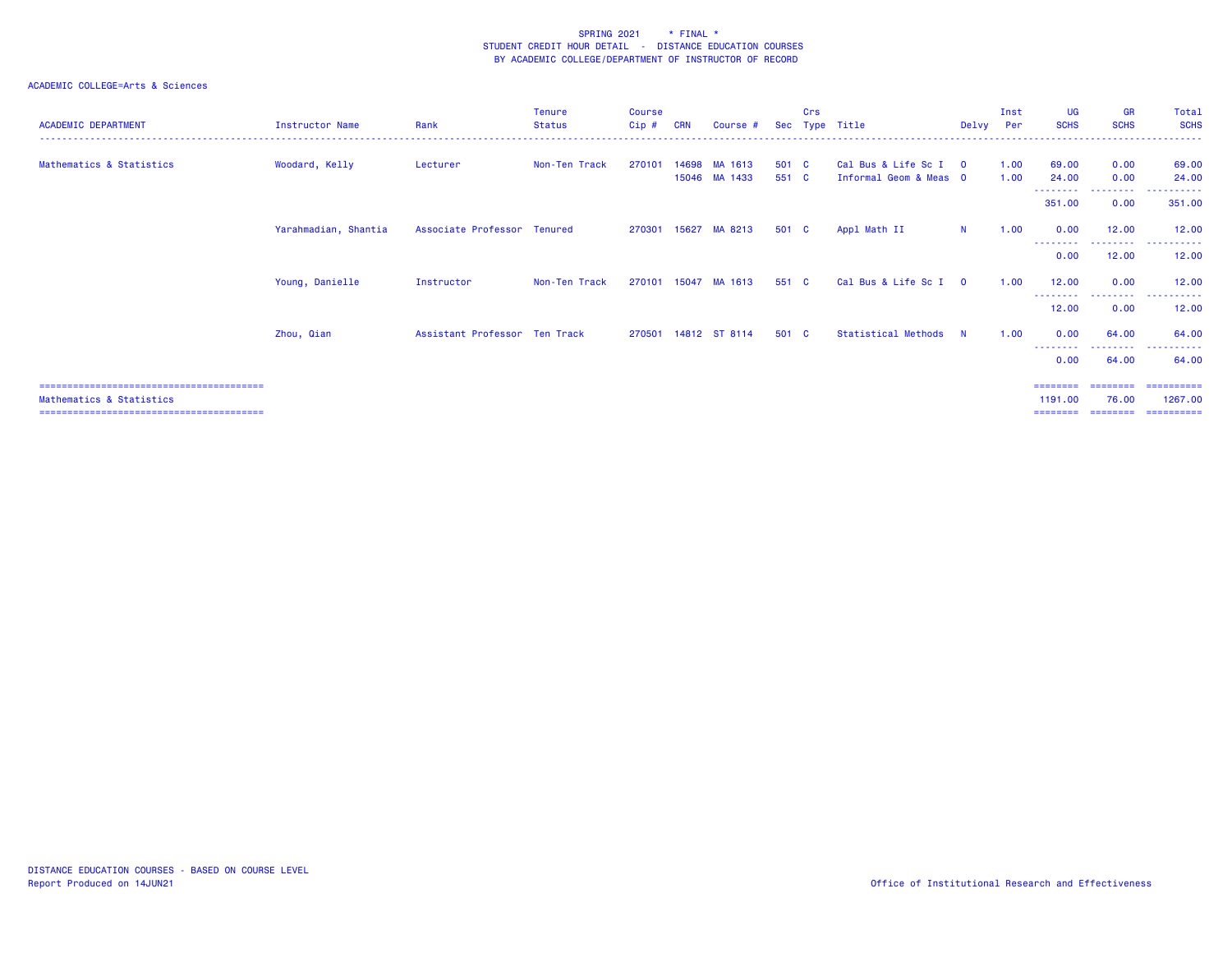SPRING 2021 * FINAL *
STUDENT CREDIT HOUR DETAIL - DISTANCE EDUCATION COURSES
BY ACADEMIC COLLEGE/DEPARTMENT OF INSTRUCTOR OF RECORD

ACADEMIC COLLEGE=Arts & Sciences

| ACADEMIC DEPARTMENT | Instructor Name | Rank | Tenure Status | Course Cip # | CRN | Course # | Sec | Crs Type | Title | Delvy | Inst Per | UG SCHS | GR SCHS | Total SCHS |
|---|---|---|---|---|---|---|---|---|---|---|---|---|---|---|
| Mathematics & Statistics | Woodard, Kelly | Lecturer | Non-Ten Track | 270101 | 14698 | MA 1613 | 501 | C | Cal Bus & Life Sc I | O | 1.00 | 69.00 | 0.00 | 69.00 |
| | | | | | 15046 | MA 1433 | 551 | C | Informal Geom & Meas | O | 1.00 | 24.00 | 0.00 | 24.00 |
| | | | | | | | | | | | | 351.00 | 0.00 | 351.00 |
| | Yarahmadian, Shantia | Associate Professor | Tenured | 270301 | 15627 | MA 8213 | 501 | C | Appl Math II | N | 1.00 | 0.00 | 12.00 | 12.00 |
| | | | | | | | | | | | | 0.00 | 12.00 | 12.00 |
| | Young, Danielle | Instructor | Non-Ten Track | 270101 | 15047 | MA 1613 | 551 | C | Cal Bus & Life Sc I | O | 1.00 | 12.00 | 0.00 | 12.00 |
| | | | | | | | | | | | | 12.00 | 0.00 | 12.00 |
| | Zhou, Qian | Assistant Professor | Ten Track | 270501 | 14812 | ST 8114 | 501 | C | Statistical Methods | N | 1.00 | 0.00 | 64.00 | 64.00 |
| | | | | | | | | | | | | 0.00 | 64.00 | 64.00 |
| Mathematics & Statistics | | | | | | | | | | | | 1191.00 | 76.00 | 1267.00 |

DISTANCE EDUCATION COURSES - BASED ON COURSE LEVEL
Report Produced on 14JUN21

Office of Institutional Research and Effectiveness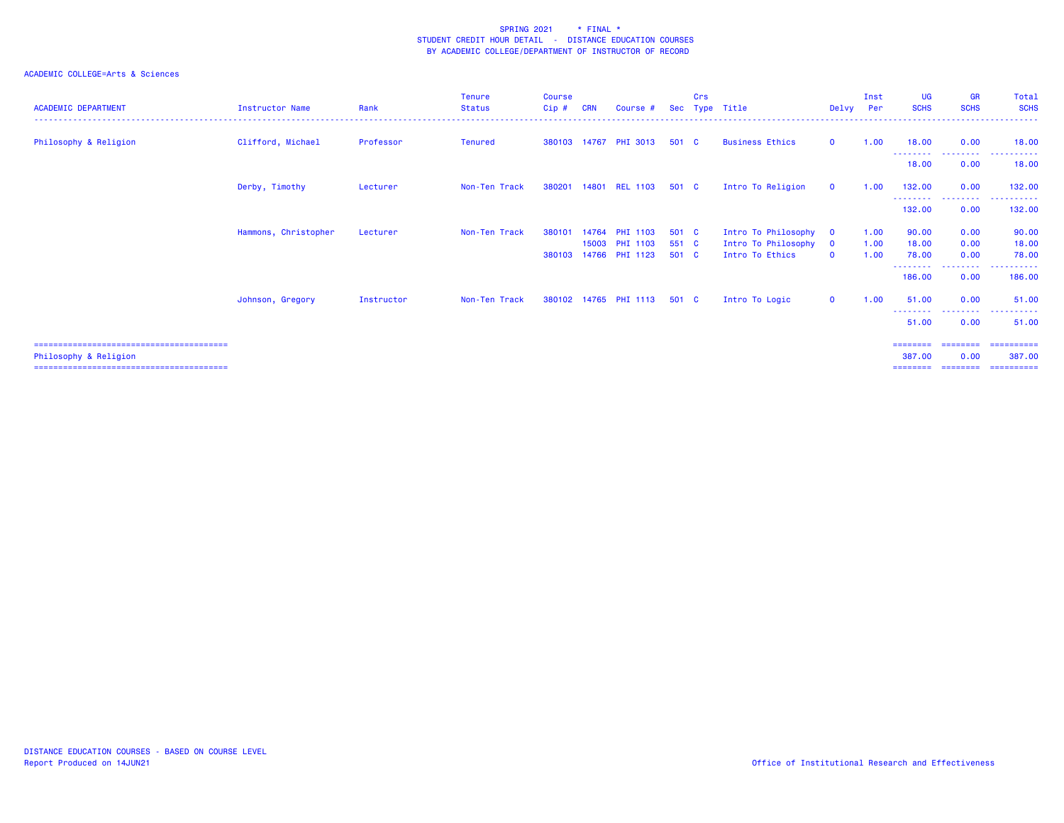SPRING 2021 * FINAL *
STUDENT CREDIT HOUR DETAIL - DISTANCE EDUCATION COURSES
BY ACADEMIC COLLEGE/DEPARTMENT OF INSTRUCTOR OF RECORD

ACADEMIC COLLEGE=Arts & Sciences

| ACADEMIC DEPARTMENT | Instructor Name | Rank | Tenure Status | Course Cip # | CRN | Course # | Sec | Crs Type | Title | Delvy | Inst Per | UG SCHS | GR SCHS | Total SCHS |
|---|---|---|---|---|---|---|---|---|---|---|---|---|---|---|
| Philosophy & Religion | Clifford, Michael | Professor | Tenured | 380103 | 14767 | PHI 3013 | 501 | C | Business Ethics | O | 1.00 | 18.00 | 0.00 | 18.00 |
| | | | | | | | | | | | | 18.00 | 0.00 | 18.00 |
| | Derby, Timothy | Lecturer | Non-Ten Track | 380201 | 14801 | REL 1103 | 501 | C | Intro To Religion | O | 1.00 | 132.00 | 0.00 | 132.00 |
| | | | | | | | | | | | | 132.00 | 0.00 | 132.00 |
| | Hammons, Christopher | Lecturer | Non-Ten Track | 380101 | 14764 | PHI 1103 | 501 | C | Intro To Philosophy | O | 1.00 | 90.00 | 0.00 | 90.00 |
| | | | | | 15003 | PHI 1103 | 551 | C | Intro To Philosophy | O | 1.00 | 18.00 | 0.00 | 18.00 |
| | | | | 380103 | 14766 | PHI 1123 | 501 | C | Intro To Ethics | O | 1.00 | 78.00 | 0.00 | 78.00 |
| | | | | | | | | | | | | 186.00 | 0.00 | 186.00 |
| | Johnson, Gregory | Instructor | Non-Ten Track | 380102 | 14765 | PHI 1113 | 501 | C | Intro To Logic | O | 1.00 | 51.00 | 0.00 | 51.00 |
| | | | | | | | | | | | | 51.00 | 0.00 | 51.00 |
| Philosophy & Religion | | | | | | | | | | | | 387.00 | 0.00 | 387.00 |

DISTANCE EDUCATION COURSES - BASED ON COURSE LEVEL
Report Produced on 14JUN21

Office of Institutional Research and Effectiveness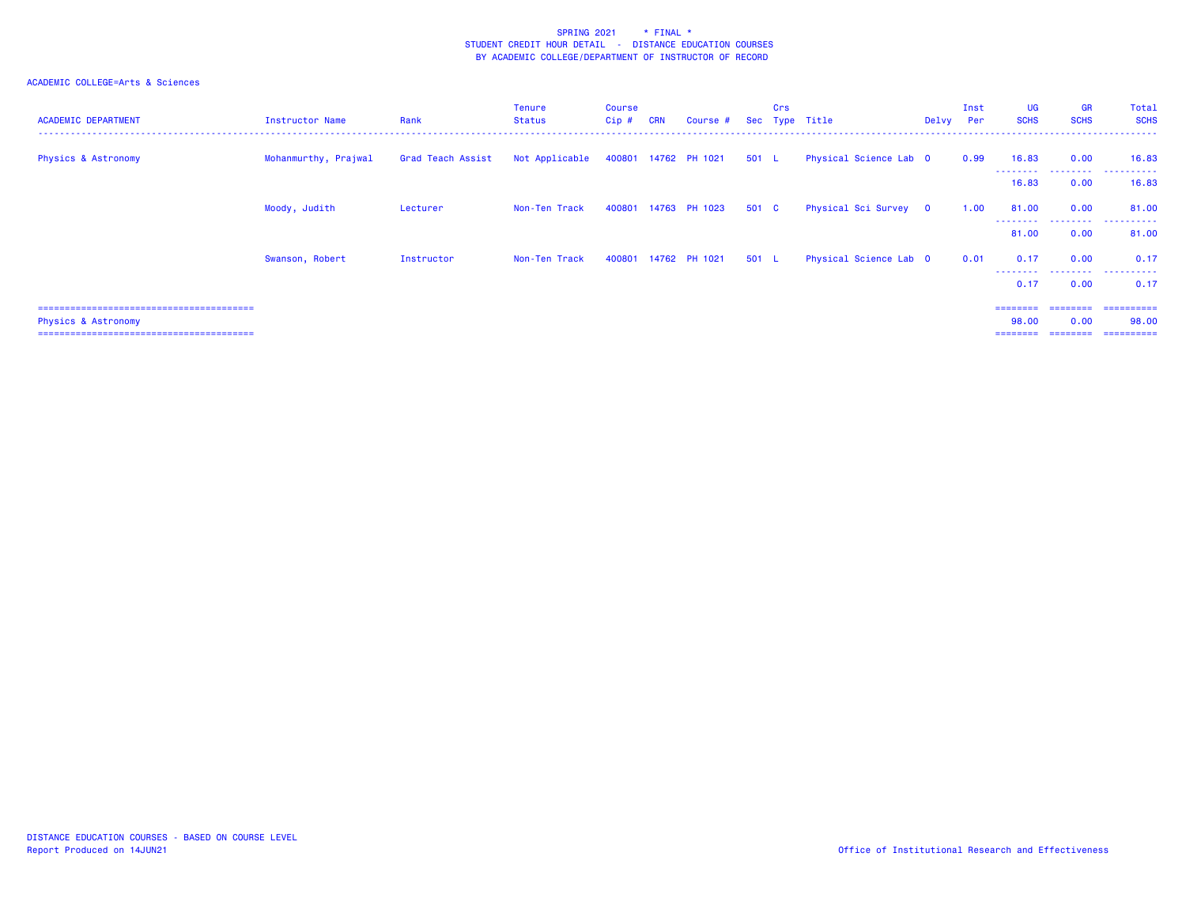SPRING 2021 * FINAL *
STUDENT CREDIT HOUR DETAIL - DISTANCE EDUCATION COURSES
BY ACADEMIC COLLEGE/DEPARTMENT OF INSTRUCTOR OF RECORD

ACADEMIC COLLEGE=Arts & Sciences

| ACADEMIC DEPARTMENT | Instructor Name | Rank | Tenure Status | Course Cip # | CRN | Course # | Sec | Crs Type | Title | Delvy | Inst Per | UG SCHS | GR SCHS | Total SCHS |
|---|---|---|---|---|---|---|---|---|---|---|---|---|---|---|
| Physics & Astronomy | Mohanmurthy, Prajwal | Grad Teach Assist | Not Applicable | 400801 | 14762 | PH 1021 | 501 | L | Physical Science Lab | O | 0.99 | 16.83 | 0.00 | 16.83 |
| | | | | | | | | | | | | 16.83 | 0.00 | 16.83 |
| | Moody, Judith | Lecturer | Non-Ten Track | 400801 | 14763 | PH 1023 | 501 | C | Physical Sci Survey | O | 1.00 | 81.00 | 0.00 | 81.00 |
| | | | | | | | | | | | | 81.00 | 0.00 | 81.00 |
| | Swanson, Robert | Instructor | Non-Ten Track | 400801 | 14762 | PH 1021 | 501 | L | Physical Science Lab | O | 0.01 | 0.17 | 0.00 | 0.17 |
| | | | | | | | | | | | | 0.17 | 0.00 | 0.17 |
| Physics & Astronomy | | | | | | | | | | | | 98.00 | 0.00 | 98.00 |

DISTANCE EDUCATION COURSES - BASED ON COURSE LEVEL
Report Produced on 14JUN21

Office of Institutional Research and Effectiveness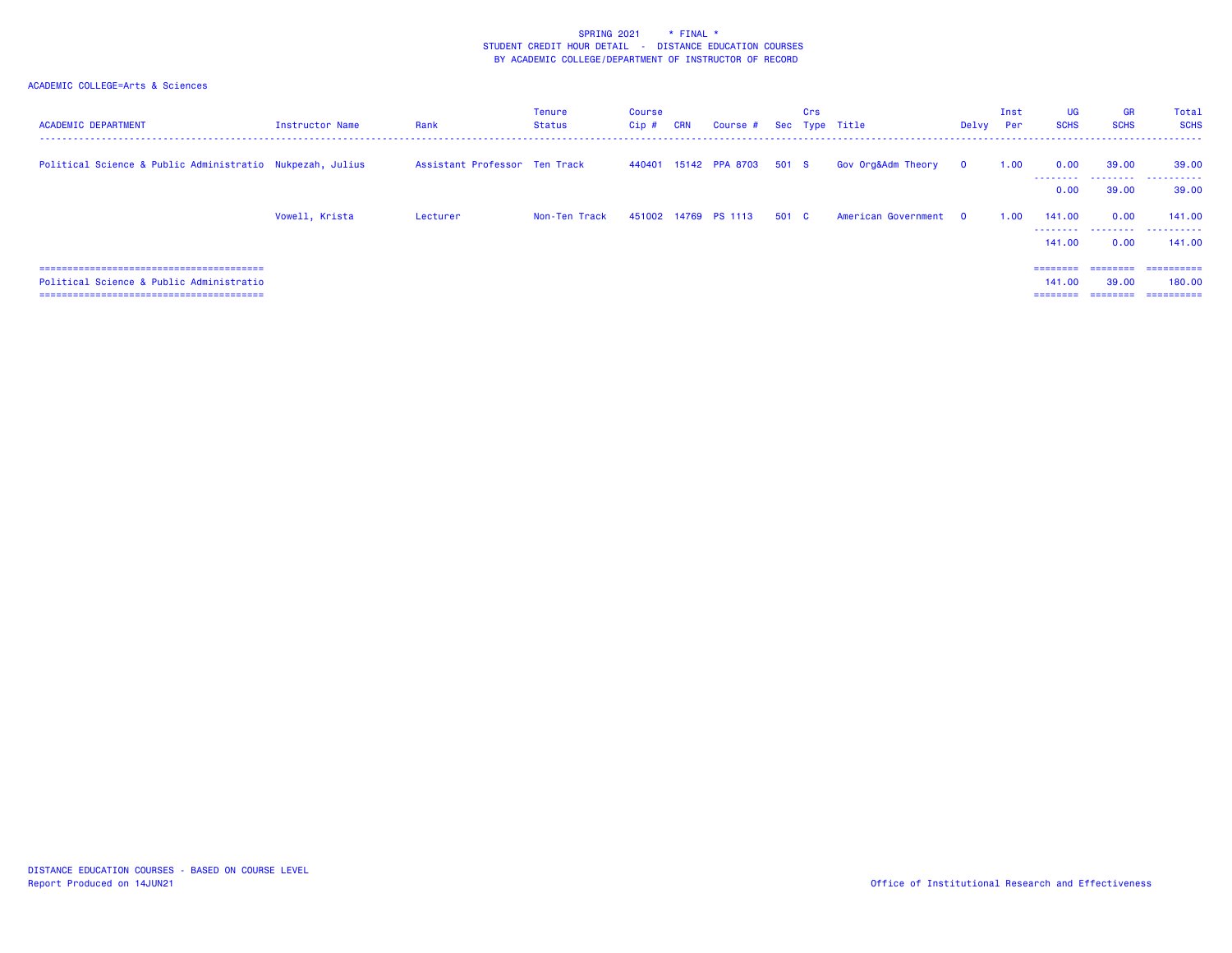SPRING 2021 * FINAL *
STUDENT CREDIT HOUR DETAIL - DISTANCE EDUCATION COURSES
BY ACADEMIC COLLEGE/DEPARTMENT OF INSTRUCTOR OF RECORD

ACADEMIC COLLEGE=Arts & Sciences

| ACADEMIC DEPARTMENT | Instructor Name | Rank | Tenure Status | Course Cip # | CRN | Course # | Sec | Crs Type | Title | Delvy | Inst Per | UG SCHS | GR SCHS | Total SCHS |
|---|---|---|---|---|---|---|---|---|---|---|---|---|---|---|
| Political Science & Public Administratio | Nukpezah, Julius | Assistant Professor | Ten Track | 440401 | 15142 | PPA 8703 | 501 | S | Gov Org&Adm Theory | O | 1.00 | 0.00 | 39.00 | 39.00 |
| | | | | | | | | | | | | 0.00 | 39.00 | 39.00 |
| | Vowell, Krista | Lecturer | Non-Ten Track | 451002 | 14769 | PS 1113 | 501 | C | American Government | O | 1.00 | 141.00 | 0.00 | 141.00 |
| | | | | | | | | | | | | 141.00 | 0.00 | 141.00 |
| Political Science & Public Administratio | | | | | | | | | | | | 141.00 | 39.00 | 180.00 |

DISTANCE EDUCATION COURSES - BASED ON COURSE LEVEL
Report Produced on 14JUN21

Office of Institutional Research and Effectiveness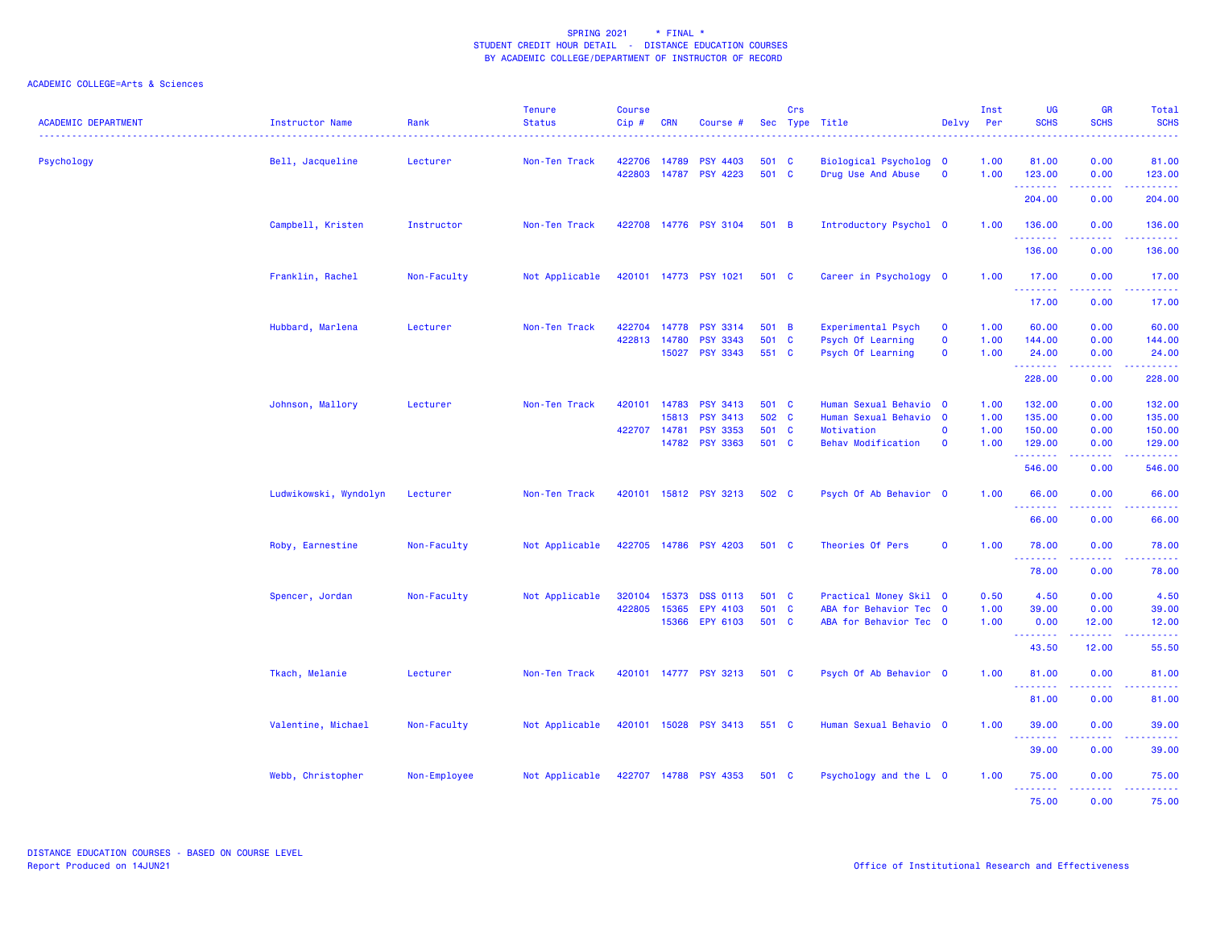SPRING 2021 * FINAL *
STUDENT CREDIT HOUR DETAIL - DISTANCE EDUCATION COURSES
BY ACADEMIC COLLEGE/DEPARTMENT OF INSTRUCTOR OF RECORD

ACADEMIC COLLEGE=Arts & Sciences

| ACADEMIC DEPARTMENT | Instructor Name | Rank | Tenure Status | Course Cip # | CRN | Course # | Sec | Crs Type | Title | Delvy | Inst Per | UG SCHS | GR SCHS | Total SCHS |
|---|---|---|---|---|---|---|---|---|---|---|---|---|---|---|
| Psychology | Bell, Jacqueline | Lecturer | Non-Ten Track | 422706 | 14789 | PSY 4403 | 501 | C | Biological Psycholog | O | 1.00 | 81.00 | 0.00 | 81.00 |
| | | | | 422803 | 14787 | PSY 4223 | 501 | C | Drug Use And Abuse | O | 1.00 | 123.00 | 0.00 | 123.00 |
| | | | | | | | | | | | | 204.00 | 0.00 | 204.00 |
| | Campbell, Kristen | Instructor | Non-Ten Track | 422708 | 14776 | PSY 3104 | 501 | B | Introductory Psychol | O | 1.00 | 136.00 | 0.00 | 136.00 |
| | | | | | | | | | | | | 136.00 | 0.00 | 136.00 |
| | Franklin, Rachel | Non-Faculty | Not Applicable | 420101 | 14773 | PSY 1021 | 501 | C | Career in Psychology | O | 1.00 | 17.00 | 0.00 | 17.00 |
| | | | | | | | | | | | | 17.00 | 0.00 | 17.00 |
| | Hubbard, Marlena | Lecturer | Non-Ten Track | 422704 | 14778 | PSY 3314 | 501 | B | Experimental Psych | O | 1.00 | 60.00 | 0.00 | 60.00 |
| | | | | 422813 | 14780 | PSY 3343 | 501 | C | Psych Of Learning | O | 1.00 | 144.00 | 0.00 | 144.00 |
| | | | | | 15027 | PSY 3343 | 551 | C | Psych Of Learning | O | 1.00 | 24.00 | 0.00 | 24.00 |
| | | | | | | | | | | | | 228.00 | 0.00 | 228.00 |
| | Johnson, Mallory | Lecturer | Non-Ten Track | 420101 | 14783 | PSY 3413 | 501 | C | Human Sexual Behavio | O | 1.00 | 132.00 | 0.00 | 132.00 |
| | | | | | 15813 | PSY 3413 | 502 | C | Human Sexual Behavio | O | 1.00 | 135.00 | 0.00 | 135.00 |
| | | | | 422707 | 14781 | PSY 3353 | 501 | C | Motivation | O | 1.00 | 150.00 | 0.00 | 150.00 |
| | | | | | 14782 | PSY 3363 | 501 | C | Behav Modification | O | 1.00 | 129.00 | 0.00 | 129.00 |
| | | | | | | | | | | | | 546.00 | 0.00 | 546.00 |
| | Ludwikowski, Wyndolyn | Lecturer | Non-Ten Track | 420101 | 15812 | PSY 3213 | 502 | C | Psych Of Ab Behavior | O | 1.00 | 66.00 | 0.00 | 66.00 |
| | | | | | | | | | | | | 66.00 | 0.00 | 66.00 |
| | Roby, Earnestine | Non-Faculty | Not Applicable | 422705 | 14786 | PSY 4203 | 501 | C | Theories Of Pers | O | 1.00 | 78.00 | 0.00 | 78.00 |
| | | | | | | | | | | | | 78.00 | 0.00 | 78.00 |
| | Spencer, Jordan | Non-Faculty | Not Applicable | 320104 | 15373 | DSS 0113 | 501 | C | Practical Money Skil | O | 0.50 | 4.50 | 0.00 | 4.50 |
| | | | | 422805 | 15365 | EPY 4103 | 501 | C | ABA for Behavior Tec | O | 1.00 | 39.00 | 0.00 | 39.00 |
| | | | | | 15366 | EPY 6103 | 501 | C | ABA for Behavior Tec | O | 1.00 | 0.00 | 12.00 | 12.00 |
| | | | | | | | | | | | | 43.50 | 12.00 | 55.50 |
| | Tkach, Melanie | Lecturer | Non-Ten Track | 420101 | 14777 | PSY 3213 | 501 | C | Psych Of Ab Behavior | O | 1.00 | 81.00 | 0.00 | 81.00 |
| | | | | | | | | | | | | 81.00 | 0.00 | 81.00 |
| | Valentine, Michael | Non-Faculty | Not Applicable | 420101 | 15028 | PSY 3413 | 551 | C | Human Sexual Behavio | O | 1.00 | 39.00 | 0.00 | 39.00 |
| | | | | | | | | | | | | 39.00 | 0.00 | 39.00 |
| | Webb, Christopher | Non-Employee | Not Applicable | 422707 | 14788 | PSY 4353 | 501 | C | Psychology and the L | O | 1.00 | 75.00 | 0.00 | 75.00 |
| | | | | | | | | | | | | 75.00 | 0.00 | 75.00 |

DISTANCE EDUCATION COURSES - BASED ON COURSE LEVEL
Report Produced on 14JUN21

Office of Institutional Research and Effectiveness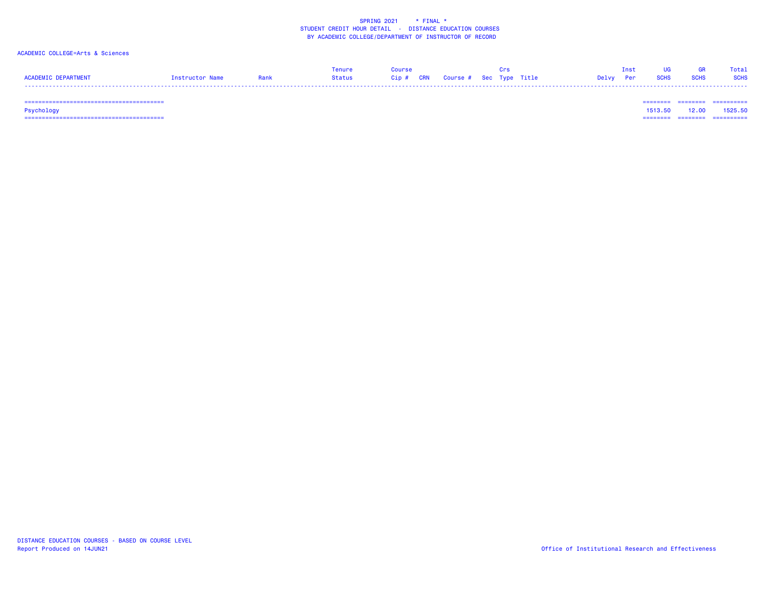SPRING 2021 * FINAL *
STUDENT CREDIT HOUR DETAIL - DISTANCE EDUCATION COURSES
BY ACADEMIC COLLEGE/DEPARTMENT OF INSTRUCTOR OF RECORD

ACADEMIC COLLEGE=Arts & Sciences

| ACADEMIC DEPARTMENT | Instructor Name | Rank | Tenure Status | Course Cip # | CRN | Course # | Sec | Crs Type | Title | Delvy | Inst Per | UG SCHS | GR SCHS | Total SCHS |
|---|---|---|---|---|---|---|---|---|---|---|---|---|---|---|
| Psychology | | | | | | | | | | | | 1513.50 | 12.00 | 1525.50 |

DISTANCE EDUCATION COURSES - BASED ON COURSE LEVEL
Report Produced on 14JUN21

Office of Institutional Research and Effectiveness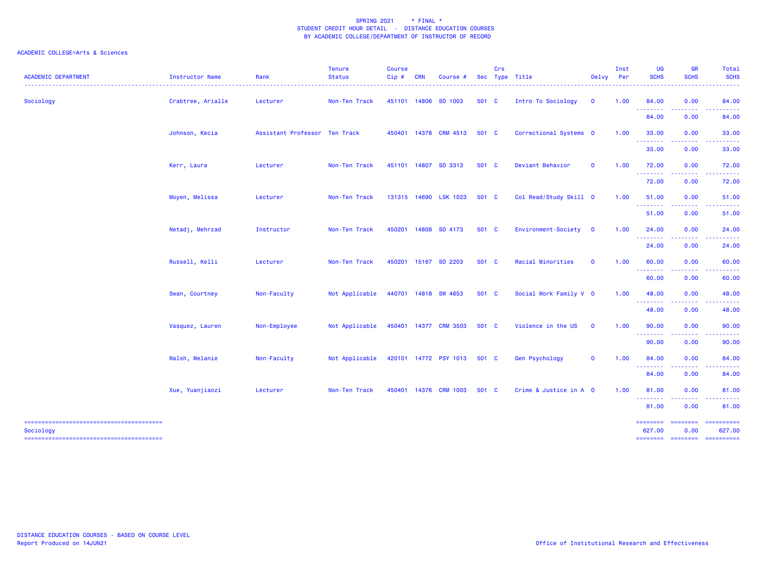SPRING 2021 * FINAL *
STUDENT CREDIT HOUR DETAIL - DISTANCE EDUCATION COURSES
BY ACADEMIC COLLEGE/DEPARTMENT OF INSTRUCTOR OF RECORD

ACADEMIC COLLEGE=Arts & Sciences

| ACADEMIC DEPARTMENT | Instructor Name | Rank | Tenure Status | Course Cip # | CRN | Course # | Sec | Crs Type | Title | Delvy | Inst Per | UG SCHS | GR SCHS | Total SCHS |
|---|---|---|---|---|---|---|---|---|---|---|---|---|---|---|
| Sociology | Crabtree, Arialle | Lecturer | Non-Ten Track | 451101 | 14806 | SO 1003 | 501 | C | Intro To Sociology | O | 1.00 | 84.00 | 0.00 | 84.00 |
| | | | | | | | | | | | | 84.00 | 0.00 | 84.00 |
| | Johnson, Kecia | Assistant Professor | Ten Track | 450401 | 14378 | CRM 4513 | 501 | C | Correctional Systems | O | 1.00 | 33.00 | 0.00 | 33.00 |
| | | | | | | | | | | | | 33.00 | 0.00 | 33.00 |
| | Kerr, Laura | Lecturer | Non-Ten Track | 451101 | 14807 | SO 3313 | 501 | C | Deviant Behavior | O | 1.00 | 72.00 | 0.00 | 72.00 |
| | | | | | | | | | | | | 72.00 | 0.00 | 72.00 |
| | Moyen, Melissa | Lecturer | Non-Ten Track | 131315 | 14690 | LSK 1023 | 501 | C | Col Read/Study Skill | O | 1.00 | 51.00 | 0.00 | 51.00 |
| | | | | | | | | | | | | 51.00 | 0.00 | 51.00 |
| | Netadj, Mehrzad | Instructor | Non-Ten Track | 450201 | 14808 | SO 4173 | 501 | C | Environment-Society | O | 1.00 | 24.00 | 0.00 | 24.00 |
| | | | | | | | | | | | | 24.00 | 0.00 | 24.00 |
| | Russell, Kelli | Lecturer | Non-Ten Track | 450201 | 15167 | SO 2203 | 501 | C | Racial Minorities | O | 1.00 | 60.00 | 0.00 | 60.00 |
| | | | | | | | | | | | | 60.00 | 0.00 | 60.00 |
| | Swan, Courtney | Non-Faculty | Not Applicable | 440701 | 14818 | SW 4653 | 501 | C | Social Work Family V | O | 1.00 | 48.00 | 0.00 | 48.00 |
| | | | | | | | | | | | | 48.00 | 0.00 | 48.00 |
| | Vasquez, Lauren | Non-Employee | Not Applicable | 450401 | 14377 | CRM 3503 | 501 | C | Violence in the US | O | 1.00 | 90.00 | 0.00 | 90.00 |
| | | | | | | | | | | | | 90.00 | 0.00 | 90.00 |
| | Walsh, Melanie | Non-Faculty | Not Applicable | 420101 | 14772 | PSY 1013 | 501 | C | Gen Psychology | O | 1.00 | 84.00 | 0.00 | 84.00 |
| | | | | | | | | | | | | 84.00 | 0.00 | 84.00 |
| | Xue, Yuanjiaozi | Lecturer | Non-Ten Track | 450401 | 14376 | CRM 1003 | 501 | C | Crime & Justice in A | O | 1.00 | 81.00 | 0.00 | 81.00 |
| | | | | | | | | | | | | 81.00 | 0.00 | 81.00 |
| Sociology | | | | | | | | | | | | 627.00 | 0.00 | 627.00 |

DISTANCE EDUCATION COURSES - BASED ON COURSE LEVEL
Report Produced on 14JUN21

Office of Institutional Research and Effectiveness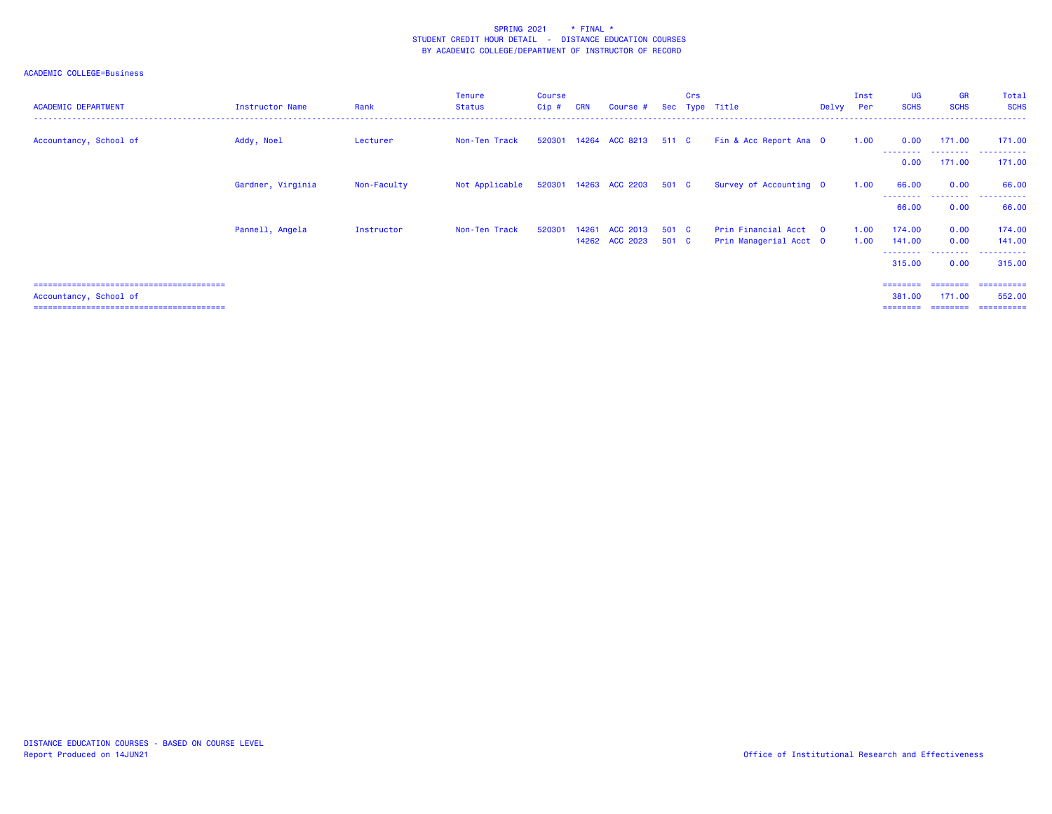SPRING 2021 * FINAL *
STUDENT CREDIT HOUR DETAIL - DISTANCE EDUCATION COURSES
BY ACADEMIC COLLEGE/DEPARTMENT OF INSTRUCTOR OF RECORD

ACADEMIC COLLEGE=Business

| ACADEMIC DEPARTMENT | Instructor Name | Rank | Tenure Status | Course Cip # | CRN | Course # | Sec | Crs Type | Title | Delvy | Inst Per | UG SCHS | GR SCHS | Total SCHS |
|---|---|---|---|---|---|---|---|---|---|---|---|---|---|---|
| Accountancy, School of | Addy, Noel | Lecturer | Non-Ten Track | 520301 | 14264 | ACC 8213 | 511 | C | Fin & Acc Report Ana | 0 | 1.00 | 0.00 | 171.00 | 171.00 |
| | | | | | | | | | | | | 0.00 | 171.00 | 171.00 |
| | Gardner, Virginia | Non-Faculty | Not Applicable | 520301 | 14263 | ACC 2203 | 501 | C | Survey of Accounting | 0 | 1.00 | 66.00 | 0.00 | 66.00 |
| | | | | | | | | | | | | 66.00 | 0.00 | 66.00 |
| | Pannell, Angela | Instructor | Non-Ten Track | 520301 | 14261 | ACC 2013 | 501 | C | Prin Financial Acct | 0 | 1.00 | 174.00 | 0.00 | 174.00 |
| | | | | | 14262 | ACC 2023 | 501 | C | Prin Managerial Acct | 0 | 1.00 | 141.00 | 0.00 | 141.00 |
| | | | | | | | | | | | | 315.00 | 0.00 | 315.00 |
| Accountancy, School of | | | | | | | | | | | | 381.00 | 171.00 | 552.00 |

DISTANCE EDUCATION COURSES - BASED ON COURSE LEVEL
Report Produced on 14JUN21

Office of Institutional Research and Effectiveness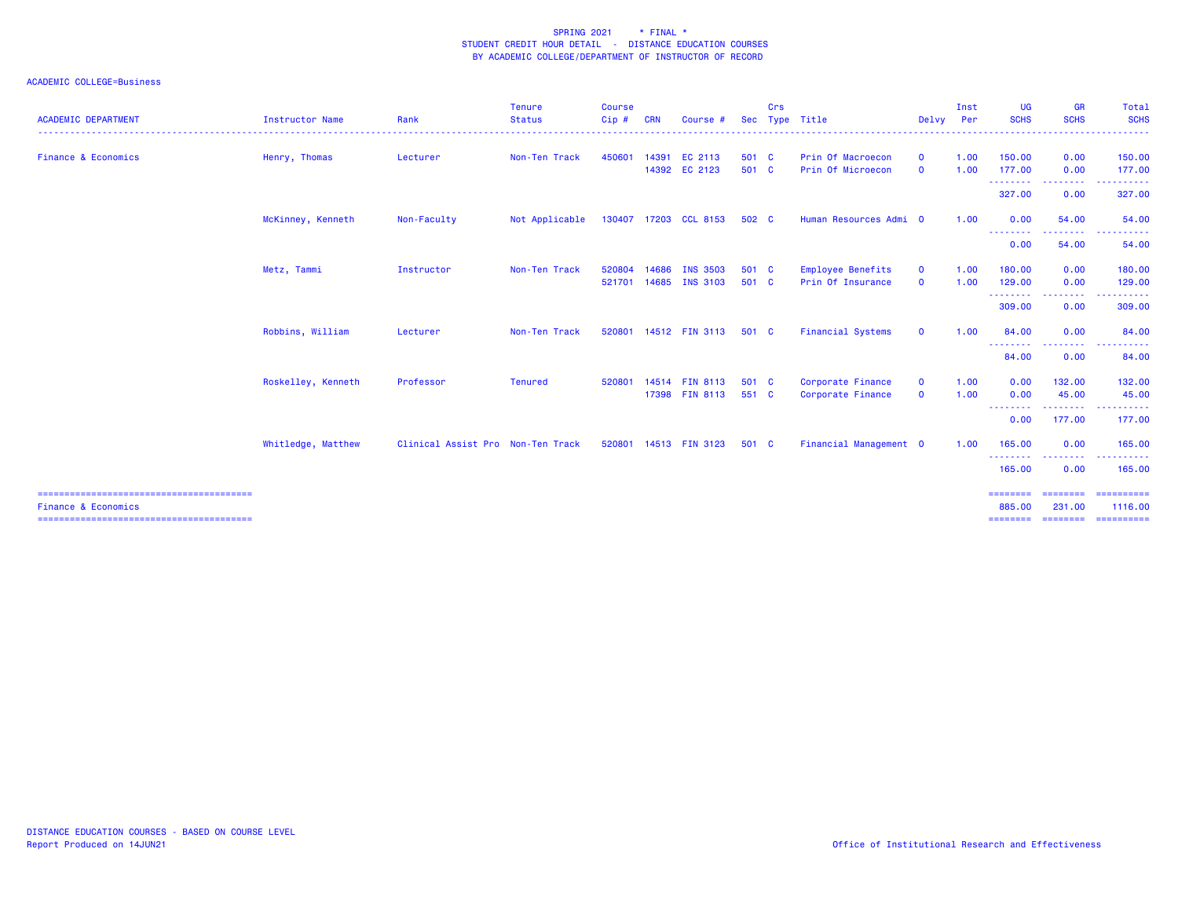SPRING 2021 * FINAL *
STUDENT CREDIT HOUR DETAIL - DISTANCE EDUCATION COURSES
BY ACADEMIC COLLEGE/DEPARTMENT OF INSTRUCTOR OF RECORD

ACADEMIC COLLEGE=Business

| ACADEMIC DEPARTMENT | Instructor Name | Rank | Tenure Status | Course Cip # | CRN | Course # | Sec | Crs Type | Title | Delvy | Inst Per | UG SCHS | GR SCHS | Total SCHS |
|---|---|---|---|---|---|---|---|---|---|---|---|---|---|---|
| Finance & Economics | Henry, Thomas | Lecturer | Non-Ten Track | 450601 | 14391 | EC 2113 | 501 | C | Prin Of Macroecon | O | 1.00 | 150.00 | 0.00 | 150.00 |
| | | | | | 14392 | EC 2123 | 501 | C | Prin Of Microecon | O | 1.00 | 177.00 | 0.00 | 177.00 |
| | | | | | | | | | | | | 327.00 | 0.00 | 327.00 |
| | McKinney, Kenneth | Non-Faculty | Not Applicable | 130407 | 17203 | CCL 8153 | 502 | C | Human Resources Admi | O | 1.00 | 0.00 | 54.00 | 54.00 |
| | | | | | | | | | | | | 0.00 | 54.00 | 54.00 |
| | Metz, Tammi | Instructor | Non-Ten Track | 520804 | 14686 | INS 3503 | 501 | C | Employee Benefits | O | 1.00 | 180.00 | 0.00 | 180.00 |
| | | | | 521701 | 14685 | INS 3103 | 501 | C | Prin Of Insurance | O | 1.00 | 129.00 | 0.00 | 129.00 |
| | | | | | | | | | | | | 309.00 | 0.00 | 309.00 |
| | Robbins, William | Lecturer | Non-Ten Track | 520801 | 14512 | FIN 3113 | 501 | C | Financial Systems | O | 1.00 | 84.00 | 0.00 | 84.00 |
| | | | | | | | | | | | | 84.00 | 0.00 | 84.00 |
| | Roskelley, Kenneth | Professor | Tenured | 520801 | 14514 | FIN 8113 | 501 | C | Corporate Finance | O | 1.00 | 0.00 | 132.00 | 132.00 |
| | | | | | 17398 | FIN 8113 | 551 | C | Corporate Finance | O | 1.00 | 0.00 | 45.00 | 45.00 |
| | | | | | | | | | | | | 0.00 | 177.00 | 177.00 |
| | Whitledge, Matthew | Clinical Assist Pro | Non-Ten Track | 520801 | 14513 | FIN 3123 | 501 | C | Financial Management | O | 1.00 | 165.00 | 0.00 | 165.00 |
| | | | | | | | | | | | | 165.00 | 0.00 | 165.00 |
| Finance & Economics | | | | | | | | | | | | 885.00 | 231.00 | 1116.00 |

DISTANCE EDUCATION COURSES - BASED ON COURSE LEVEL
Report Produced on 14JUN21

Office of Institutional Research and Effectiveness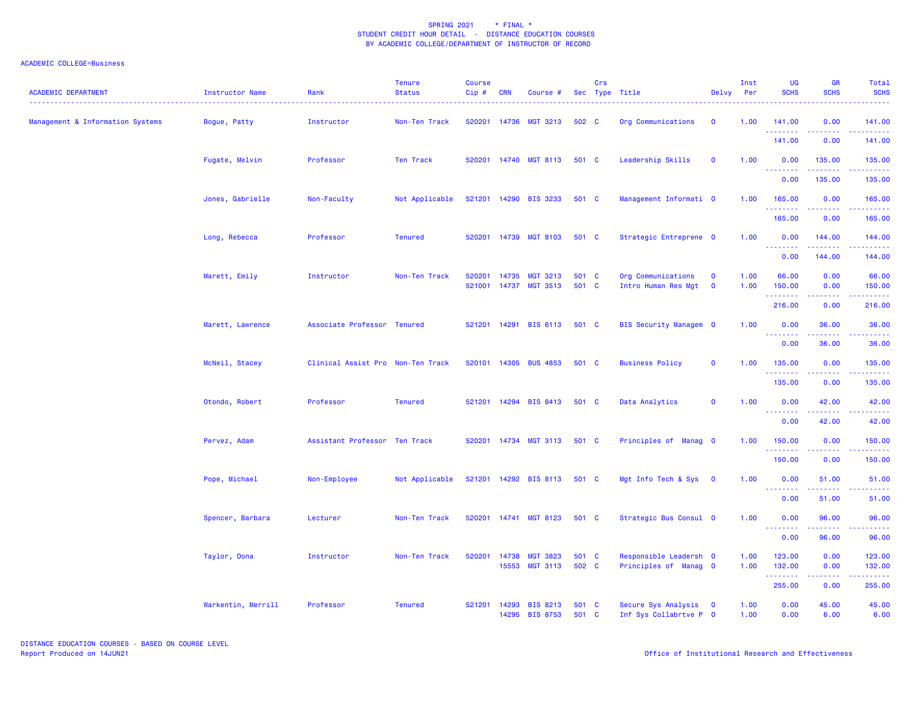SPRING 2021 * FINAL *
STUDENT CREDIT HOUR DETAIL - DISTANCE EDUCATION COURSES
BY ACADEMIC COLLEGE/DEPARTMENT OF INSTRUCTOR OF RECORD

ACADEMIC COLLEGE=Business

| ACADEMIC DEPARTMENT | Instructor Name | Rank | Tenure Status | Course Cip # | CRN | Course # | Sec | Crs Type | Title | Delvy | Inst Per | UG SCHS | GR SCHS | Total SCHS |
|---|---|---|---|---|---|---|---|---|---|---|---|---|---|---|
| Management & Information Systems | Bogue, Patty | Instructor | Non-Ten Track | 520201 | 14736 | MGT 3213 | 502 | C | Org Communications | O | 1.00 | 141.00 | 0.00 | 141.00 |
| | | | | | | | | | | | | 141.00 | 0.00 | 141.00 |
| | Fugate, Melvin | Professor | Ten Track | 520201 | 14740 | MGT 8113 | 501 | C | Leadership Skills | O | 1.00 | 0.00 | 135.00 | 135.00 |
| | | | | | | | | | | | | 0.00 | 135.00 | 135.00 |
| | Jones, Gabrielle | Non-Faculty | Not Applicable | 521201 | 14290 | BIS 3233 | 501 | C | Management Informati | O | 1.00 | 165.00 | 0.00 | 165.00 |
| | | | | | | | | | | | | 165.00 | 0.00 | 165.00 |
| | Long, Rebecca | Professor | Tenured | 520201 | 14739 | MGT 8103 | 501 | C | Strategic Entreprene | O | 1.00 | 0.00 | 144.00 | 144.00 |
| | | | | | | | | | | | | 0.00 | 144.00 | 144.00 |
| | Marett, Emily | Instructor | Non-Ten Track | 520201 | 14735 | MGT 3213 | 501 | C | Org Communications | O | 1.00 | 66.00 | 0.00 | 66.00 |
| | | | | 521001 | 14737 | MGT 3513 | 501 | C | Intro Human Res Mgt | O | 1.00 | 150.00 | 0.00 | 150.00 |
| | | | | | | | | | | | | 216.00 | 0.00 | 216.00 |
| | Marett, Lawrence | Associate Professor | Tenured | 521201 | 14291 | BIS 6113 | 501 | C | BIS Security Managem | O | 1.00 | 0.00 | 36.00 | 36.00 |
| | | | | | | | | | | | | 0.00 | 36.00 | 36.00 |
| | McNeil, Stacey | Clinical Assist Pro | Non-Ten Track | 520101 | 14305 | BUS 4853 | 501 | C | Business Policy | O | 1.00 | 135.00 | 0.00 | 135.00 |
| | | | | | | | | | | | | 135.00 | 0.00 | 135.00 |
| | Otondo, Robert | Professor | Tenured | 521201 | 14294 | BIS 8413 | 501 | C | Data Analytics | O | 1.00 | 0.00 | 42.00 | 42.00 |
| | | | | | | | | | | | | 0.00 | 42.00 | 42.00 |
| | Pervez, Adam | Assistant Professor | Ten Track | 520201 | 14734 | MGT 3113 | 501 | C | Principles of Manag | O | 1.00 | 150.00 | 0.00 | 150.00 |
| | | | | | | | | | | | | 150.00 | 0.00 | 150.00 |
| | Pope, Michael | Non-Employee | Not Applicable | 521201 | 14292 | BIS 8113 | 501 | C | Mgt Info Tech & Sys | O | 1.00 | 0.00 | 51.00 | 51.00 |
| | | | | | | | | | | | | 0.00 | 51.00 | 51.00 |
| | Spencer, Barbara | Lecturer | Non-Ten Track | 520201 | 14741 | MGT 8123 | 501 | C | Strategic Bus Consul | O | 1.00 | 0.00 | 96.00 | 96.00 |
| | | | | | | | | | | | | 0.00 | 96.00 | 96.00 |
| | Taylor, Dona | Instructor | Non-Ten Track | 520201 | 14738 | MGT 3823 | 501 | C | Responsible Leadersh | O | 1.00 | 123.00 | 0.00 | 123.00 |
| | | | | | 15553 | MGT 3113 | 502 | C | Principles of Manag | O | 1.00 | 132.00 | 0.00 | 132.00 |
| | | | | | | | | | | | | 255.00 | 0.00 | 255.00 |
| | Warkentin, Merrill | Professor | Tenured | 521201 | 14293 | BIS 8213 | 501 | C | Secure Sys Analysis | O | 1.00 | 0.00 | 45.00 | 45.00 |
| | | | | | 14295 | BIS 8753 | 501 | C | Inf Sys Collabrtve P | O | 1.00 | 0.00 | 6.00 | 6.00 |

DISTANCE EDUCATION COURSES - BASED ON COURSE LEVEL
Report Produced on 14JUN21

Office of Institutional Research and Effectiveness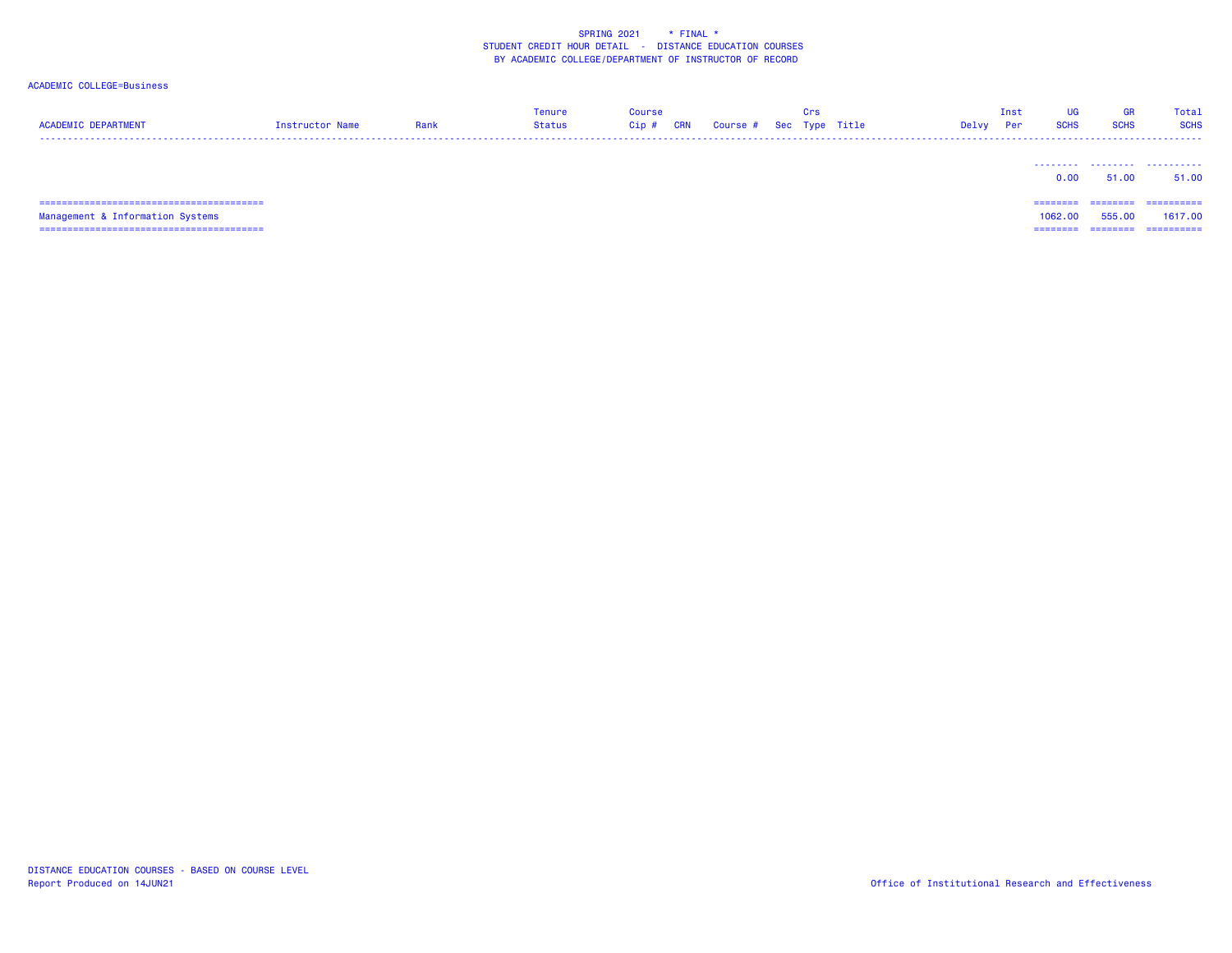SPRING 2021 * FINAL *
STUDENT CREDIT HOUR DETAIL - DISTANCE EDUCATION COURSES
BY ACADEMIC COLLEGE/DEPARTMENT OF INSTRUCTOR OF RECORD

ACADEMIC COLLEGE=Business

| ACADEMIC DEPARTMENT | Instructor Name | Rank | Tenure Status | Course Cip # | CRN | Course # | Sec | Crs Type | Title | Delvy | Inst Per | UG SCHS | GR SCHS | Total SCHS |
|---|---|---|---|---|---|---|---|---|---|---|---|---|---|---|
| | | | | | | | | | | | | 0.00 | 51.00 | 51.00 |
| Management & Information Systems | | | | | | | | | | | | 1062.00 | 555.00 | 1617.00 |

DISTANCE EDUCATION COURSES - BASED ON COURSE LEVEL
Report Produced on 14JUN21

Office of Institutional Research and Effectiveness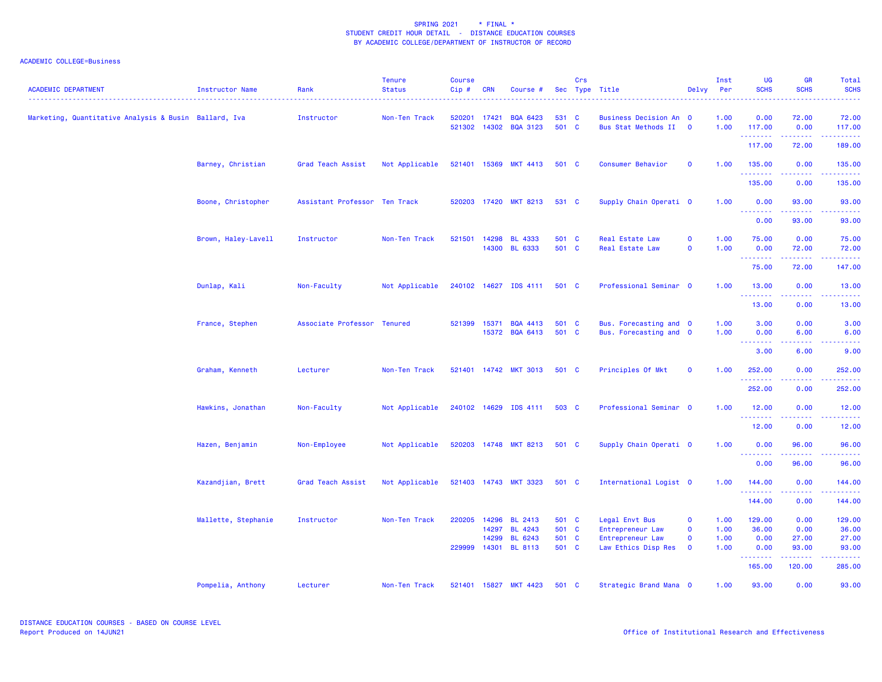SPRING 2021 * FINAL *
STUDENT CREDIT HOUR DETAIL - DISTANCE EDUCATION COURSES
BY ACADEMIC COLLEGE/DEPARTMENT OF INSTRUCTOR OF RECORD

ACADEMIC COLLEGE=Business

| ACADEMIC DEPARTMENT | Instructor Name | Rank | Tenure Status | Course Cip # | CRN | Course # | Sec | Crs Type | Title | Delvy | Inst Per | UG SCHS | GR SCHS | Total SCHS |
|---|---|---|---|---|---|---|---|---|---|---|---|---|---|---|
| Marketing, Quantitative Analysis & Busin | Ballard, Iva | Instructor | Non-Ten Track | 520201 | 17421 | BQA 6423 | 531 | C | Business Decision An | O | 1.00 | 0.00 | 72.00 | 72.00 |
| | | | | 521302 | 14302 | BQA 3123 | 501 | C | Bus Stat Methods II | O | 1.00 | 117.00 | 0.00 | 117.00 |
| | | | | | | | | | | | | 117.00 | 72.00 | 189.00 |
| | Barney, Christian | Grad Teach Assist | Not Applicable | 521401 | 15369 | MKT 4413 | 501 | C | Consumer Behavior | O | 1.00 | 135.00 | 0.00 | 135.00 |
| | | | | | | | | | | | | 135.00 | 0.00 | 135.00 |
| | Boone, Christopher | Assistant Professor | Ten Track | 520203 | 17420 | MKT 8213 | 531 | C | Supply Chain Operati | O | 1.00 | 0.00 | 93.00 | 93.00 |
| | | | | | | | | | | | | 0.00 | 93.00 | 93.00 |
| | Brown, Haley-Lavell | Instructor | Non-Ten Track | 521501 | 14298 | BL 4333 | 501 | C | Real Estate Law | O | 1.00 | 75.00 | 0.00 | 75.00 |
| | | | | | 14300 | BL 6333 | 501 | C | Real Estate Law | O | 1.00 | 0.00 | 72.00 | 72.00 |
| | | | | | | | | | | | | 75.00 | 72.00 | 147.00 |
| | Dunlap, Kali | Non-Faculty | Not Applicable | 240102 | 14627 | IDS 4111 | 501 | C | Professional Seminar | O | 1.00 | 13.00 | 0.00 | 13.00 |
| | | | | | | | | | | | | 13.00 | 0.00 | 13.00 |
| | France, Stephen | Associate Professor | Tenured | 521399 | 15371 | BQA 4413 | 501 | C | Bus. Forecasting and | O | 1.00 | 3.00 | 0.00 | 3.00 |
| | | | | | 15372 | BQA 6413 | 501 | C | Bus. Forecasting and | O | 1.00 | 0.00 | 6.00 | 6.00 |
| | | | | | | | | | | | | 3.00 | 6.00 | 9.00 |
| | Graham, Kenneth | Lecturer | Non-Ten Track | 521401 | 14742 | MKT 3013 | 501 | C | Principles Of Mkt | O | 1.00 | 252.00 | 0.00 | 252.00 |
| | | | | | | | | | | | | 252.00 | 0.00 | 252.00 |
| | Hawkins, Jonathan | Non-Faculty | Not Applicable | 240102 | 14629 | IDS 4111 | 503 | C | Professional Seminar | O | 1.00 | 12.00 | 0.00 | 12.00 |
| | | | | | | | | | | | | 12.00 | 0.00 | 12.00 |
| | Hazen, Benjamin | Non-Employee | Not Applicable | 520203 | 14748 | MKT 8213 | 501 | C | Supply Chain Operati | O | 1.00 | 0.00 | 96.00 | 96.00 |
| | | | | | | | | | | | | 0.00 | 96.00 | 96.00 |
| | Kazandjian, Brett | Grad Teach Assist | Not Applicable | 521403 | 14743 | MKT 3323 | 501 | C | International Logist | O | 1.00 | 144.00 | 0.00 | 144.00 |
| | | | | | | | | | | | | 144.00 | 0.00 | 144.00 |
| | Mallette, Stephanie | Instructor | Non-Ten Track | 220205 | 14296 | BL 2413 | 501 | C | Legal Envt Bus | O | 1.00 | 129.00 | 0.00 | 129.00 |
| | | | | | 14297 | BL 4243 | 501 | C | Entrepreneur Law | O | 1.00 | 36.00 | 0.00 | 36.00 |
| | | | | | 14299 | BL 6243 | 501 | C | Entrepreneur Law | O | 1.00 | 0.00 | 27.00 | 27.00 |
| | | | | 229999 | 14301 | BL 8113 | 501 | C | Law Ethics Disp Res | O | 1.00 | 0.00 | 93.00 | 93.00 |
| | | | | | | | | | | | | 165.00 | 120.00 | 285.00 |
| | Pompelia, Anthony | Lecturer | Non-Ten Track | 521401 | 15827 | MKT 4423 | 501 | C | Strategic Brand Mana | O | 1.00 | 93.00 | 0.00 | 93.00 |

DISTANCE EDUCATION COURSES - BASED ON COURSE LEVEL
Report Produced on 14JUN21

Office of Institutional Research and Effectiveness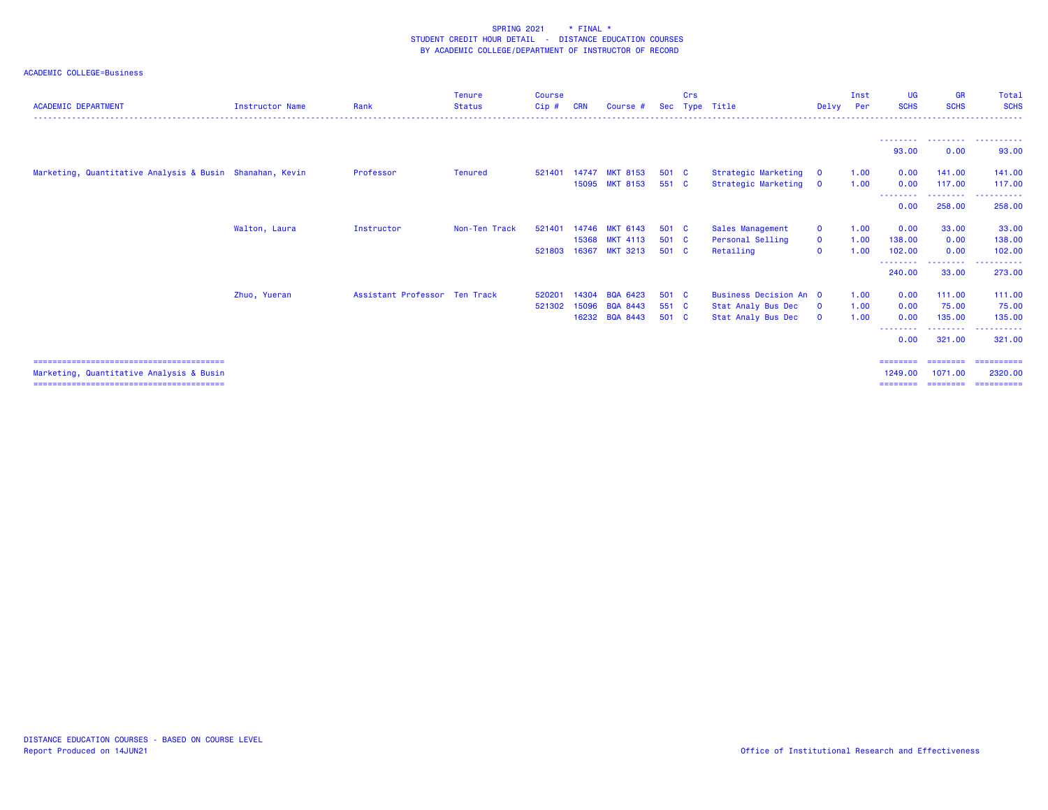SPRING 2021 * FINAL *
STUDENT CREDIT HOUR DETAIL - DISTANCE EDUCATION COURSES
BY ACADEMIC COLLEGE/DEPARTMENT OF INSTRUCTOR OF RECORD

ACADEMIC COLLEGE=Business

| ACADEMIC DEPARTMENT | Instructor Name | Rank | Tenure Status | Course Cip # | CRN | Course # | Sec | Crs Type | Title | Delvy | Inst Per | UG SCHS | GR SCHS | Total SCHS |
|---|---|---|---|---|---|---|---|---|---|---|---|---|---|---|
| | | | | | | | | | | | | 93.00 | 0.00 | 93.00 |
| Marketing, Quantitative Analysis & Busin | Shanahan, Kevin | Professor | Tenured | 521401 | 14747 | MKT 8153 | 501 | C | Strategic Marketing | O | 1.00 | 0.00 | 141.00 | 141.00 |
| | | | | | 15095 | MKT 8153 | 551 | C | Strategic Marketing | O | 1.00 | 0.00 | 117.00 | 117.00 |
| | | | | | | | | | | | | 0.00 | 258.00 | 258.00 |
| | Walton, Laura | Instructor | Non-Ten Track | 521401 | 14746 | MKT 6143 | 501 | C | Sales Management | O | 1.00 | 0.00 | 33.00 | 33.00 |
| | | | | | 15368 | MKT 4113 | 501 | C | Personal Selling | O | 1.00 | 138.00 | 0.00 | 138.00 |
| | | | | 521803 | 16367 | MKT 3213 | 501 | C | Retailing | O | 1.00 | 102.00 | 0.00 | 102.00 |
| | | | | | | | | | | | | 240.00 | 33.00 | 273.00 |
| | Zhuo, Yueran | Assistant Professor | Ten Track | 520201 | 14304 | BQA 6423 | 501 | C | Business Decision An | O | 1.00 | 0.00 | 111.00 | 111.00 |
| | | | | 521302 | 15096 | BQA 8443 | 551 | C | Stat Analy Bus Dec | O | 1.00 | 0.00 | 75.00 | 75.00 |
| | | | | | 16232 | BQA 8443 | 501 | C | Stat Analy Bus Dec | O | 1.00 | 0.00 | 135.00 | 135.00 |
| | | | | | | | | | | | | 0.00 | 321.00 | 321.00 |
| Marketing, Quantitative Analysis & Busin | | | | | | | | | | | | 1249.00 | 1071.00 | 2320.00 |

DISTANCE EDUCATION COURSES - BASED ON COURSE LEVEL
Report Produced on 14JUN21

Office of Institutional Research and Effectiveness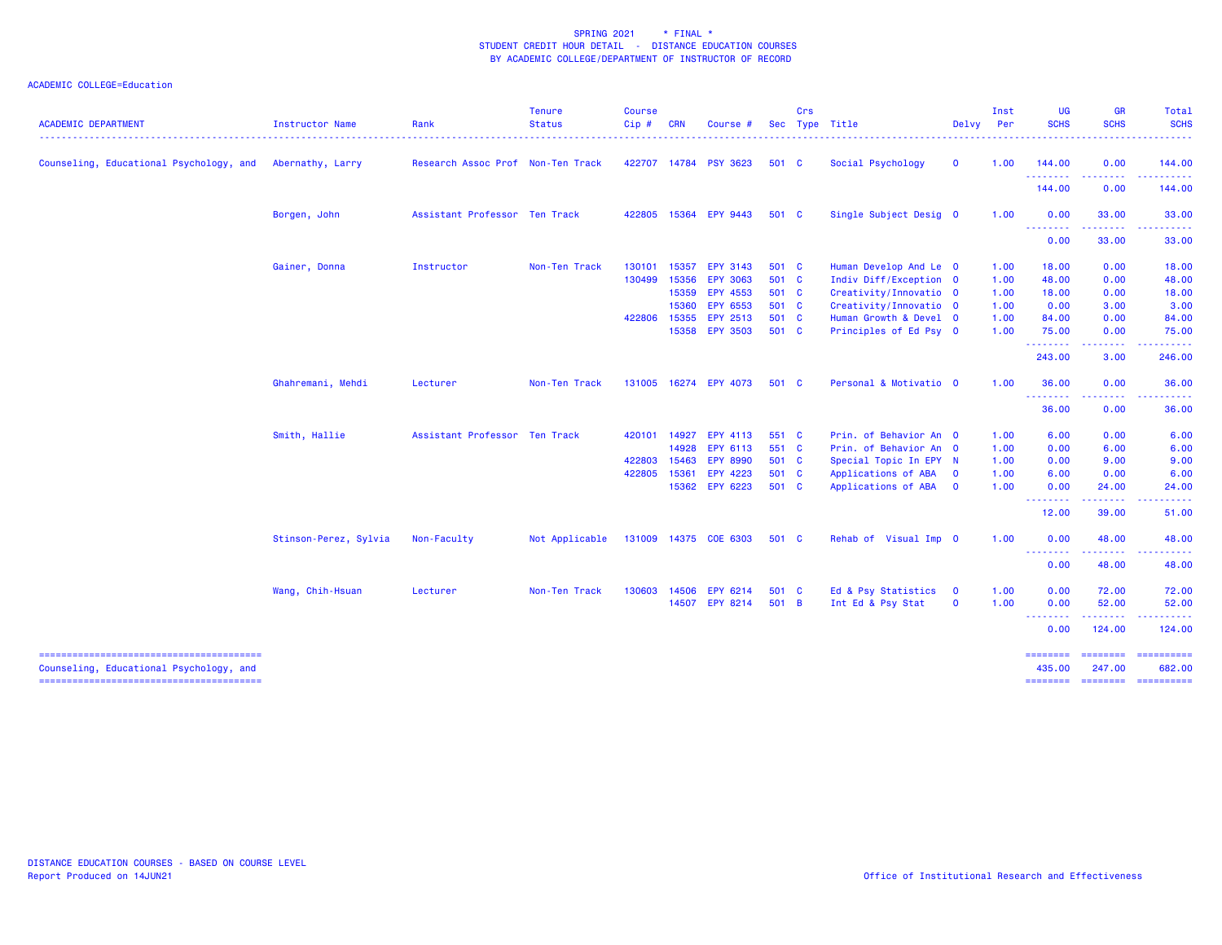SPRING 2021 * FINAL *
STUDENT CREDIT HOUR DETAIL - DISTANCE EDUCATION COURSES
BY ACADEMIC COLLEGE/DEPARTMENT OF INSTRUCTOR OF RECORD

ACADEMIC COLLEGE=Education

| ACADEMIC DEPARTMENT | Instructor Name | Rank | Tenure Status | Course Cip # | CRN | Course # | Sec | Crs Type | Title | Delvy | Inst Per | UG SCHS | GR SCHS | Total SCHS |
|---|---|---|---|---|---|---|---|---|---|---|---|---|---|---|
| Counseling, Educational Psychology, and | Abernathy, Larry | Research Assoc Prof | Non-Ten Track | 422707 | 14784 | PSY 3623 | 501 | C | Social Psychology | O | 1.00 | 144.00 | 0.00 | 144.00 |
| | | | | | | | | | | | | 144.00 | 0.00 | 144.00 |
| | Borgen, John | Assistant Professor | Ten Track | 422805 | 15364 | EPY 9443 | 501 | C | Single Subject Desig | O | 1.00 | 0.00 | 33.00 | 33.00 |
| | | | | | | | | | | | | 0.00 | 33.00 | 33.00 |
| | Gainer, Donna | Instructor | Non-Ten Track | 130101 | 15357 | EPY 3143 | 501 | C | Human Develop And Le | O | 1.00 | 18.00 | 0.00 | 18.00 |
| | | | | 130499 | 15356 | EPY 3063 | 501 | C | Indiv Diff/Exception | O | 1.00 | 48.00 | 0.00 | 48.00 |
| | | | | | 15359 | EPY 4553 | 501 | C | Creativity/Innovatio | O | 1.00 | 18.00 | 0.00 | 18.00 |
| | | | | | 15360 | EPY 6553 | 501 | C | Creativity/Innovatio | O | 1.00 | 0.00 | 3.00 | 3.00 |
| | | | | 422806 | 15355 | EPY 2513 | 501 | C | Human Growth & Devel | O | 1.00 | 84.00 | 0.00 | 84.00 |
| | | | | | 15358 | EPY 3503 | 501 | C | Principles of Ed Psy | O | 1.00 | 75.00 | 0.00 | 75.00 |
| | | | | | | | | | | | | 243.00 | 3.00 | 246.00 |
| | Ghahremani, Mehdi | Lecturer | Non-Ten Track | 131005 | 16274 | EPY 4073 | 501 | C | Personal & Motivatio | O | 1.00 | 36.00 | 0.00 | 36.00 |
| | | | | | | | | | | | | 36.00 | 0.00 | 36.00 |
| | Smith, Hallie | Assistant Professor | Ten Track | 420101 | 14927 | EPY 4113 | 551 | C | Prin. of Behavior An | O | 1.00 | 6.00 | 0.00 | 6.00 |
| | | | | | 14928 | EPY 6113 | 551 | C | Prin. of Behavior An | O | 1.00 | 0.00 | 6.00 | 6.00 |
| | | | | 422803 | 15463 | EPY 8990 | 501 | C | Special Topic In EPY | N | 1.00 | 0.00 | 9.00 | 9.00 |
| | | | | 422805 | 15361 | EPY 4223 | 501 | C | Applications of ABA | O | 1.00 | 6.00 | 0.00 | 6.00 |
| | | | | | 15362 | EPY 6223 | 501 | C | Applications of ABA | O | 1.00 | 0.00 | 24.00 | 24.00 |
| | | | | | | | | | | | | 12.00 | 39.00 | 51.00 |
| | Stinson-Perez, Sylvia | Non-Faculty | Not Applicable | 131009 | 14375 | COE 6303 | 501 | C | Rehab of Visual Imp | O | 1.00 | 0.00 | 48.00 | 48.00 |
| | | | | | | | | | | | | 0.00 | 48.00 | 48.00 |
| | Wang, Chih-Hsuan | Lecturer | Non-Ten Track | 130603 | 14506 | EPY 6214 | 501 | C | Ed & Psy Statistics | O | 1.00 | 0.00 | 72.00 | 72.00 |
| | | | | | 14507 | EPY 8214 | 501 | B | Int Ed & Psy Stat | O | 1.00 | 0.00 | 52.00 | 52.00 |
| | | | | | | | | | | | | 0.00 | 124.00 | 124.00 |
| Counseling, Educational Psychology, and | | | | | | | | | | | | 435.00 | 247.00 | 682.00 |

DISTANCE EDUCATION COURSES - BASED ON COURSE LEVEL
Report Produced on 14JUN21

Office of Institutional Research and Effectiveness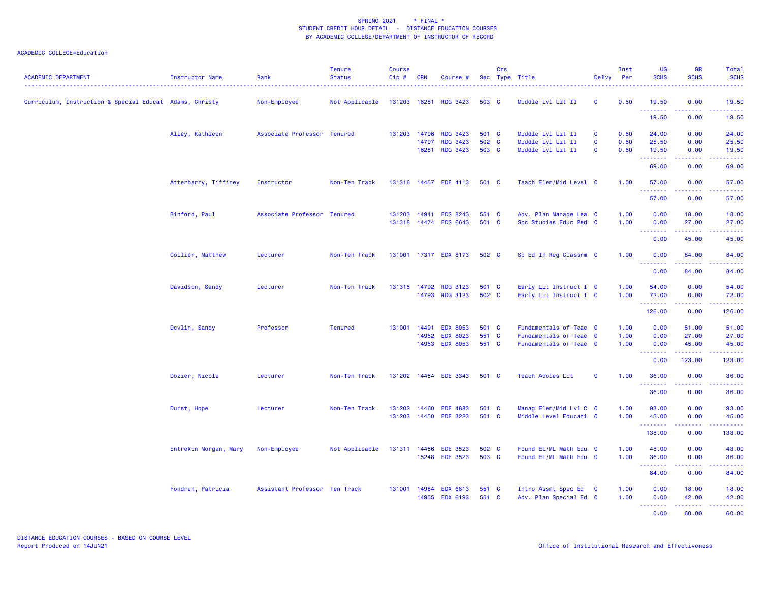SPRING 2021 * FINAL *
STUDENT CREDIT HOUR DETAIL - DISTANCE EDUCATION COURSES
BY ACADEMIC COLLEGE/DEPARTMENT OF INSTRUCTOR OF RECORD

ACADEMIC COLLEGE=Education

| ACADEMIC DEPARTMENT | Instructor Name | Rank | Tenure Status | Course Cip # | CRN | Course # | Sec | Crs Type | Title | Delvy | Inst Per | UG SCHS | GR SCHS | Total SCHS |
|---|---|---|---|---|---|---|---|---|---|---|---|---|---|---|
| Curriculum, Instruction & Special Educat | Adams, Christy | Non-Employee | Not Applicable | 131203 | 16281 | RDG 3423 | 503 | C | Middle Lvl Lit II | O | 0.50 | 19.50 | 0.00 | 19.50 |
| | | | | | | | | | | | | 19.50 | 0.00 | 19.50 |
| | Alley, Kathleen | Associate Professor | Tenured | 131203 | 14796 | RDG 3423 | 501 | C | Middle Lvl Lit II | O | 0.50 | 24.00 | 0.00 | 24.00 |
| | | | | | 14797 | RDG 3423 | 502 | C | Middle Lvl Lit II | O | 0.50 | 25.50 | 0.00 | 25.50 |
| | | | | | 16281 | RDG 3423 | 503 | C | Middle Lvl Lit II | O | 0.50 | 19.50 | 0.00 | 19.50 |
| | | | | | | | | | | | | 69.00 | 0.00 | 69.00 |
| | Atterberry, Tiffiney | Instructor | Non-Ten Track | 131316 | 14457 | EDE 4113 | 501 | C | Teach Elem/Mid Level | O | 1.00 | 57.00 | 0.00 | 57.00 |
| | | | | | | | | | | | | 57.00 | 0.00 | 57.00 |
| | Binford, Paul | Associate Professor | Tenured | 131203 | 14941 | EDS 8243 | 551 | C | Adv. Plan Manage Lea | O | 1.00 | 0.00 | 18.00 | 18.00 |
| | | | | 131318 | 14474 | EDS 6643 | 501 | C | Soc Studies Educ Ped | O | 1.00 | 0.00 | 27.00 | 27.00 |
| | | | | | | | | | | | | 0.00 | 45.00 | 45.00 |
| | Collier, Matthew | Lecturer | Non-Ten Track | 131001 | 17317 | EDX 8173 | 502 | C | Sp Ed In Reg Classrm | O | 1.00 | 0.00 | 84.00 | 84.00 |
| | | | | | | | | | | | | 0.00 | 84.00 | 84.00 |
| | Davidson, Sandy | Lecturer | Non-Ten Track | 131315 | 14792 | RDG 3123 | 501 | C | Early Lit Instruct I | O | 1.00 | 54.00 | 0.00 | 54.00 |
| | | | | | 14793 | RDG 3123 | 502 | C | Early Lit Instruct I | O | 1.00 | 72.00 | 0.00 | 72.00 |
| | | | | | | | | | | | | 126.00 | 0.00 | 126.00 |
| | Devlin, Sandy | Professor | Tenured | 131001 | 14491 | EDX 8053 | 501 | C | Fundamentals of Teac | O | 1.00 | 0.00 | 51.00 | 51.00 |
| | | | | | 14952 | EDX 8023 | 551 | C | Fundamentals of Teac | O | 1.00 | 0.00 | 27.00 | 27.00 |
| | | | | | 14953 | EDX 8053 | 551 | C | Fundamentals of Teac | O | 1.00 | 0.00 | 45.00 | 45.00 |
| | | | | | | | | | | | | 0.00 | 123.00 | 123.00 |
| | Dozier, Nicole | Lecturer | Non-Ten Track | 131202 | 14454 | EDE 3343 | 501 | C | Teach Adoles Lit | O | 1.00 | 36.00 | 0.00 | 36.00 |
| | | | | | | | | | | | | 36.00 | 0.00 | 36.00 |
| | Durst, Hope | Lecturer | Non-Ten Track | 131202 | 14460 | EDE 4883 | 501 | C | Manag Elem/Mid Lvl C | O | 1.00 | 93.00 | 0.00 | 93.00 |
| | | | | 131203 | 14450 | EDE 3223 | 501 | C | Middle Level Educati | O | 1.00 | 45.00 | 0.00 | 45.00 |
| | | | | | | | | | | | | 138.00 | 0.00 | 138.00 |
| | Entrekin Morgan, Mary | Non-Employee | Not Applicable | 131311 | 14456 | EDE 3523 | 502 | C | Found EL/ML Math Edu | O | 1.00 | 48.00 | 0.00 | 48.00 |
| | | | | | 15248 | EDE 3523 | 503 | C | Found EL/ML Math Edu | O | 1.00 | 36.00 | 0.00 | 36.00 |
| | | | | | | | | | | | | 84.00 | 0.00 | 84.00 |
| | Fondren, Patricia | Assistant Professor | Ten Track | 131001 | 14954 | EDX 6813 | 551 | C | Intro Assmt Spec Ed | O | 1.00 | 0.00 | 18.00 | 18.00 |
| | | | | | 14955 | EDX 6193 | 551 | C | Adv. Plan Special Ed | O | 1.00 | 0.00 | 42.00 | 42.00 |
| | | | | | | | | | | | | 0.00 | 60.00 | 60.00 |

DISTANCE EDUCATION COURSES - BASED ON COURSE LEVEL
Report Produced on 14JUN21

Office of Institutional Research and Effectiveness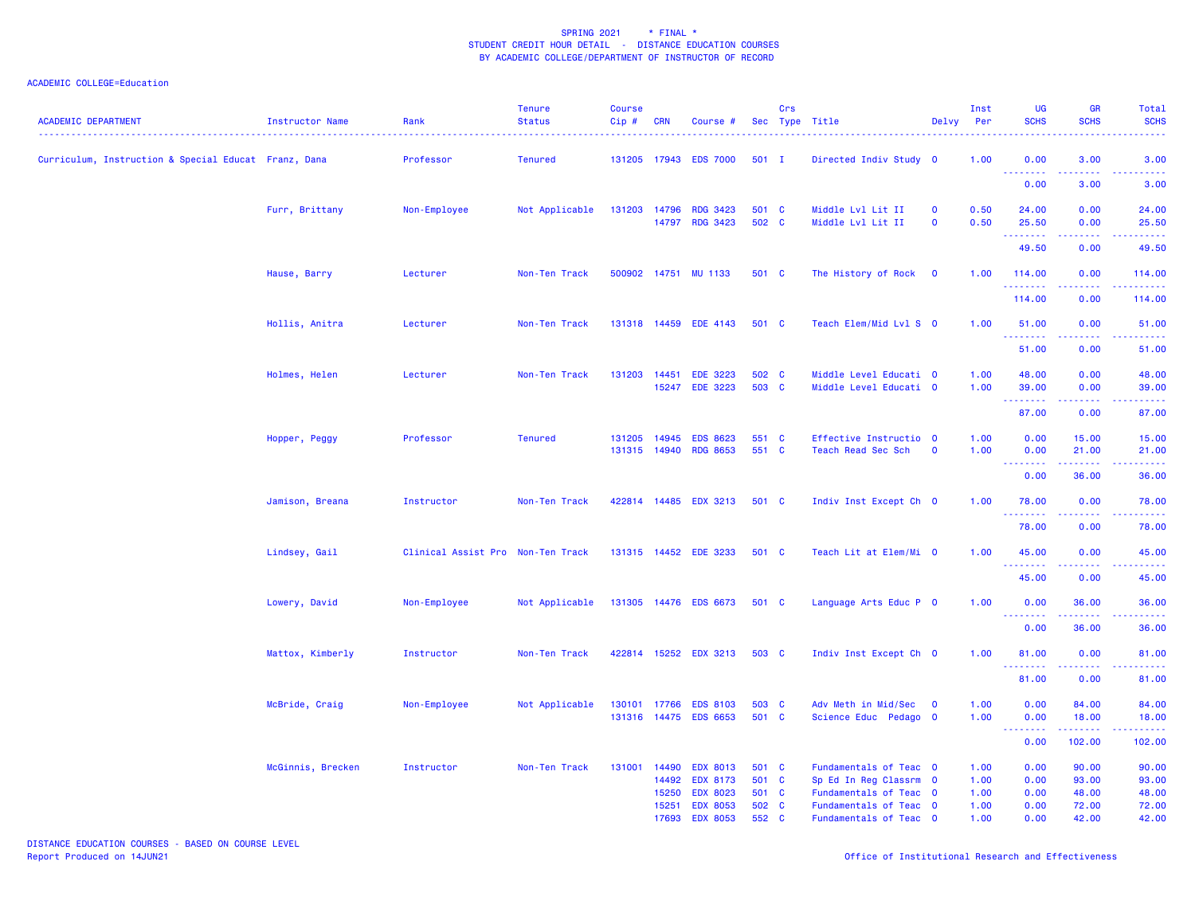SPRING 2021 * FINAL *
STUDENT CREDIT HOUR DETAIL - DISTANCE EDUCATION COURSES
BY ACADEMIC COLLEGE/DEPARTMENT OF INSTRUCTOR OF RECORD

ACADEMIC COLLEGE=Education

| ACADEMIC DEPARTMENT | Instructor Name | Rank | Tenure Status | Course Cip # | CRN | Course # | Sec | Crs Type | Title | Delvy | Inst Per | UG SCHS | GR SCHS | Total SCHS |
|---|---|---|---|---|---|---|---|---|---|---|---|---|---|---|
| Curriculum, Instruction & Special Educat | Franz, Dana | Professor | Tenured | 131205 | 17943 | EDS 7000 | 501 | I | Directed Indiv Study | O | 1.00 | 0.00 | 3.00 | 3.00 |
| | | | | | | | | | | | | 0.00 | 3.00 | 3.00 |
| | Furr, Brittany | Non-Employee | Not Applicable | 131203 | 14796 | RDG 3423 | 501 | C | Middle Lvl Lit II | O | 0.50 | 24.00 | 0.00 | 24.00 |
| | | | | | 14797 | RDG 3423 | 502 | C | Middle Lvl Lit II | O | 0.50 | 25.50 | 0.00 | 25.50 |
| | | | | | | | | | | | | 49.50 | 0.00 | 49.50 |
| | Hause, Barry | Lecturer | Non-Ten Track | 500902 | 14751 | MU 1133 | 501 | C | The History of Rock | O | 1.00 | 114.00 | 0.00 | 114.00 |
| | | | | | | | | | | | | 114.00 | 0.00 | 114.00 |
| | Hollis, Anitra | Lecturer | Non-Ten Track | 131318 | 14459 | EDE 4143 | 501 | C | Teach Elem/Mid Lvl S | O | 1.00 | 51.00 | 0.00 | 51.00 |
| | | | | | | | | | | | | 51.00 | 0.00 | 51.00 |
| | Holmes, Helen | Lecturer | Non-Ten Track | 131203 | 14451 | EDE 3223 | 502 | C | Middle Level Educati | O | 1.00 | 48.00 | 0.00 | 48.00 |
| | | | | | 15247 | EDE 3223 | 503 | C | Middle Level Educati | O | 1.00 | 39.00 | 0.00 | 39.00 |
| | | | | | | | | | | | | 87.00 | 0.00 | 87.00 |
| | Hopper, Peggy | Professor | Tenured | 131205 | 14945 | EDS 8623 | 551 | C | Effective Instructio | O | 1.00 | 0.00 | 15.00 | 15.00 |
| | | | | 131315 | 14940 | RDG 8653 | 551 | C | Teach Read Sec Sch | O | 1.00 | 0.00 | 21.00 | 21.00 |
| | | | | | | | | | | | | 0.00 | 36.00 | 36.00 |
| | Jamison, Breana | Instructor | Non-Ten Track | 422814 | 14485 | EDX 3213 | 501 | C | Indiv Inst Except Ch | O | 1.00 | 78.00 | 0.00 | 78.00 |
| | | | | | | | | | | | | 78.00 | 0.00 | 78.00 |
| | Lindsey, Gail | Clinical Assist Pro | Non-Ten Track | 131315 | 14452 | EDE 3233 | 501 | C | Teach Lit at Elem/Mi | O | 1.00 | 45.00 | 0.00 | 45.00 |
| | | | | | | | | | | | | 45.00 | 0.00 | 45.00 |
| | Lowery, David | Non-Employee | Not Applicable | 131305 | 14476 | EDS 6673 | 501 | C | Language Arts Educ P | O | 1.00 | 0.00 | 36.00 | 36.00 |
| | | | | | | | | | | | | 0.00 | 36.00 | 36.00 |
| | Mattox, Kimberly | Instructor | Non-Ten Track | 422814 | 15252 | EDX 3213 | 503 | C | Indiv Inst Except Ch | O | 1.00 | 81.00 | 0.00 | 81.00 |
| | | | | | | | | | | | | 81.00 | 0.00 | 81.00 |
| | McBride, Craig | Non-Employee | Not Applicable | 130101 | 17766 | EDS 8103 | 503 | C | Adv Meth in Mid/Sec | O | 1.00 | 0.00 | 84.00 | 84.00 |
| | | | | 131316 | 14475 | EDS 6653 | 501 | C | Science Educ Pedago | O | 1.00 | 0.00 | 18.00 | 18.00 |
| | | | | | | | | | | | | 0.00 | 102.00 | 102.00 |
| | McGinnis, Brecken | Instructor | Non-Ten Track | 131001 | 14490 | EDX 8013 | 501 | C | Fundamentals of Teac | O | 1.00 | 0.00 | 90.00 | 90.00 |
| | | | | | 14492 | EDX 8173 | 501 | C | Sp Ed In Reg Classrm | O | 1.00 | 0.00 | 93.00 | 93.00 |
| | | | | | 15250 | EDX 8023 | 501 | C | Fundamentals of Teac | O | 1.00 | 0.00 | 48.00 | 48.00 |
| | | | | | 15251 | EDX 8053 | 502 | C | Fundamentals of Teac | O | 1.00 | 0.00 | 72.00 | 72.00 |
| | | | | | 17693 | EDX 8053 | 552 | C | Fundamentals of Teac | O | 1.00 | 0.00 | 42.00 | 42.00 |

DISTANCE EDUCATION COURSES - BASED ON COURSE LEVEL
Report Produced on 14JUN21

Office of Institutional Research and Effectiveness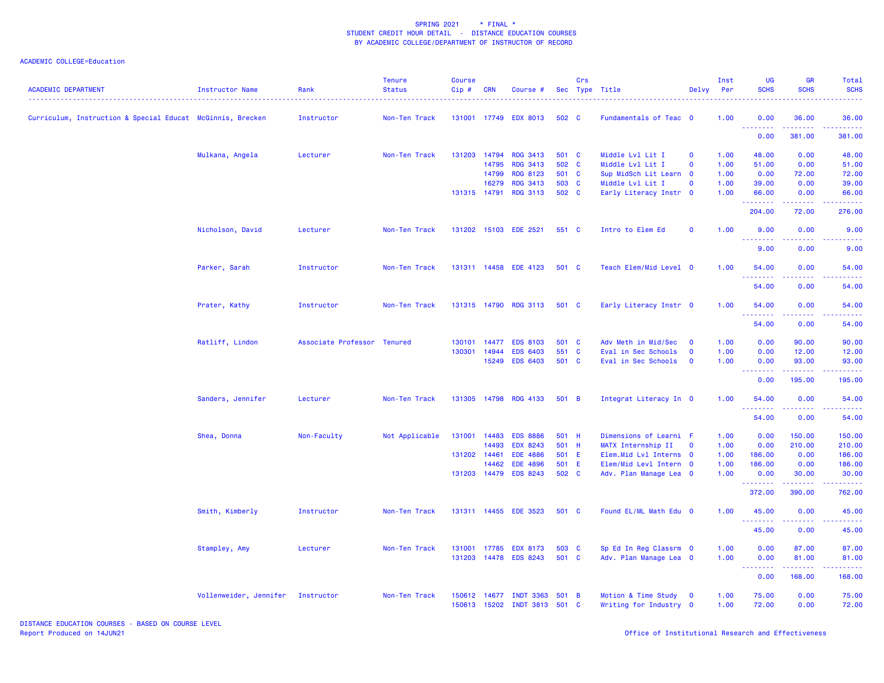SPRING 2021 * FINAL *
STUDENT CREDIT HOUR DETAIL - DISTANCE EDUCATION COURSES
BY ACADEMIC COLLEGE/DEPARTMENT OF INSTRUCTOR OF RECORD

ACADEMIC COLLEGE=Education

| ACADEMIC DEPARTMENT | Instructor Name | Rank | Tenure Status | Course Cip # | CRN | Course # | Sec | Crs Type | Title | Delvy | Inst Per | UG SCHS | GR SCHS | Total SCHS |
|---|---|---|---|---|---|---|---|---|---|---|---|---|---|---|
| Curriculum, Instruction & Special Educat | McGinnis, Brecken | Instructor | Non-Ten Track | 131001 | 17749 | EDX 8013 | 502 | C | Fundamentals of Teac | O | 1.00 | 0.00 | 36.00 | 36.00 |
| | | | | | | | | | | | | 0.00 | 381.00 | 381.00 |
| | Mulkana, Angela | Lecturer | Non-Ten Track | 131203 | 14794 | RDG 3413 | 501 | C | Middle Lvl Lit I | O | 1.00 | 48.00 | 0.00 | 48.00 |
| | | | | | 14795 | RDG 3413 | 502 | C | Middle Lvl Lit I | O | 1.00 | 51.00 | 0.00 | 51.00 |
| | | | | | 14799 | RDG 8123 | 501 | C | Sup MidSch Lit Learn | O | 1.00 | 0.00 | 72.00 | 72.00 |
| | | | | | 16279 | RDG 3413 | 503 | C | Middle Lvl Lit I | O | 1.00 | 39.00 | 0.00 | 39.00 |
| | | | | 131315 | 14791 | RDG 3113 | 502 | C | Early Literacy Instr | O | 1.00 | 66.00 | 0.00 | 66.00 |
| | | | | | | | | | | | | 204.00 | 72.00 | 276.00 |
| | Nicholson, David | Lecturer | Non-Ten Track | 131202 | 15103 | EDE 2521 | 551 | C | Intro to Elem Ed | O | 1.00 | 9.00 | 0.00 | 9.00 |
| | | | | | | | | | | | | 9.00 | 0.00 | 9.00 |
| | Parker, Sarah | Instructor | Non-Ten Track | 131311 | 14458 | EDE 4123 | 501 | C | Teach Elem/Mid Level | O | 1.00 | 54.00 | 0.00 | 54.00 |
| | | | | | | | | | | | | 54.00 | 0.00 | 54.00 |
| | Prater, Kathy | Instructor | Non-Ten Track | 131315 | 14790 | RDG 3113 | 501 | C | Early Literacy Instr | O | 1.00 | 54.00 | 0.00 | 54.00 |
| | | | | | | | | | | | | 54.00 | 0.00 | 54.00 |
| | Ratliff, Lindon | Associate Professor | Tenured | 130101 | 14477 | EDS 8103 | 501 | C | Adv Meth in Mid/Sec | O | 1.00 | 0.00 | 90.00 | 90.00 |
| | | | | 130301 | 14944 | EDS 6403 | 551 | C | Eval in Sec Schools | O | 1.00 | 0.00 | 12.00 | 12.00 |
| | | | | | 15249 | EDS 6403 | 501 | C | Eval in Sec Schools | O | 1.00 | 0.00 | 93.00 | 93.00 |
| | | | | | | | | | | | | 0.00 | 195.00 | 195.00 |
| | Sanders, Jennifer | Lecturer | Non-Ten Track | 131305 | 14798 | RDG 4133 | 501 | B | Integrat Literacy In | O | 1.00 | 54.00 | 0.00 | 54.00 |
| | | | | | | | | | | | | 54.00 | 0.00 | 54.00 |
| | Shea, Donna | Non-Faculty | Not Applicable | 131001 | 14483 | EDS 8886 | 501 | H | Dimensions of Learni | F | 1.00 | 0.00 | 150.00 | 150.00 |
| | | | | | 14493 | EDX 8243 | 501 | H | MATX Internship II | O | 1.00 | 0.00 | 210.00 | 210.00 |
| | | | | 131202 | 14461 | EDE 4886 | 501 | E | Elem.Mid Lvl Interns | O | 1.00 | 186.00 | 0.00 | 186.00 |
| | | | | | 14462 | EDE 4896 | 501 | E | Elem/Mid Levl Intern | O | 1.00 | 186.00 | 0.00 | 186.00 |
| | | | | 131203 | 14479 | EDS 8243 | 502 | C | Adv. Plan Manage Lea | O | 1.00 | 0.00 | 30.00 | 30.00 |
| | | | | | | | | | | | | 372.00 | 390.00 | 762.00 |
| | Smith, Kimberly | Instructor | Non-Ten Track | 131311 | 14455 | EDE 3523 | 501 | C | Found EL/ML Math Edu | O | 1.00 | 45.00 | 0.00 | 45.00 |
| | | | | | | | | | | | | 45.00 | 0.00 | 45.00 |
| | Stampley, Amy | Lecturer | Non-Ten Track | 131001 | 17785 | EDX 8173 | 503 | C | Sp Ed In Reg Classrm | O | 1.00 | 0.00 | 87.00 | 87.00 |
| | | | | 131203 | 14478 | EDS 8243 | 501 | C | Adv. Plan Manage Lea | O | 1.00 | 0.00 | 81.00 | 81.00 |
| | | | | | | | | | | | | 0.00 | 168.00 | 168.00 |
| | Vollenweider, Jennifer | Instructor | Non-Ten Track | 150612 | 14677 | INDT 3363 | 501 | B | Motion & Time Study | O | 1.00 | 75.00 | 0.00 | 75.00 |
| | | | | 150613 | 15202 | INDT 3813 | 501 | C | Writing for Industry | O | 1.00 | 72.00 | 0.00 | 72.00 |

DISTANCE EDUCATION COURSES - BASED ON COURSE LEVEL
Report Produced on 14JUN21

Office of Institutional Research and Effectiveness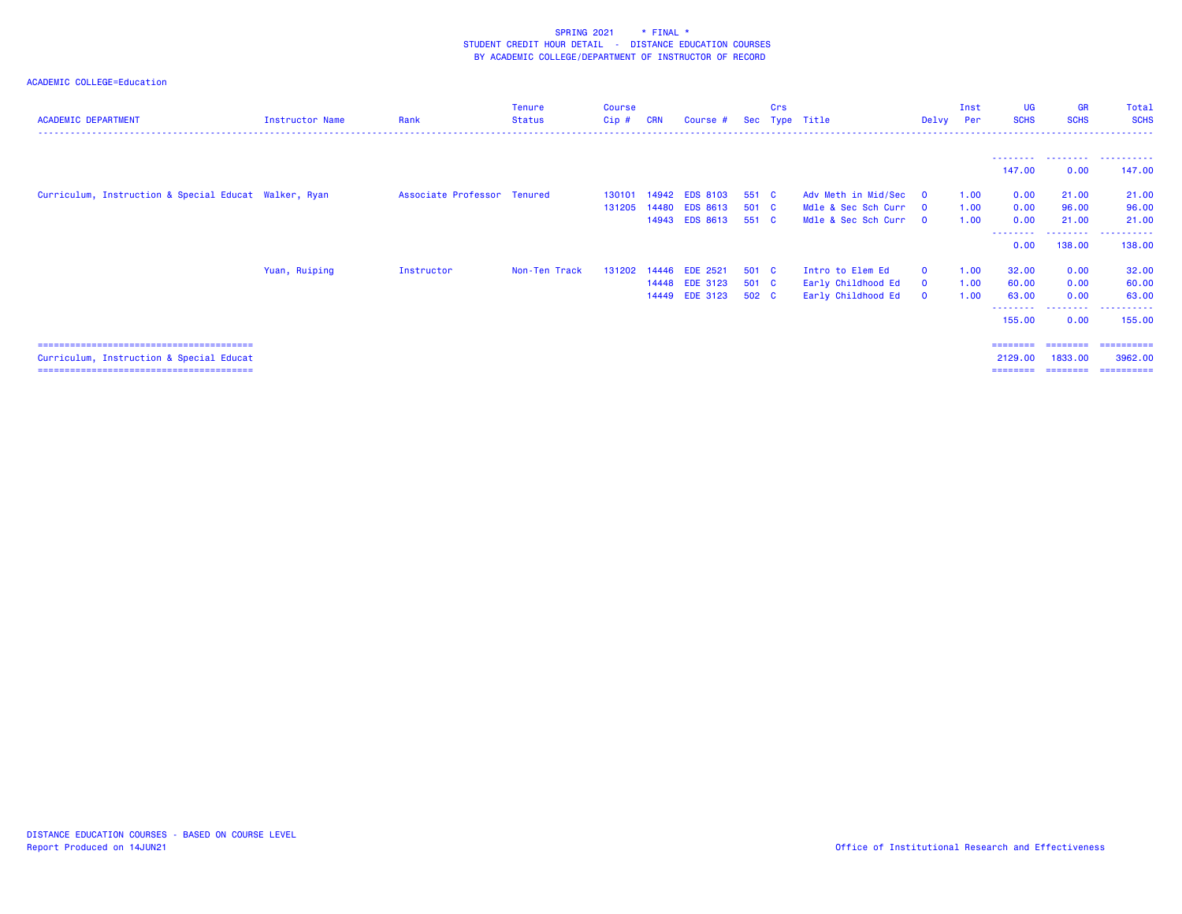SPRING 2021 * FINAL *
STUDENT CREDIT HOUR DETAIL - DISTANCE EDUCATION COURSES
BY ACADEMIC COLLEGE/DEPARTMENT OF INSTRUCTOR OF RECORD

ACADEMIC COLLEGE=Education

| ACADEMIC DEPARTMENT | Instructor Name | Rank | Tenure Status | Course Cip # | CRN | Course # | Sec | Crs Type | Title | Delvy | Inst Per | UG SCHS | GR SCHS | Total SCHS |
|---|---|---|---|---|---|---|---|---|---|---|---|---|---|---|
| | | | | | | | | | | | | 147.00 | 0.00 | 147.00 |
| Curriculum, Instruction & Special Educat | Walker, Ryan | Associate Professor | Tenured | 130101 | 14942 | EDS 8103 | 551 | C | Adv Meth in Mid/Sec | O | 1.00 | 0.00 | 21.00 | 21.00 |
| | | | | 131205 | 14480 | EDS 8613 | 501 | C | Mdle & Sec Sch Curr | O | 1.00 | 0.00 | 96.00 | 96.00 |
| | | | | | 14943 | EDS 8613 | 551 | C | Mdle & Sec Sch Curr | O | 1.00 | 0.00 | 21.00 | 21.00 |
| | | | | | | | | | | | | 0.00 | 138.00 | 138.00 |
| | Yuan, Ruiping | Instructor | Non-Ten Track | 131202 | 14446 | EDE 2521 | 501 | C | Intro to Elem Ed | O | 1.00 | 32.00 | 0.00 | 32.00 |
| | | | | | 14448 | EDE 3123 | 501 | C | Early Childhood Ed | O | 1.00 | 60.00 | 0.00 | 60.00 |
| | | | | | 14449 | EDE 3123 | 502 | C | Early Childhood Ed | O | 1.00 | 63.00 | 0.00 | 63.00 |
| | | | | | | | | | | | | 155.00 | 0.00 | 155.00 |
| Curriculum, Instruction & Special Educat | | | | | | | | | | | | 2129.00 | 1833.00 | 3962.00 |

DISTANCE EDUCATION COURSES - BASED ON COURSE LEVEL
Report Produced on 14JUN21

Office of Institutional Research and Effectiveness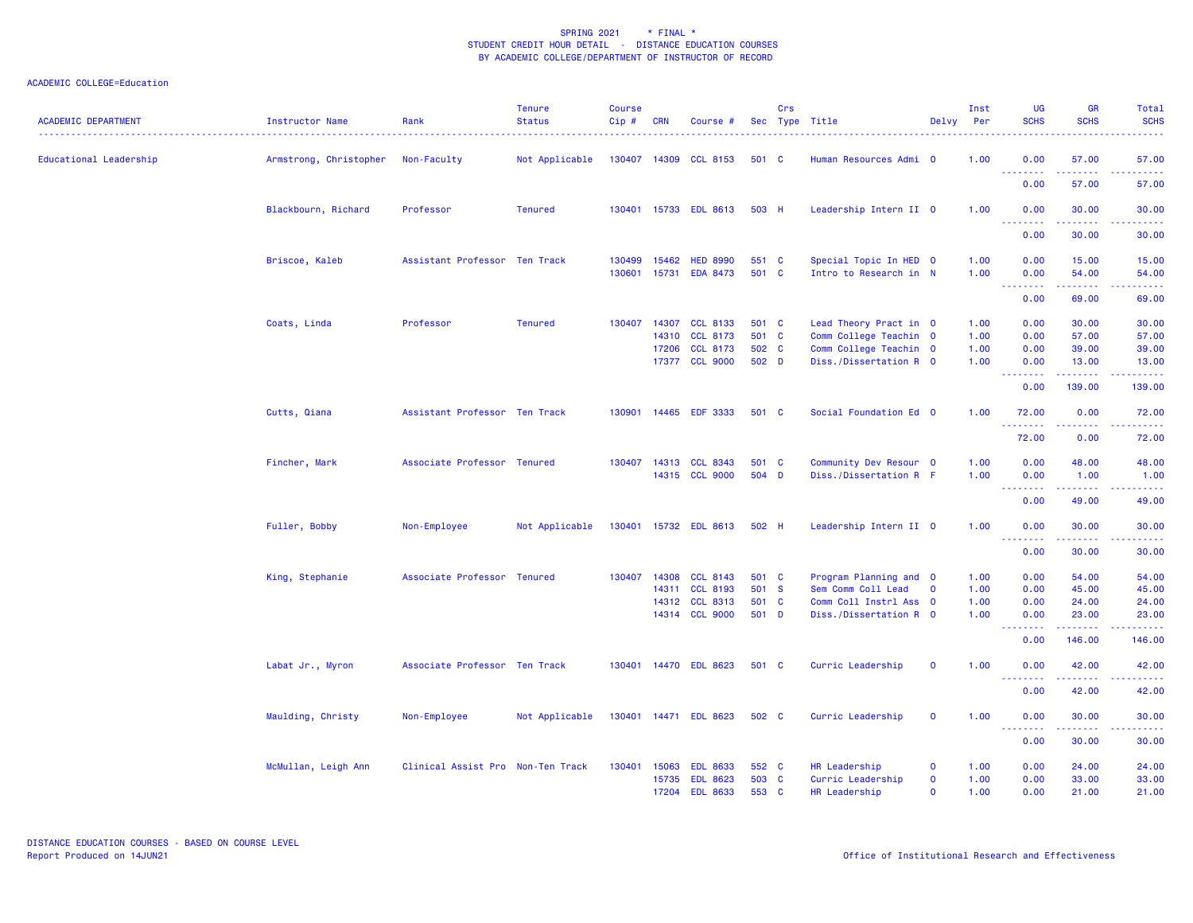SPRING 2021 * FINAL *
STUDENT CREDIT HOUR DETAIL - DISTANCE EDUCATION COURSES
BY ACADEMIC COLLEGE/DEPARTMENT OF INSTRUCTOR OF RECORD

ACADEMIC COLLEGE=Education

| ACADEMIC DEPARTMENT | Instructor Name | Rank | Tenure Status | Course Cip # | CRN | Course # | Sec | Crs Type | Title | Delvy | Inst Per | UG SCHS | GR SCHS | Total SCHS |
|---|---|---|---|---|---|---|---|---|---|---|---|---|---|---|
| Educational Leadership | Armstrong, Christopher | Non-Faculty | Not Applicable | 130407 | 14309 | CCL 8153 | 501 | C | Human Resources Admi | O | 1.00 | 0.00 | 57.00 | 57.00 |
| | | | | | | | | | | | | 0.00 | 57.00 | 57.00 |
| | Blackbourn, Richard | Professor | Tenured | 130401 | 15733 | EDL 8613 | 503 | H | Leadership Intern II | O | 1.00 | 0.00 | 30.00 | 30.00 |
| | | | | | | | | | | | | 0.00 | 30.00 | 30.00 |
| | Briscoe, Kaleb | Assistant Professor | Ten Track | 130499 | 15462 | HED 8990 | 551 | C | Special Topic In HED | O | 1.00 | 0.00 | 15.00 | 15.00 |
| | | | | 130601 | 15731 | EDA 8473 | 501 | C | Intro to Research in | N | 1.00 | 0.00 | 54.00 | 54.00 |
| | | | | | | | | | | | | 0.00 | 69.00 | 69.00 |
| | Coats, Linda | Professor | Tenured | 130407 | 14307 | CCL 8133 | 501 | C | Lead Theory Pract in | O | 1.00 | 0.00 | 30.00 | 30.00 |
| | | | | | 14310 | CCL 8173 | 501 | C | Comm College Teachin | O | 1.00 | 0.00 | 57.00 | 57.00 |
| | | | | | 17206 | CCL 8173 | 502 | C | Comm College Teachin | O | 1.00 | 0.00 | 39.00 | 39.00 |
| | | | | | 17377 | CCL 9000 | 502 | D | Diss./Dissertation R | O | 1.00 | 0.00 | 13.00 | 13.00 |
| | | | | | | | | | | | | 0.00 | 139.00 | 139.00 |
| | Cutts, Qiana | Assistant Professor | Ten Track | 130901 | 14465 | EDF 3333 | 501 | C | Social Foundation Ed | O | 1.00 | 72.00 | 0.00 | 72.00 |
| | | | | | | | | | | | | 72.00 | 0.00 | 72.00 |
| | Fincher, Mark | Associate Professor | Tenured | 130407 | 14313 | CCL 8343 | 501 | C | Community Dev Resour | O | 1.00 | 0.00 | 48.00 | 48.00 |
| | | | | | 14315 | CCL 9000 | 504 | D | Diss./Dissertation R | F | 1.00 | 0.00 | 1.00 | 1.00 |
| | | | | | | | | | | | | 0.00 | 49.00 | 49.00 |
| | Fuller, Bobby | Non-Employee | Not Applicable | 130401 | 15732 | EDL 8613 | 502 | H | Leadership Intern II | O | 1.00 | 0.00 | 30.00 | 30.00 |
| | | | | | | | | | | | | 0.00 | 30.00 | 30.00 |
| | King, Stephanie | Associate Professor | Tenured | 130407 | 14308 | CCL 8143 | 501 | C | Program Planning and | O | 1.00 | 0.00 | 54.00 | 54.00 |
| | | | | | 14311 | CCL 8193 | 501 | S | Sem Comm Coll Lead | O | 1.00 | 0.00 | 45.00 | 45.00 |
| | | | | | 14312 | CCL 8313 | 501 | C | Comm Coll Instrl Ass | O | 1.00 | 0.00 | 24.00 | 24.00 |
| | | | | | 14314 | CCL 9000 | 501 | D | Diss./Dissertation R | O | 1.00 | 0.00 | 23.00 | 23.00 |
| | | | | | | | | | | | | 0.00 | 146.00 | 146.00 |
| | Labat Jr., Myron | Associate Professor | Ten Track | 130401 | 14470 | EDL 8623 | 501 | C | Curric Leadership | O | 1.00 | 0.00 | 42.00 | 42.00 |
| | | | | | | | | | | | | 0.00 | 42.00 | 42.00 |
| | Maulding, Christy | Non-Employee | Not Applicable | 130401 | 14471 | EDL 8623 | 502 | C | Curric Leadership | O | 1.00 | 0.00 | 30.00 | 30.00 |
| | | | | | | | | | | | | 0.00 | 30.00 | 30.00 |
| | McMullan, Leigh Ann | Clinical Assist Pro | Non-Ten Track | 130401 | 15063 | EDL 8633 | 552 | C | HR Leadership | O | 1.00 | 0.00 | 24.00 | 24.00 |
| | | | | | 15735 | EDL 8623 | 503 | C | Curric Leadership | O | 1.00 | 0.00 | 33.00 | 33.00 |
| | | | | | 17204 | EDL 8633 | 553 | C | HR Leadership | O | 1.00 | 0.00 | 21.00 | 21.00 |

DISTANCE EDUCATION COURSES - BASED ON COURSE LEVEL
Report Produced on 14JUN21

Office of Institutional Research and Effectiveness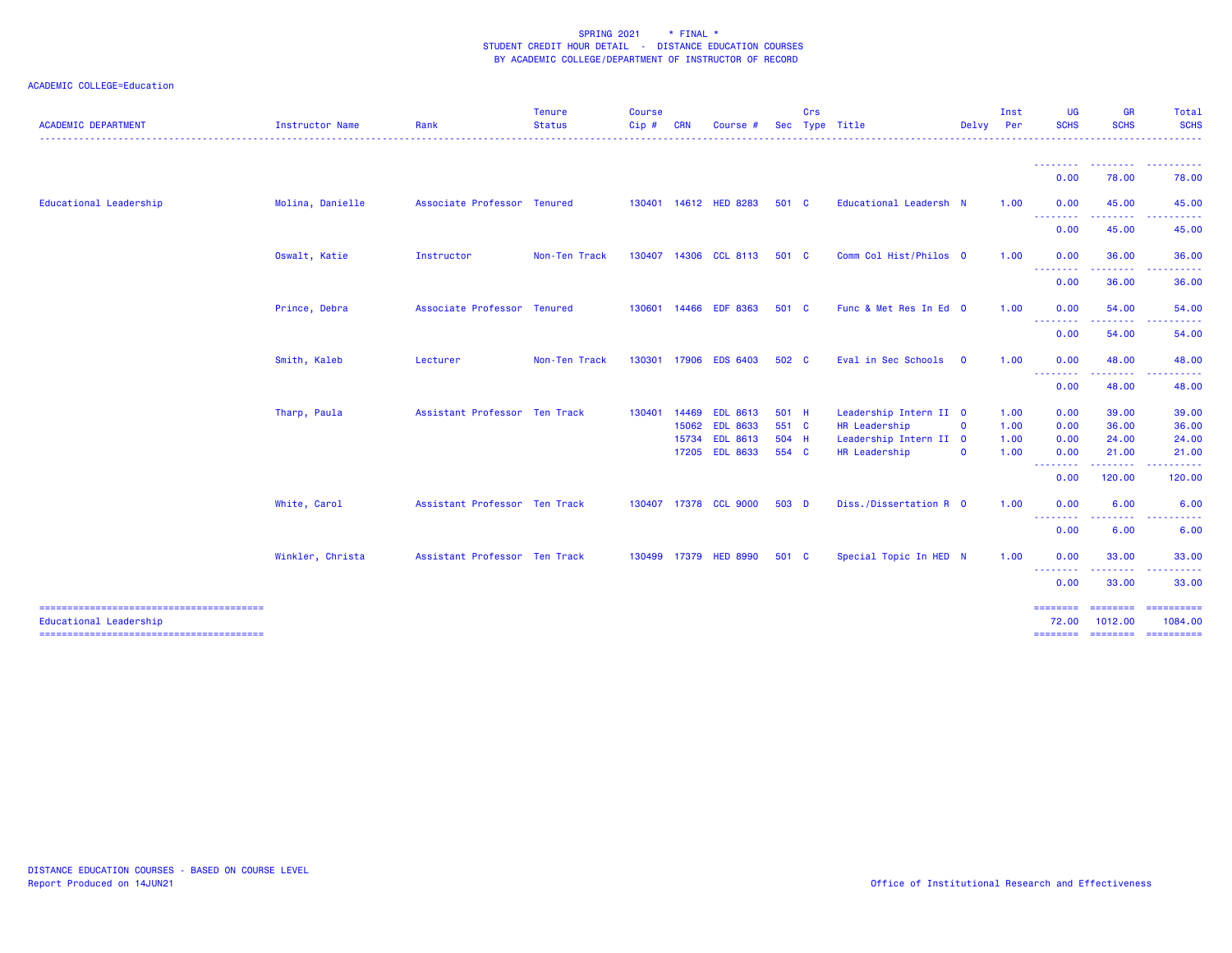SPRING 2021 * FINAL *
STUDENT CREDIT HOUR DETAIL - DISTANCE EDUCATION COURSES
BY ACADEMIC COLLEGE/DEPARTMENT OF INSTRUCTOR OF RECORD

ACADEMIC COLLEGE=Education

| ACADEMIC DEPARTMENT | Instructor Name | Rank | Tenure Status | Course Cip # | CRN | Course # | Sec | Crs Type | Title | Delvy | Inst Per | UG SCHS | GR SCHS | Total SCHS |
|---|---|---|---|---|---|---|---|---|---|---|---|---|---|---|
| | | | | | | | | | | | | 0.00 | 78.00 | 78.00 |
| Educational Leadership | Molina, Danielle | Associate Professor | Tenured | 130401 | 14612 | HED 8283 | 501 | C | Educational Leadersh | N | 1.00 | 0.00 | 45.00 | 45.00 |
| | | | | | | | | | | | | 0.00 | 45.00 | 45.00 |
| | Oswalt, Katie | Instructor | Non-Ten Track | 130407 | 14306 | CCL 8113 | 501 | C | Comm Col Hist/Philos | O | 1.00 | 0.00 | 36.00 | 36.00 |
| | | | | | | | | | | | | 0.00 | 36.00 | 36.00 |
| | Prince, Debra | Associate Professor | Tenured | 130601 | 14466 | EDF 8363 | 501 | C | Func & Met Res In Ed | O | 1.00 | 0.00 | 54.00 | 54.00 |
| | | | | | | | | | | | | 0.00 | 54.00 | 54.00 |
| | Smith, Kaleb | Lecturer | Non-Ten Track | 130301 | 17906 | EDS 6403 | 502 | C | Eval in Sec Schools | O | 1.00 | 0.00 | 48.00 | 48.00 |
| | | | | | | | | | | | | 0.00 | 48.00 | 48.00 |
| | Tharp, Paula | Assistant Professor | Ten Track | 130401 | 14469 | EDL 8613 | 501 | H | Leadership Intern II | O | 1.00 | 0.00 | 39.00 | 39.00 |
| | | | | | 15062 | EDL 8633 | 551 | C | HR Leadership | O | 1.00 | 0.00 | 36.00 | 36.00 |
| | | | | | 15734 | EDL 8613 | 504 | H | Leadership Intern II | O | 1.00 | 0.00 | 24.00 | 24.00 |
| | | | | | 17205 | EDL 8633 | 554 | C | HR Leadership | O | 1.00 | 0.00 | 21.00 | 21.00 |
| | | | | | | | | | | | | 0.00 | 120.00 | 120.00 |
| | White, Carol | Assistant Professor | Ten Track | 130407 | 17378 | CCL 9000 | 503 | D | Diss./Dissertation R | O | 1.00 | 0.00 | 6.00 | 6.00 |
| | | | | | | | | | | | | 0.00 | 6.00 | 6.00 |
| | Winkler, Christa | Assistant Professor | Ten Track | 130499 | 17379 | HED 8990 | 501 | C | Special Topic In HED | N | 1.00 | 0.00 | 33.00 | 33.00 |
| | | | | | | | | | | | | 0.00 | 33.00 | 33.00 |
| Educational Leadership | | | | | | | | | | | | 72.00 | 1012.00 | 1084.00 |

DISTANCE EDUCATION COURSES - BASED ON COURSE LEVEL
Report Produced on 14JUN21

Office of Institutional Research and Effectiveness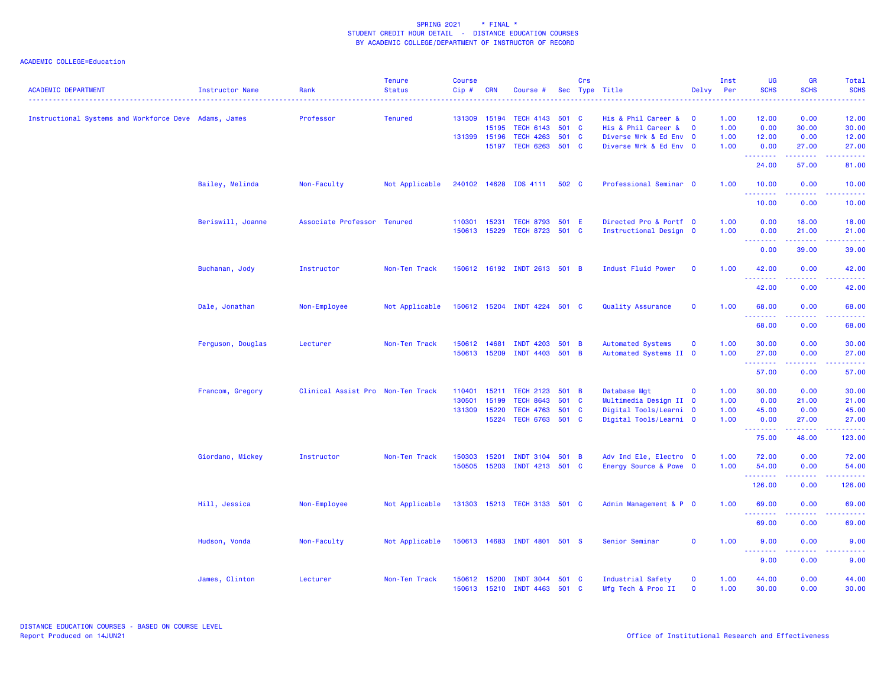SPRING 2021 * FINAL *
STUDENT CREDIT HOUR DETAIL - DISTANCE EDUCATION COURSES
BY ACADEMIC COLLEGE/DEPARTMENT OF INSTRUCTOR OF RECORD

ACADEMIC COLLEGE=Education

| ACADEMIC DEPARTMENT | Instructor Name | Rank | Tenure Status | Course Cip # | CRN | Course # | Sec | Crs Type | Title | Delvy | Inst Per | UG SCHS | GR SCHS | Total SCHS |
|---|---|---|---|---|---|---|---|---|---|---|---|---|---|---|
| Instructional Systems and Workforce Deve | Adams, James | Professor | Tenured | 131309 | 15194 | TECH 4143 | 501 | C | His & Phil Career & | O | 1.00 | 12.00 | 0.00 | 12.00 |
| | | | | | 15195 | TECH 6143 | 501 | C | His & Phil Career & | O | 1.00 | 0.00 | 30.00 | 30.00 |
| | | | | 131399 | 15196 | TECH 4263 | 501 | C | Diverse Wrk & Ed Env | O | 1.00 | 12.00 | 0.00 | 12.00 |
| | | | | | 15197 | TECH 6263 | 501 | C | Diverse Wrk & Ed Env | O | 1.00 | 0.00 | 27.00 | 27.00 |
| | | | | | | | | | | | | 24.00 | 57.00 | 81.00 |
| | Bailey, Melinda | Non-Faculty | Not Applicable | 240102 | 14628 | IDS 4111 | 502 | C | Professional Seminar | O | 1.00 | 10.00 | 0.00 | 10.00 |
| | | | | | | | | | | | | 10.00 | 0.00 | 10.00 |
| | Beriswill, Joanne | Associate Professor | Tenured | 110301 | 15231 | TECH 8793 | 501 | E | Directed Pro & Portf | O | 1.00 | 0.00 | 18.00 | 18.00 |
| | | | | 150613 | 15229 | TECH 8723 | 501 | C | Instructional Design | O | 1.00 | 0.00 | 21.00 | 21.00 |
| | | | | | | | | | | | | 0.00 | 39.00 | 39.00 |
| | Buchanan, Jody | Instructor | Non-Ten Track | 150612 | 16192 | INDT 2613 | 501 | B | Indust Fluid Power | O | 1.00 | 42.00 | 0.00 | 42.00 |
| | | | | | | | | | | | | 42.00 | 0.00 | 42.00 |
| | Dale, Jonathan | Non-Employee | Not Applicable | 150612 | 15204 | INDT 4224 | 501 | C | Quality Assurance | O | 1.00 | 68.00 | 0.00 | 68.00 |
| | | | | | | | | | | | | 68.00 | 0.00 | 68.00 |
| | Ferguson, Douglas | Lecturer | Non-Ten Track | 150612 | 14681 | INDT 4203 | 501 | B | Automated Systems | O | 1.00 | 30.00 | 0.00 | 30.00 |
| | | | | 150613 | 15209 | INDT 4403 | 501 | B | Automated Systems II | O | 1.00 | 27.00 | 0.00 | 27.00 |
| | | | | | | | | | | | | 57.00 | 0.00 | 57.00 |
| | Francom, Gregory | Clinical Assist Pro | Non-Ten Track | 110401 | 15211 | TECH 2123 | 501 | B | Database Mgt | O | 1.00 | 30.00 | 0.00 | 30.00 |
| | | | | 130501 | 15199 | TECH 8643 | 501 | C | Multimedia Design II | O | 1.00 | 0.00 | 21.00 | 21.00 |
| | | | | 131309 | 15220 | TECH 4763 | 501 | C | Digital Tools/Learni | O | 1.00 | 45.00 | 0.00 | 45.00 |
| | | | | | 15224 | TECH 6763 | 501 | C | Digital Tools/Learni | O | 1.00 | 0.00 | 27.00 | 27.00 |
| | | | | | | | | | | | | 75.00 | 48.00 | 123.00 |
| | Giordano, Mickey | Instructor | Non-Ten Track | 150303 | 15201 | INDT 3104 | 501 | B | Adv Ind Ele, Electro | O | 1.00 | 72.00 | 0.00 | 72.00 |
| | | | | 150505 | 15203 | INDT 4213 | 501 | C | Energy Source & Powe | O | 1.00 | 54.00 | 0.00 | 54.00 |
| | | | | | | | | | | | | 126.00 | 0.00 | 126.00 |
| | Hill, Jessica | Non-Employee | Not Applicable | 131303 | 15213 | TECH 3133 | 501 | C | Admin Management & P | O | 1.00 | 69.00 | 0.00 | 69.00 |
| | | | | | | | | | | | | 69.00 | 0.00 | 69.00 |
| | Hudson, Vonda | Non-Faculty | Not Applicable | 150613 | 14683 | INDT 4801 | 501 | S | Senior Seminar | O | 1.00 | 9.00 | 0.00 | 9.00 |
| | | | | | | | | | | | | 9.00 | 0.00 | 9.00 |
| | James, Clinton | Lecturer | Non-Ten Track | 150612 | 15200 | INDT 3044 | 501 | C | Industrial Safety | O | 1.00 | 44.00 | 0.00 | 44.00 |
| | | | | 150613 | 15210 | INDT 4463 | 501 | C | Mfg Tech & Proc II | O | 1.00 | 30.00 | 0.00 | 30.00 |

DISTANCE EDUCATION COURSES - BASED ON COURSE LEVEL
Report Produced on 14JUN21

Office of Institutional Research and Effectiveness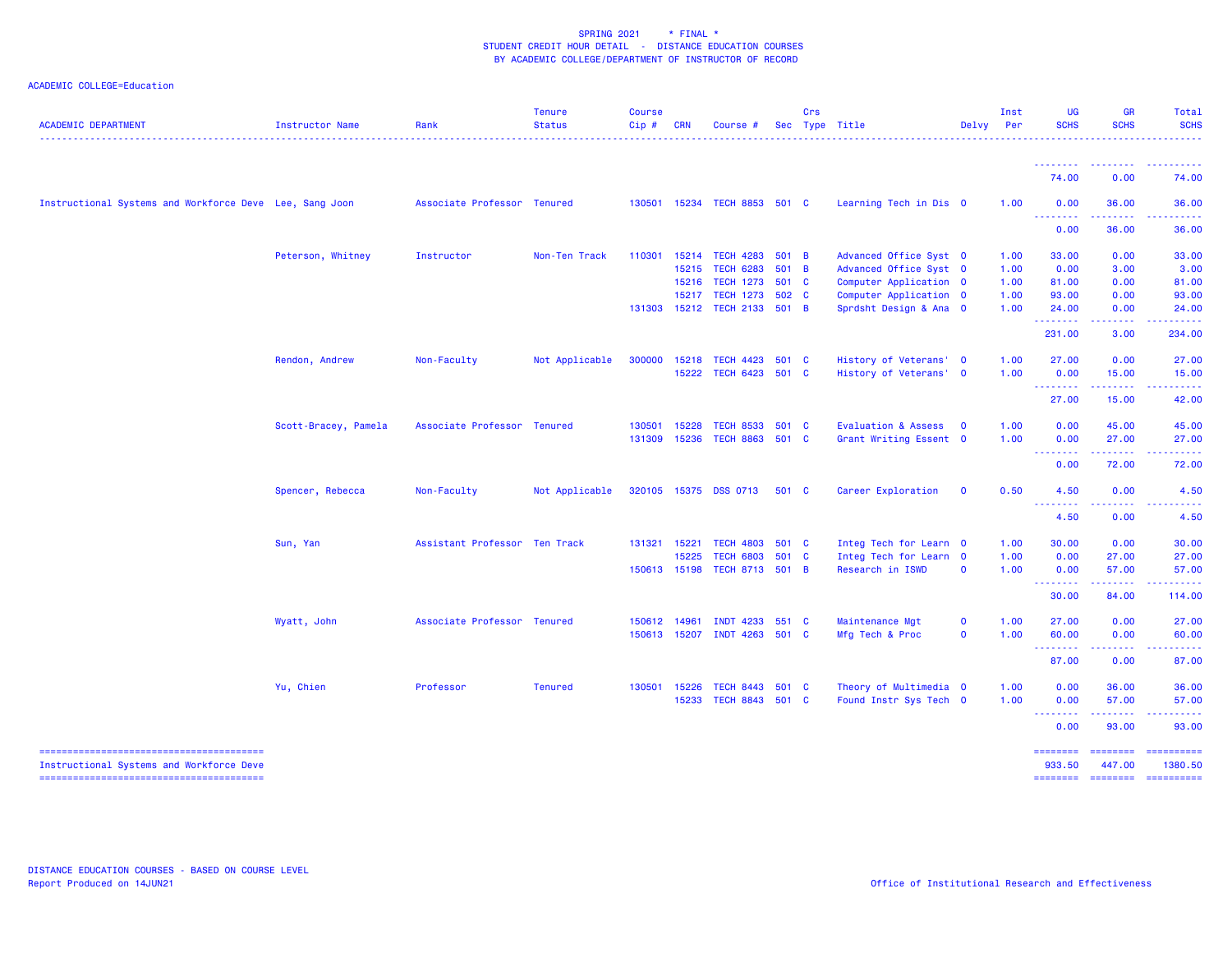SPRING 2021 * FINAL *
STUDENT CREDIT HOUR DETAIL - DISTANCE EDUCATION COURSES
BY ACADEMIC COLLEGE/DEPARTMENT OF INSTRUCTOR OF RECORD

ACADEMIC COLLEGE=Education

| ACADEMIC DEPARTMENT | Instructor Name | Rank | Tenure Status | Course Cip # | CRN | Course # | Sec | Crs Type | Title | Delvy | Inst Per | UG SCHS | GR SCHS | Total SCHS |
|---|---|---|---|---|---|---|---|---|---|---|---|---|---|---|
| | | | | | | | | | | | | 74.00 | 0.00 | 74.00 |
| Instructional Systems and Workforce Deve | Lee, Sang Joon | Associate Professor | Tenured | 130501 | 15234 | TECH 8853 | 501 | C | Learning Tech in Dis | O | 1.00 | 0.00 | 36.00 | 36.00 |
| | | | | | | | | | | | | 0.00 | 36.00 | 36.00 |
| | Peterson, Whitney | Instructor | Non-Ten Track | 110301 | 15214 | TECH 4283 | 501 | B | Advanced Office Syst | O | 1.00 | 33.00 | 0.00 | 33.00 |
| | | | | | 15215 | TECH 6283 | 501 | B | Advanced Office Syst | O | 1.00 | 0.00 | 3.00 | 3.00 |
| | | | | | 15216 | TECH 1273 | 501 | C | Computer Application | O | 1.00 | 81.00 | 0.00 | 81.00 |
| | | | | | 15217 | TECH 1273 | 502 | C | Computer Application | O | 1.00 | 93.00 | 0.00 | 93.00 |
| | | | | 131303 | 15212 | TECH 2133 | 501 | B | Sprdsht Design & Ana | O | 1.00 | 24.00 | 0.00 | 24.00 |
| | | | | | | | | | | | | 231.00 | 3.00 | 234.00 |
| | Rendon, Andrew | Non-Faculty | Not Applicable | 300000 | 15218 | TECH 4423 | 501 | C | History of Veterans' | O | 1.00 | 27.00 | 0.00 | 27.00 |
| | | | | | 15222 | TECH 6423 | 501 | C | History of Veterans' | O | 1.00 | 0.00 | 15.00 | 15.00 |
| | | | | | | | | | | | | 27.00 | 15.00 | 42.00 |
| | Scott-Bracey, Pamela | Associate Professor | Tenured | 130501 | 15228 | TECH 8533 | 501 | C | Evaluation & Assess | O | 1.00 | 0.00 | 45.00 | 45.00 |
| | | | | 131309 | 15236 | TECH 8863 | 501 | C | Grant Writing Essent | O | 1.00 | 0.00 | 27.00 | 27.00 |
| | | | | | | | | | | | | 0.00 | 72.00 | 72.00 |
| | Spencer, Rebecca | Non-Faculty | Not Applicable | 320105 | 15375 | DSS 0713 | 501 | C | Career Exploration | O | 0.50 | 4.50 | 0.00 | 4.50 |
| | | | | | | | | | | | | 4.50 | 0.00 | 4.50 |
| | Sun, Yan | Assistant Professor | Ten Track | 131321 | 15221 | TECH 4803 | 501 | C | Integ Tech for Learn | O | 1.00 | 30.00 | 0.00 | 30.00 |
| | | | | | 15225 | TECH 6803 | 501 | C | Integ Tech for Learn | O | 1.00 | 0.00 | 27.00 | 27.00 |
| | | | | 150613 | 15198 | TECH 8713 | 501 | B | Research in ISWD | O | 1.00 | 0.00 | 57.00 | 57.00 |
| | | | | | | | | | | | | 30.00 | 84.00 | 114.00 |
| | Wyatt, John | Associate Professor | Tenured | 150612 | 14961 | INDT 4233 | 551 | C | Maintenance Mgt | O | 1.00 | 27.00 | 0.00 | 27.00 |
| | | | | 150613 | 15207 | INDT 4263 | 501 | C | Mfg Tech & Proc | O | 1.00 | 60.00 | 0.00 | 60.00 |
| | | | | | | | | | | | | 87.00 | 0.00 | 87.00 |
| | Yu, Chien | Professor | Tenured | 130501 | 15226 | TECH 8443 | 501 | C | Theory of Multimedia | O | 1.00 | 0.00 | 36.00 | 36.00 |
| | | | | | 15233 | TECH 8843 | 501 | C | Found Instr Sys Tech | O | 1.00 | 0.00 | 57.00 | 57.00 |
| | | | | | | | | | | | | 0.00 | 93.00 | 93.00 |
| Instructional Systems and Workforce Deve | | | | | | | | | | | | 933.50 | 447.00 | 1380.50 |

DISTANCE EDUCATION COURSES - BASED ON COURSE LEVEL
Report Produced on 14JUN21

Office of Institutional Research and Effectiveness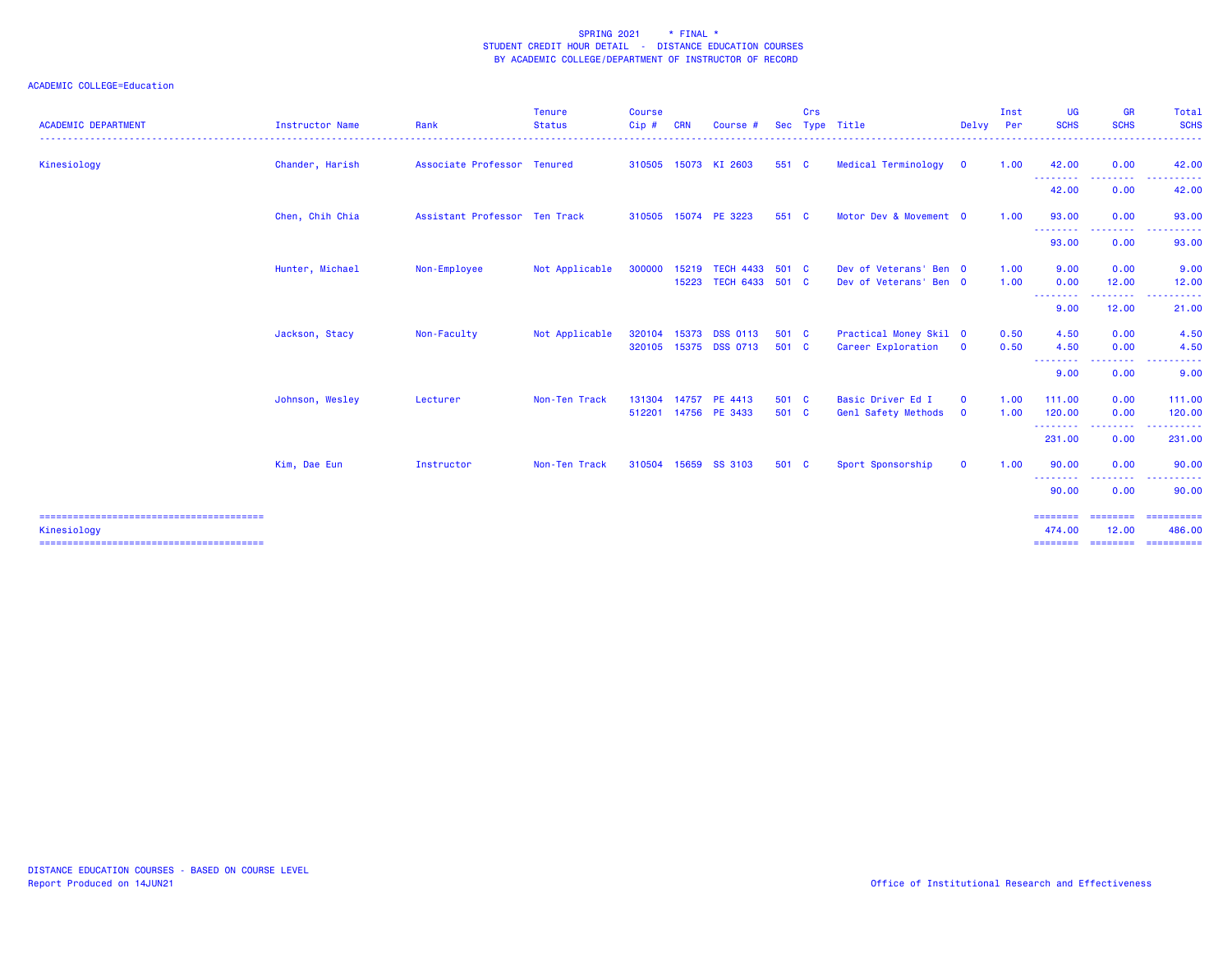SPRING 2021 * FINAL *
STUDENT CREDIT HOUR DETAIL - DISTANCE EDUCATION COURSES
BY ACADEMIC COLLEGE/DEPARTMENT OF INSTRUCTOR OF RECORD

ACADEMIC COLLEGE=Education

| ACADEMIC DEPARTMENT | Instructor Name | Rank | Tenure Status | Course Cip # | CRN | Course # | Sec | Crs Type | Title | Delvy | Inst Per | UG SCHS | GR SCHS | Total SCHS |
|---|---|---|---|---|---|---|---|---|---|---|---|---|---|---|
| Kinesiology | Chander, Harish | Associate Professor | Tenured | 310505 | 15073 | KI 2603 | 551 | C | Medical Terminology | O | 1.00 | 42.00 | 0.00 | 42.00 |
| | | | | | | | | | | | | 42.00 | 0.00 | 42.00 |
| | Chen, Chih Chia | Assistant Professor | Ten Track | 310505 | 15074 | PE 3223 | 551 | C | Motor Dev & Movement | O | 1.00 | 93.00 | 0.00 | 93.00 |
| | | | | | | | | | | | | 93.00 | 0.00 | 93.00 |
| | Hunter, Michael | Non-Employee | Not Applicable | 300000 | 15219 | TECH 4433 | 501 | C | Dev of Veterans' Ben | O | 1.00 | 9.00 | 0.00 | 9.00 |
| | | | | | 15223 | TECH 6433 | 501 | C | Dev of Veterans' Ben | O | 1.00 | 0.00 | 12.00 | 12.00 |
| | | | | | | | | | | | | 9.00 | 12.00 | 21.00 |
| | Jackson, Stacy | Non-Faculty | Not Applicable | 320104 | 15373 | DSS 0113 | 501 | C | Practical Money Skil | O | 0.50 | 4.50 | 0.00 | 4.50 |
| | | | | 320105 | 15375 | DSS 0713 | 501 | C | Career Exploration | O | 0.50 | 4.50 | 0.00 | 4.50 |
| | | | | | | | | | | | | 9.00 | 0.00 | 9.00 |
| | Johnson, Wesley | Lecturer | Non-Ten Track | 131304 | 14757 | PE 4413 | 501 | C | Basic Driver Ed I | O | 1.00 | 111.00 | 0.00 | 111.00 |
| | | | | 512201 | 14756 | PE 3433 | 501 | C | Genl Safety Methods | O | 1.00 | 120.00 | 0.00 | 120.00 |
| | | | | | | | | | | | | 231.00 | 0.00 | 231.00 |
| | Kim, Dae Eun | Instructor | Non-Ten Track | 310504 | 15659 | SS 3103 | 501 | C | Sport Sponsorship | O | 1.00 | 90.00 | 0.00 | 90.00 |
| | | | | | | | | | | | | 90.00 | 0.00 | 90.00 |
| Kinesiology | | | | | | | | | | | | 474.00 | 12.00 | 486.00 |

DISTANCE EDUCATION COURSES - BASED ON COURSE LEVEL
Report Produced on 14JUN21

Office of Institutional Research and Effectiveness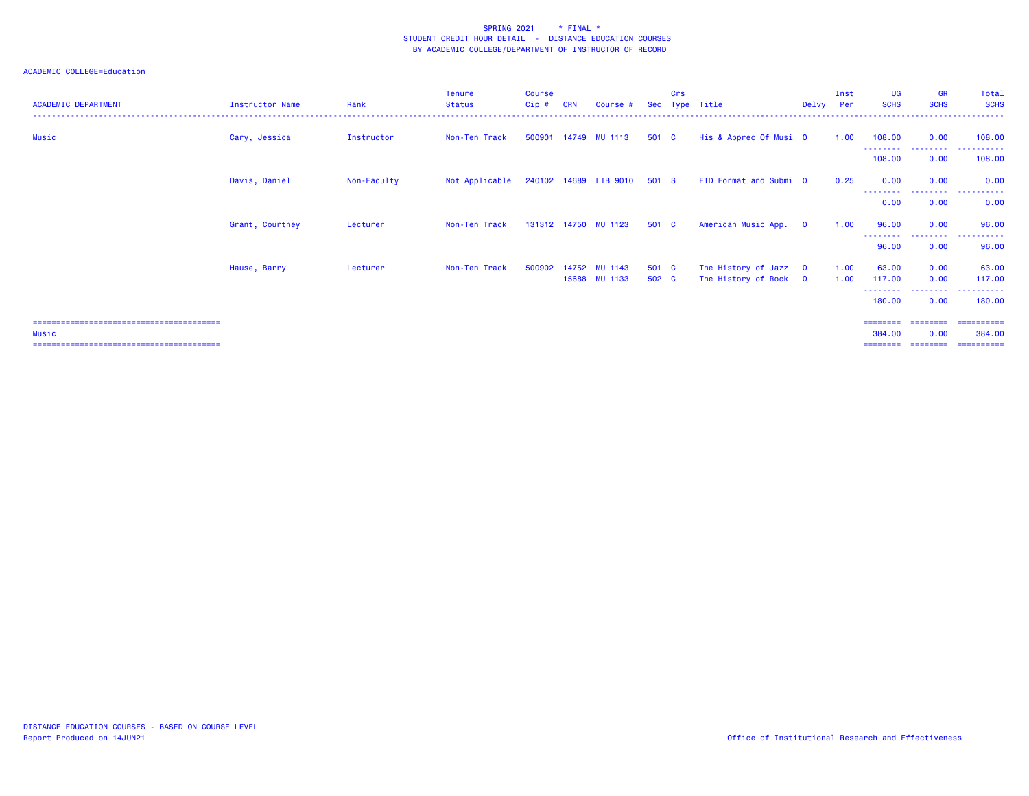SPRING 2021 * FINAL *
STUDENT CREDIT HOUR DETAIL - DISTANCE EDUCATION COURSES
BY ACADEMIC COLLEGE/DEPARTMENT OF INSTRUCTOR OF RECORD

ACADEMIC COLLEGE=Education

| ACADEMIC DEPARTMENT | Instructor Name | Rank | Tenure Status | Course Cip # | CRN | Course # | Sec | Crs Type | Title | Delvy | Inst Per | UG SCHS | GR SCHS | Total SCHS |
|---|---|---|---|---|---|---|---|---|---|---|---|---|---|---|
| Music | Cary, Jessica | Instructor | Non-Ten Track | 500901 | 14749 | MU 1113 | 501 | C | His & Apprec Of Musi | O | 1.00 | 108.00 | 0.00 | 108.00 |
| | | | | | | | | | | | | 108.00 | 0.00 | 108.00 |
| | Davis, Daniel | Non-Faculty | Not Applicable | 240102 | 14689 | LIB 9010 | 501 | S | ETD Format and Submi | O | 0.25 | 0.00 | 0.00 | 0.00 |
| | | | | | | | | | | | | 0.00 | 0.00 | 0.00 |
| | Grant, Courtney | Lecturer | Non-Ten Track | 131312 | 14750 | MU 1123 | 501 | C | American Music App. | O | 1.00 | 96.00 | 0.00 | 96.00 |
| | | | | | | | | | | | | 96.00 | 0.00 | 96.00 |
| | Hause, Barry | Lecturer | Non-Ten Track | 500902 | 14752 | MU 1143 | 501 | C | The History of Jazz | O | 1.00 | 63.00 | 0.00 | 63.00 |
| | | | | | 15688 | MU 1133 | 502 | C | The History of Rock | O | 1.00 | 117.00 | 0.00 | 117.00 |
| | | | | | | | | | | | | 180.00 | 0.00 | 180.00 |
| Music | | | | | | | | | | | | 384.00 | 0.00 | 384.00 |

DISTANCE EDUCATION COURSES - BASED ON COURSE LEVEL
Report Produced on 14JUN21

Office of Institutional Research and Effectiveness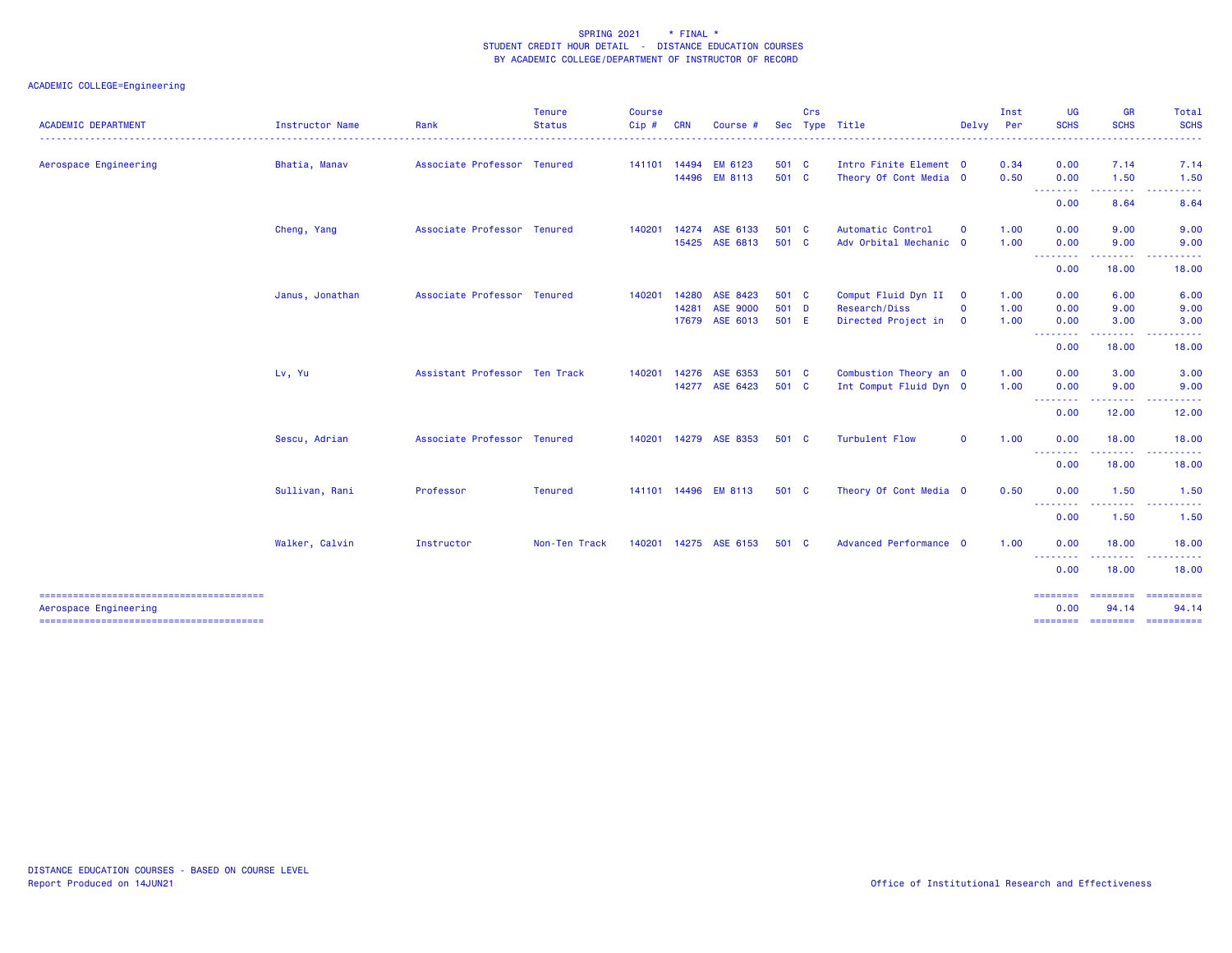SPRING 2021 * FINAL *
STUDENT CREDIT HOUR DETAIL - DISTANCE EDUCATION COURSES
BY ACADEMIC COLLEGE/DEPARTMENT OF INSTRUCTOR OF RECORD

ACADEMIC COLLEGE=Engineering

| ACADEMIC DEPARTMENT | Instructor Name | Rank | Tenure Status | Course Cip # | CRN | Course # | Sec | Crs Type | Title | Delvy | Inst Per | UG SCHS | GR SCHS | Total SCHS |
|---|---|---|---|---|---|---|---|---|---|---|---|---|---|---|
| Aerospace Engineering | Bhatia, Manav | Associate Professor | Tenured | 141101 | 14494 | EM 6123 | 501 | C | Intro Finite Element | O | 0.34 | 0.00 | 7.14 | 7.14 |
| | | | | | 14496 | EM 8113 | 501 | C | Theory Of Cont Media | O | 0.50 | 0.00 | 1.50 | 1.50 |
| | | | | | | | | | | | | 0.00 | 8.64 | 8.64 |
| | Cheng, Yang | Associate Professor | Tenured | 140201 | 14274 | ASE 6133 | 501 | C | Automatic Control | O | 1.00 | 0.00 | 9.00 | 9.00 |
| | | | | | 15425 | ASE 6813 | 501 | C | Adv Orbital Mechanic | O | 1.00 | 0.00 | 9.00 | 9.00 |
| | | | | | | | | | | | | 0.00 | 18.00 | 18.00 |
| | Janus, Jonathan | Associate Professor | Tenured | 140201 | 14280 | ASE 8423 | 501 | C | Comput Fluid Dyn II | O | 1.00 | 0.00 | 6.00 | 6.00 |
| | | | | | 14281 | ASE 9000 | 501 | D | Research/Diss | O | 1.00 | 0.00 | 9.00 | 9.00 |
| | | | | | 17679 | ASE 6013 | 501 | E | Directed Project in | O | 1.00 | 0.00 | 3.00 | 3.00 |
| | | | | | | | | | | | | 0.00 | 18.00 | 18.00 |
| | Lv, Yu | Assistant Professor | Ten Track | 140201 | 14276 | ASE 6353 | 501 | C | Combustion Theory an | O | 1.00 | 0.00 | 3.00 | 3.00 |
| | | | | | 14277 | ASE 6423 | 501 | C | Int Comput Fluid Dyn | O | 1.00 | 0.00 | 9.00 | 9.00 |
| | | | | | | | | | | | | 0.00 | 12.00 | 12.00 |
| | Sescu, Adrian | Associate Professor | Tenured | 140201 | 14279 | ASE 8353 | 501 | C | Turbulent Flow | O | 1.00 | 0.00 | 18.00 | 18.00 |
| | | | | | | | | | | | | 0.00 | 18.00 | 18.00 |
| | Sullivan, Rani | Professor | Tenured | 141101 | 14496 | EM 8113 | 501 | C | Theory Of Cont Media | O | 0.50 | 0.00 | 1.50 | 1.50 |
| | | | | | | | | | | | | 0.00 | 1.50 | 1.50 |
| | Walker, Calvin | Instructor | Non-Ten Track | 140201 | 14275 | ASE 6153 | 501 | C | Advanced Performance | O | 1.00 | 0.00 | 18.00 | 18.00 |
| | | | | | | | | | | | | 0.00 | 18.00 | 18.00 |
| Aerospace Engineering | | | | | | | | | | | | 0.00 | 94.14 | 94.14 |

DISTANCE EDUCATION COURSES - BASED ON COURSE LEVEL
Report Produced on 14JUN21

Office of Institutional Research and Effectiveness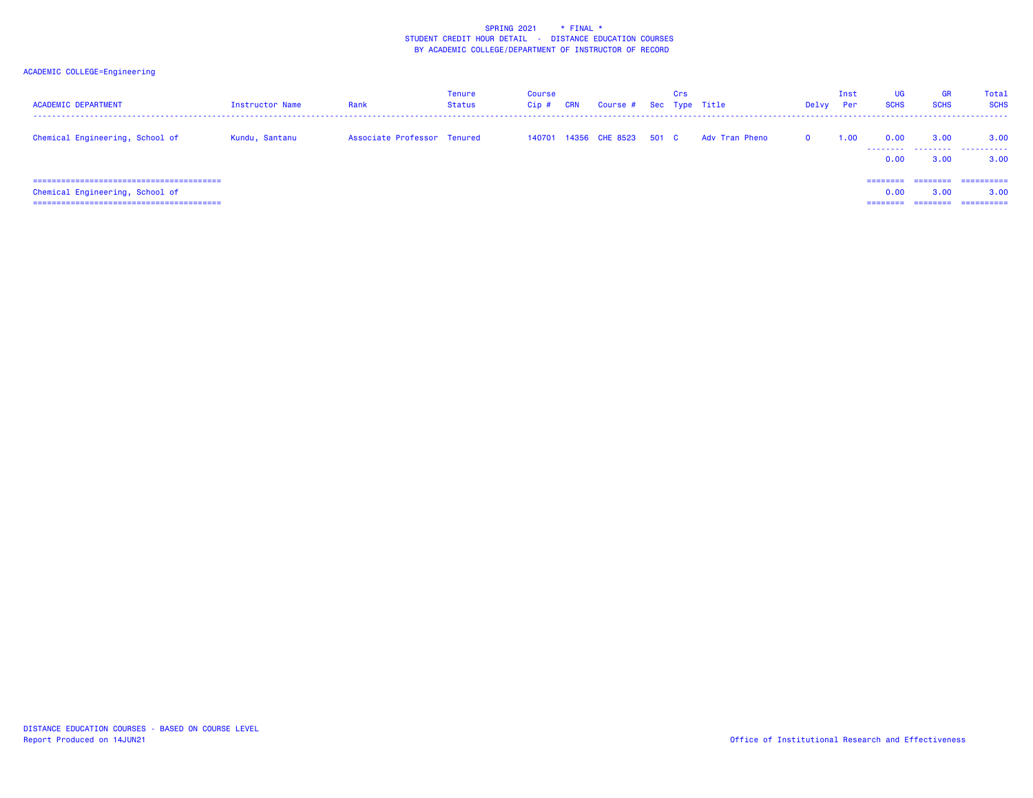SPRING 2021 * FINAL *
STUDENT CREDIT HOUR DETAIL - DISTANCE EDUCATION COURSES
BY ACADEMIC COLLEGE/DEPARTMENT OF INSTRUCTOR OF RECORD

ACADEMIC COLLEGE=Engineering

| ACADEMIC DEPARTMENT | Instructor Name | Rank | Tenure Status | Course Cip # | CRN | Course # | Sec | Crs Type | Title | Delvy | Inst Per | UG SCHS | GR SCHS | Total SCHS |
|---|---|---|---|---|---|---|---|---|---|---|---|---|---|---|
| Chemical Engineering, School of | Kundu, Santanu | Associate Professor | Tenured | 140701 | 14356 | CHE 8523 | 501 | C | Adv Tran Pheno | O | 1.00 | 0.00 | 3.00 | 3.00 |
| | | | | | | | | | | | | 0.00 | 3.00 | 3.00 |
| Chemical Engineering, School of | | | | | | | | | | | | 0.00 | 3.00 | 3.00 |

DISTANCE EDUCATION COURSES - BASED ON COURSE LEVEL
Report Produced on 14JUN21

Office of Institutional Research and Effectiveness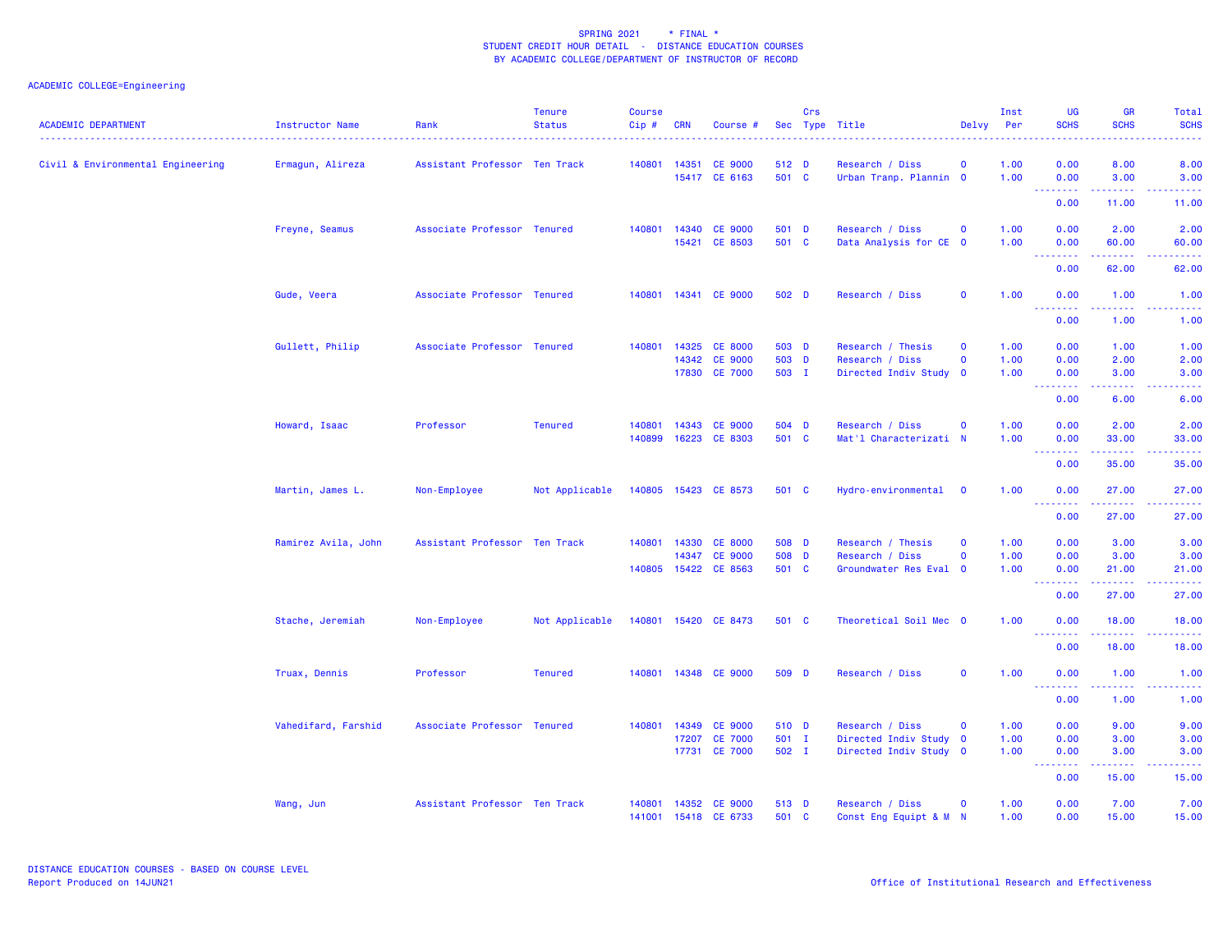SPRING 2021 * FINAL *
STUDENT CREDIT HOUR DETAIL - DISTANCE EDUCATION COURSES
BY ACADEMIC COLLEGE/DEPARTMENT OF INSTRUCTOR OF RECORD

ACADEMIC COLLEGE=Engineering

| ACADEMIC DEPARTMENT | Instructor Name | Rank | Tenure Status | Course Cip # | CRN | Course # | Sec | Crs Type | Title | Delvy | Inst Per | UG SCHS | GR SCHS | Total SCHS |
|---|---|---|---|---|---|---|---|---|---|---|---|---|---|---|
| Civil & Environmental Engineering | Ermagun, Alireza | Assistant Professor | Ten Track | 140801 | 14351 | CE 9000 | 512 | D | Research / Diss | O | 1.00 | 0.00 | 8.00 | 8.00 |
| | | | | | 15417 | CE 6163 | 501 | C | Urban Tranp. Plannin | O | 1.00 | 0.00 | 3.00 | 3.00 |
| | | | | | | | | | | | | 0.00 | 11.00 | 11.00 |
| | Freyne, Seamus | Associate Professor | Tenured | 140801 | 14340 | CE 9000 | 501 | D | Research / Diss | O | 1.00 | 0.00 | 2.00 | 2.00 |
| | | | | | 15421 | CE 8503 | 501 | C | Data Analysis for CE | O | 1.00 | 0.00 | 60.00 | 60.00 |
| | | | | | | | | | | | | 0.00 | 62.00 | 62.00 |
| | Gude, Veera | Associate Professor | Tenured | 140801 | 14341 | CE 9000 | 502 | D | Research / Diss | O | 1.00 | 0.00 | 1.00 | 1.00 |
| | | | | | | | | | | | | 0.00 | 1.00 | 1.00 |
| | Gullett, Philip | Associate Professor | Tenured | 140801 | 14325 | CE 8000 | 503 | D | Research / Thesis | O | 1.00 | 0.00 | 1.00 | 1.00 |
| | | | | | 14342 | CE 9000 | 503 | D | Research / Diss | O | 1.00 | 0.00 | 2.00 | 2.00 |
| | | | | | 17830 | CE 7000 | 503 | I | Directed Indiv Study | O | 1.00 | 0.00 | 3.00 | 3.00 |
| | | | | | | | | | | | | 0.00 | 6.00 | 6.00 |
| | Howard, Isaac | Professor | Tenured | 140801 | 14343 | CE 9000 | 504 | D | Research / Diss | O | 1.00 | 0.00 | 2.00 | 2.00 |
| | | | | 140899 | 16223 | CE 8303 | 501 | C | Mat'l Characterizati | N | 1.00 | 0.00 | 33.00 | 33.00 |
| | | | | | | | | | | | | 0.00 | 35.00 | 35.00 |
| | Martin, James L. | Non-Employee | Not Applicable | 140805 | 15423 | CE 8573 | 501 | C | Hydro-environmental | O | 1.00 | 0.00 | 27.00 | 27.00 |
| | | | | | | | | | | | | 0.00 | 27.00 | 27.00 |
| | Ramirez Avila, John | Assistant Professor | Ten Track | 140801 | 14330 | CE 8000 | 508 | D | Research / Thesis | O | 1.00 | 0.00 | 3.00 | 3.00 |
| | | | | | 14347 | CE 9000 | 508 | D | Research / Diss | O | 1.00 | 0.00 | 3.00 | 3.00 |
| | | | | 140805 | 15422 | CE 8563 | 501 | C | Groundwater Res Eval | O | 1.00 | 0.00 | 21.00 | 21.00 |
| | | | | | | | | | | | | 0.00 | 27.00 | 27.00 |
| | Stache, Jeremiah | Non-Employee | Not Applicable | 140801 | 15420 | CE 8473 | 501 | C | Theoretical Soil Mec | O | 1.00 | 0.00 | 18.00 | 18.00 |
| | | | | | | | | | | | | 0.00 | 18.00 | 18.00 |
| | Truax, Dennis | Professor | Tenured | 140801 | 14348 | CE 9000 | 509 | D | Research / Diss | O | 1.00 | 0.00 | 1.00 | 1.00 |
| | | | | | | | | | | | | 0.00 | 1.00 | 1.00 |
| | Vahedifard, Farshid | Associate Professor | Tenured | 140801 | 14349 | CE 9000 | 510 | D | Research / Diss | O | 1.00 | 0.00 | 9.00 | 9.00 |
| | | | | | 17207 | CE 7000 | 501 | I | Directed Indiv Study | O | 1.00 | 0.00 | 3.00 | 3.00 |
| | | | | | 17731 | CE 7000 | 502 | I | Directed Indiv Study | O | 1.00 | 0.00 | 3.00 | 3.00 |
| | | | | | | | | | | | | 0.00 | 15.00 | 15.00 |
| | Wang, Jun | Assistant Professor | Ten Track | 140801 | 14352 | CE 9000 | 513 | D | Research / Diss | O | 1.00 | 0.00 | 7.00 | 7.00 |
| | | | | 141001 | 15418 | CE 6733 | 501 | C | Const Eng Equipt & M | N | 1.00 | 0.00 | 15.00 | 15.00 |

DISTANCE EDUCATION COURSES - BASED ON COURSE LEVEL
Report Produced on 14JUN21

Office of Institutional Research and Effectiveness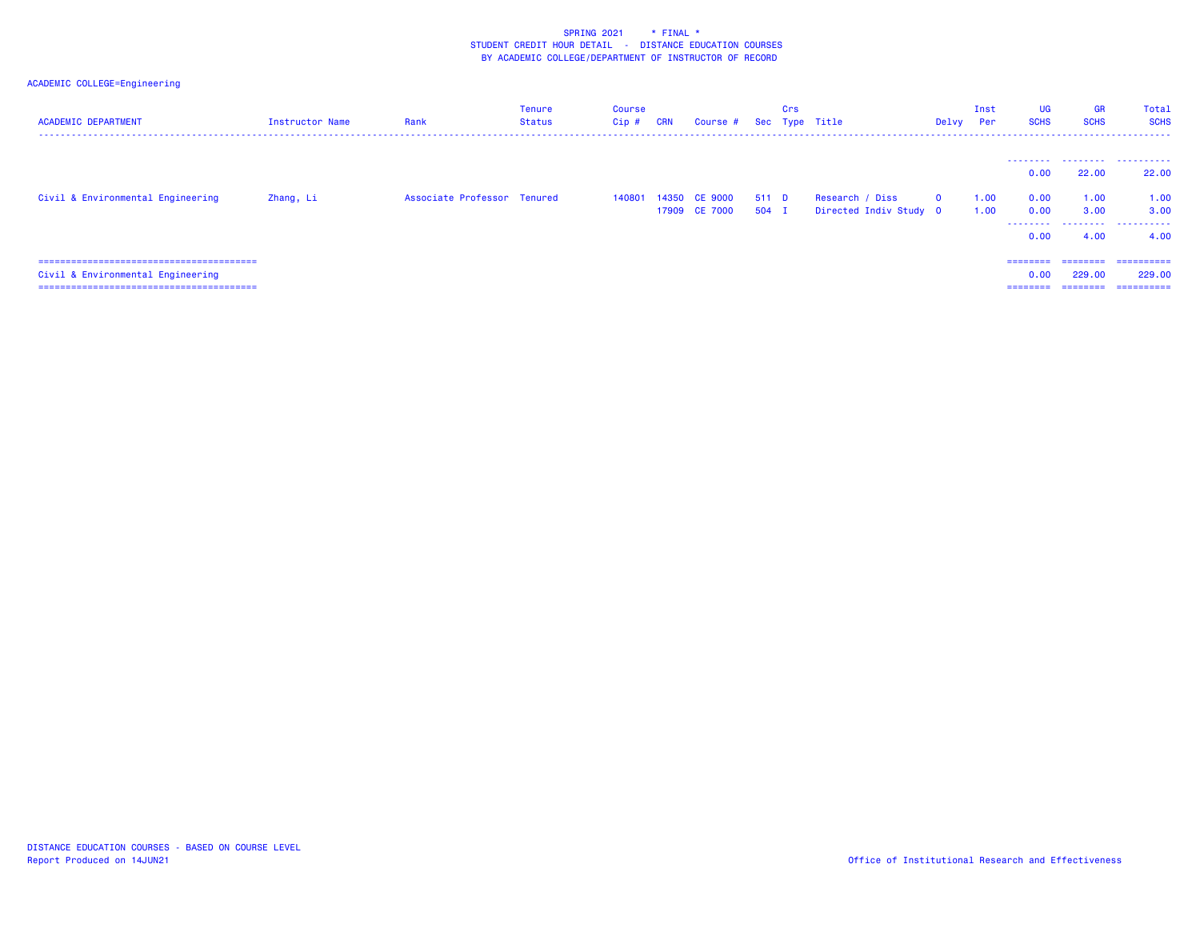SPRING 2021 * FINAL *
STUDENT CREDIT HOUR DETAIL - DISTANCE EDUCATION COURSES
BY ACADEMIC COLLEGE/DEPARTMENT OF INSTRUCTOR OF RECORD

ACADEMIC COLLEGE=Engineering

| ACADEMIC DEPARTMENT | Instructor Name | Rank | Tenure Status | Course Cip # | CRN | Course # | Sec | Crs Type | Title | Delvy | Inst Per | UG SCHS | GR SCHS | Total SCHS |
|---|---|---|---|---|---|---|---|---|---|---|---|---|---|---|
| | | | | | | | | | | | | 0.00 | 22.00 | 22.00 |
| Civil & Environmental Engineering | Zhang, Li | Associate Professor | Tenured | 140801 | 14350 | CE 9000 | 511 | D | Research / Diss | O | 1.00 | 0.00 | 1.00 | 1.00 |
| | | | | | 17909 | CE 7000 | 504 | I | Directed Indiv Study | O | 1.00 | 0.00 | 3.00 | 3.00 |
| | | | | | | | | | | | | 0.00 | 4.00 | 4.00 |
| Civil & Environmental Engineering | | | | | | | | | | | | 0.00 | 229.00 | 229.00 |

DISTANCE EDUCATION COURSES - BASED ON COURSE LEVEL
Report Produced on 14JUN21

Office of Institutional Research and Effectiveness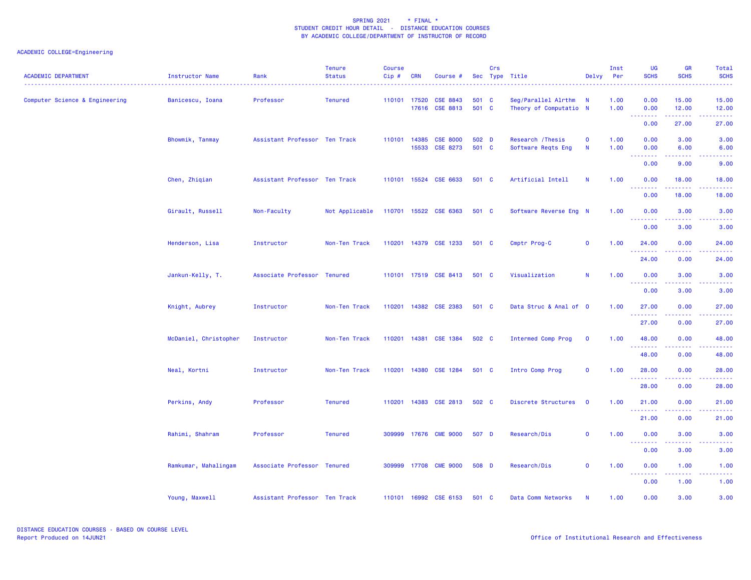SPRING 2021 * FINAL *
STUDENT CREDIT HOUR DETAIL - DISTANCE EDUCATION COURSES
BY ACADEMIC COLLEGE/DEPARTMENT OF INSTRUCTOR OF RECORD

ACADEMIC COLLEGE=Engineering

| ACADEMIC DEPARTMENT | Instructor Name | Rank | Tenure Status | Course Cip # | CRN | Course # | Sec | Crs Type | Title | Delvy | Inst Per | UG SCHS | GR SCHS | Total SCHS |
|---|---|---|---|---|---|---|---|---|---|---|---|---|---|---|
| Computer Science & Engineering | Banicescu, Ioana | Professor | Tenured | 110101 | 17520 | CSE 8843 | 501 | C | Seg/Parallel Alrthm | N | 1.00 | 0.00 | 15.00 | 15.00 |
| | | | | | 17616 | CSE 8813 | 501 | C | Theory of Computatio | N | 1.00 | 0.00 | 12.00 | 12.00 |
| | | | | | | | | | | | | 0.00 | 27.00 | 27.00 |
| | Bhowmik, Tanmay | Assistant Professor | Ten Track | 110101 | 14385 | CSE 8000 | 502 | D | Research /Thesis | O | 1.00 | 0.00 | 3.00 | 3.00 |
| | | | | | 15533 | CSE 8273 | 501 | C | Software Reqts Eng | N | 1.00 | 0.00 | 6.00 | 6.00 |
| | | | | | | | | | | | | 0.00 | 9.00 | 9.00 |
| | Chen, Zhiqian | Assistant Professor | Ten Track | 110101 | 15524 | CSE 6633 | 501 | C | Artificial Intell | N | 1.00 | 0.00 | 18.00 | 18.00 |
| | | | | | | | | | | | | 0.00 | 18.00 | 18.00 |
| | Girault, Russell | Non-Faculty | Not Applicable | 110701 | 15522 | CSE 6363 | 501 | C | Software Reverse Eng | N | 1.00 | 0.00 | 3.00 | 3.00 |
| | | | | | | | | | | | | 0.00 | 3.00 | 3.00 |
| | Henderson, Lisa | Instructor | Non-Ten Track | 110201 | 14379 | CSE 1233 | 501 | C | Cmptr Prog-C | O | 1.00 | 24.00 | 0.00 | 24.00 |
| | | | | | | | | | | | | 24.00 | 0.00 | 24.00 |
| | Jankun-Kelly, T. | Associate Professor | Tenured | 110101 | 17519 | CSE 8413 | 501 | C | Visualization | N | 1.00 | 0.00 | 3.00 | 3.00 |
| | | | | | | | | | | | | 0.00 | 3.00 | 3.00 |
| | Knight, Aubrey | Instructor | Non-Ten Track | 110201 | 14382 | CSE 2383 | 501 | C | Data Struc & Anal of | O | 1.00 | 27.00 | 0.00 | 27.00 |
| | | | | | | | | | | | | 27.00 | 0.00 | 27.00 |
| | McDaniel, Christopher | Instructor | Non-Ten Track | 110201 | 14381 | CSE 1384 | 502 | C | Intermed Comp Prog | O | 1.00 | 48.00 | 0.00 | 48.00 |
| | | | | | | | | | | | | 48.00 | 0.00 | 48.00 |
| | Neal, Kortni | Instructor | Non-Ten Track | 110201 | 14380 | CSE 1284 | 501 | C | Intro Comp Prog | O | 1.00 | 28.00 | 0.00 | 28.00 |
| | | | | | | | | | | | | 28.00 | 0.00 | 28.00 |
| | Perkins, Andy | Professor | Tenured | 110201 | 14383 | CSE 2813 | 502 | C | Discrete Structures | O | 1.00 | 21.00 | 0.00 | 21.00 |
| | | | | | | | | | | | | 21.00 | 0.00 | 21.00 |
| | Rahimi, Shahram | Professor | Tenured | 309999 | 17676 | CME 9000 | 507 | D | Research/Dis | O | 1.00 | 0.00 | 3.00 | 3.00 |
| | | | | | | | | | | | | 0.00 | 3.00 | 3.00 |
| | Ramkumar, Mahalingam | Associate Professor | Tenured | 309999 | 17708 | CME 9000 | 508 | D | Research/Dis | O | 1.00 | 0.00 | 1.00 | 1.00 |
| | | | | | | | | | | | | 0.00 | 1.00 | 1.00 |
| | Young, Maxwell | Assistant Professor | Ten Track | 110101 | 16992 | CSE 6153 | 501 | C | Data Comm Networks | N | 1.00 | 0.00 | 3.00 | 3.00 |

DISTANCE EDUCATION COURSES - BASED ON COURSE LEVEL
Report Produced on 14JUN21

Office of Institutional Research and Effectiveness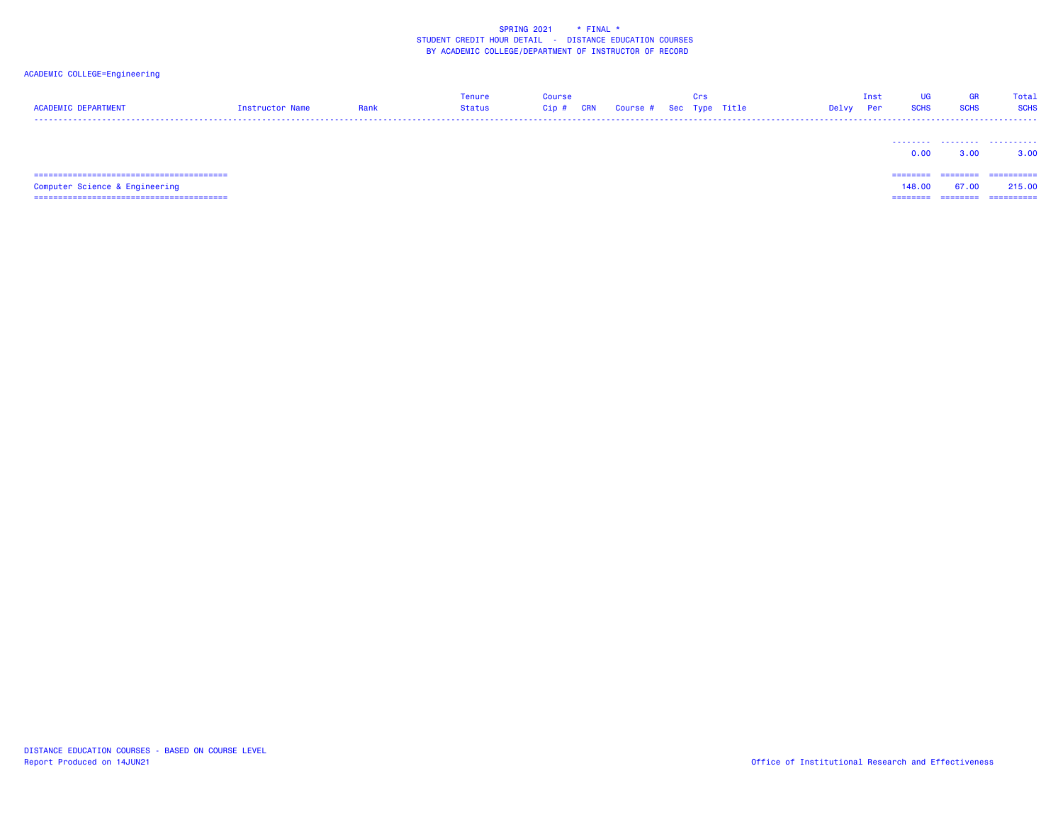SPRING 2021 * FINAL *
STUDENT CREDIT HOUR DETAIL - DISTANCE EDUCATION COURSES
BY ACADEMIC COLLEGE/DEPARTMENT OF INSTRUCTOR OF RECORD

ACADEMIC COLLEGE=Engineering

| ACADEMIC DEPARTMENT | Instructor Name | Rank | Tenure Status | Course Cip # | CRN | Course # | Sec | Crs Type | Title | Delvy | Inst Per | UG SCHS | GR SCHS | Total SCHS |
|---|---|---|---|---|---|---|---|---|---|---|---|---|---|---|
| | | | | | | | | | | | | 0.00 | 3.00 | 3.00 |
| Computer Science & Engineering | | | | | | | | | | | | 148.00 | 67.00 | 215.00 |

DISTANCE EDUCATION COURSES - BASED ON COURSE LEVEL
Report Produced on 14JUN21

Office of Institutional Research and Effectiveness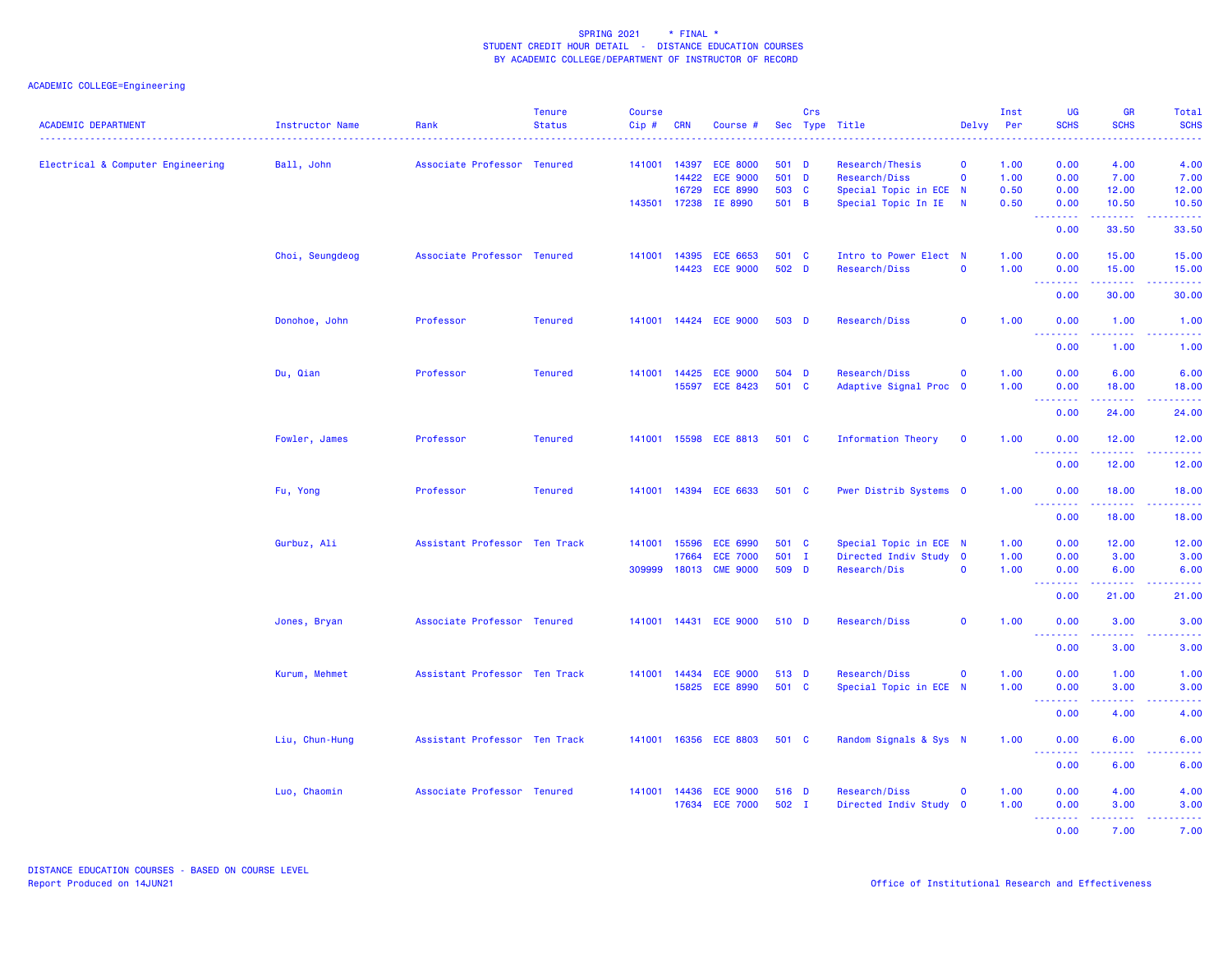SPRING 2021 * FINAL *
STUDENT CREDIT HOUR DETAIL - DISTANCE EDUCATION COURSES
BY ACADEMIC COLLEGE/DEPARTMENT OF INSTRUCTOR OF RECORD

ACADEMIC COLLEGE=Engineering

| ACADEMIC DEPARTMENT | Instructor Name | Rank | Tenure Status | Course Cip # | CRN | Course # | Sec | Crs Type | Title | Delvy | Inst Per | UG SCHS | GR SCHS | Total SCHS |
|---|---|---|---|---|---|---|---|---|---|---|---|---|---|---|
| Electrical & Computer Engineering | Ball, John | Associate Professor | Tenured | 141001 | 14397 | ECE 8000 | 501 | D | Research/Thesis | O | 1.00 | 0.00 | 4.00 | 4.00 |
| | | | | | 14422 | ECE 9000 | 501 | D | Research/Diss | O | 1.00 | 0.00 | 7.00 | 7.00 |
| | | | | | 16729 | ECE 8990 | 503 | C | Special Topic in ECE | N | 0.50 | 0.00 | 12.00 | 12.00 |
| | | | | 143501 | 17238 | IE 8990 | 501 | B | Special Topic In IE | N | 0.50 | 0.00 | 10.50 | 10.50 |
| | | | | | | | | | | | | 0.00 | 33.50 | 33.50 |
| | Choi, Seungdeog | Associate Professor | Tenured | 141001 | 14395 | ECE 6653 | 501 | C | Intro to Power Elect | N | 1.00 | 0.00 | 15.00 | 15.00 |
| | | | | | 14423 | ECE 9000 | 502 | D | Research/Diss | O | 1.00 | 0.00 | 15.00 | 15.00 |
| | | | | | | | | | | | | 0.00 | 30.00 | 30.00 |
| | Donohoe, John | Professor | Tenured | 141001 | 14424 | ECE 9000 | 503 | D | Research/Diss | O | 1.00 | 0.00 | 1.00 | 1.00 |
| | | | | | | | | | | | | 0.00 | 1.00 | 1.00 |
| | Du, Qian | Professor | Tenured | 141001 | 14425 | ECE 9000 | 504 | D | Research/Diss | O | 1.00 | 0.00 | 6.00 | 6.00 |
| | | | | | 15597 | ECE 8423 | 501 | C | Adaptive Signal Proc | O | 1.00 | 0.00 | 18.00 | 18.00 |
| | | | | | | | | | | | | 0.00 | 24.00 | 24.00 |
| | Fowler, James | Professor | Tenured | 141001 | 15598 | ECE 8813 | 501 | C | Information Theory | O | 1.00 | 0.00 | 12.00 | 12.00 |
| | | | | | | | | | | | | 0.00 | 12.00 | 12.00 |
| | Fu, Yong | Professor | Tenured | 141001 | 14394 | ECE 6633 | 501 | C | Pwer Distrib Systems | O | 1.00 | 0.00 | 18.00 | 18.00 |
| | | | | | | | | | | | | 0.00 | 18.00 | 18.00 |
| | Gurbuz, Ali | Assistant Professor | Ten Track | 141001 | 15596 | ECE 6990 | 501 | C | Special Topic in ECE | N | 1.00 | 0.00 | 12.00 | 12.00 |
| | | | | | 17664 | ECE 7000 | 501 | I | Directed Indiv Study | O | 1.00 | 0.00 | 3.00 | 3.00 |
| | | | | 309999 | 18013 | CME 9000 | 509 | D | Research/Dis | O | 1.00 | 0.00 | 6.00 | 6.00 |
| | | | | | | | | | | | | 0.00 | 21.00 | 21.00 |
| | Jones, Bryan | Associate Professor | Tenured | 141001 | 14431 | ECE 9000 | 510 | D | Research/Diss | O | 1.00 | 0.00 | 3.00 | 3.00 |
| | | | | | | | | | | | | 0.00 | 3.00 | 3.00 |
| | Kurum, Mehmet | Assistant Professor | Ten Track | 141001 | 14434 | ECE 9000 | 513 | D | Research/Diss | O | 1.00 | 0.00 | 1.00 | 1.00 |
| | | | | | 15825 | ECE 8990 | 501 | C | Special Topic in ECE | N | 1.00 | 0.00 | 3.00 | 3.00 |
| | | | | | | | | | | | | 0.00 | 4.00 | 4.00 |
| | Liu, Chun-Hung | Assistant Professor | Ten Track | 141001 | 16356 | ECE 8803 | 501 | C | Random Signals & Sys | N | 1.00 | 0.00 | 6.00 | 6.00 |
| | | | | | | | | | | | | 0.00 | 6.00 | 6.00 |
| | Luo, Chaomin | Associate Professor | Tenured | 141001 | 14436 | ECE 9000 | 516 | D | Research/Diss | O | 1.00 | 0.00 | 4.00 | 4.00 |
| | | | | | 17634 | ECE 7000 | 502 | I | Directed Indiv Study | O | 1.00 | 0.00 | 3.00 | 3.00 |
| | | | | | | | | | | | | 0.00 | 7.00 | 7.00 |

DISTANCE EDUCATION COURSES - BASED ON COURSE LEVEL
Report Produced on 14JUN21

Office of Institutional Research and Effectiveness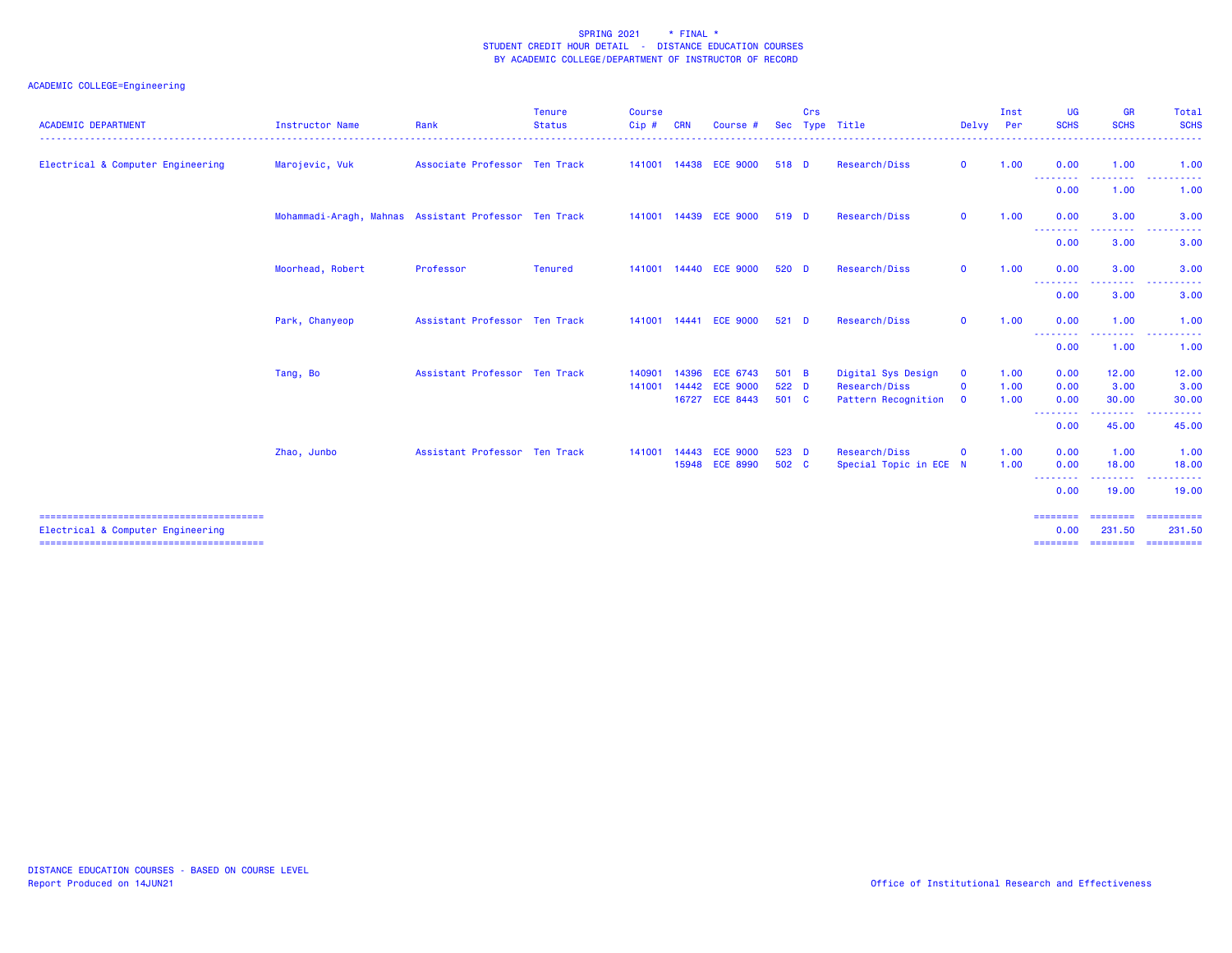SPRING 2021 * FINAL *
STUDENT CREDIT HOUR DETAIL - DISTANCE EDUCATION COURSES
BY ACADEMIC COLLEGE/DEPARTMENT OF INSTRUCTOR OF RECORD

ACADEMIC COLLEGE=Engineering

| ACADEMIC DEPARTMENT | Instructor Name | Rank | Tenure Status | Course Cip # | CRN | Course # | Sec | Crs Type | Title | Delvy | Inst Per | UG SCHS | GR SCHS | Total SCHS |
|---|---|---|---|---|---|---|---|---|---|---|---|---|---|---|
| Electrical & Computer Engineering | Marojevic, Vuk | Associate Professor | Ten Track | 141001 | 14438 | ECE 9000 | 518 | D | Research/Diss | O | 1.00 | 0.00 | 1.00 | 1.00 |
| | | | | | | | | | | | | 0.00 | 1.00 | 1.00 |
| | Mohammadi-Aragh, Mahnas | Assistant Professor | Ten Track | 141001 | 14439 | ECE 9000 | 519 | D | Research/Diss | O | 1.00 | 0.00 | 3.00 | 3.00 |
| | | | | | | | | | | | | 0.00 | 3.00 | 3.00 |
| | Moorhead, Robert | Professor | Tenured | 141001 | 14440 | ECE 9000 | 520 | D | Research/Diss | O | 1.00 | 0.00 | 3.00 | 3.00 |
| | | | | | | | | | | | | 0.00 | 3.00 | 3.00 |
| | Park, Chanyeop | Assistant Professor | Ten Track | 141001 | 14441 | ECE 9000 | 521 | D | Research/Diss | O | 1.00 | 0.00 | 1.00 | 1.00 |
| | | | | | | | | | | | | 0.00 | 1.00 | 1.00 |
| | Tang, Bo | Assistant Professor | Ten Track | 140901 | 14396 | ECE 6743 | 501 | B | Digital Sys Design | O | 1.00 | 0.00 | 12.00 | 12.00 |
| | | | | 141001 | 14442 | ECE 9000 | 522 | D | Research/Diss | O | 1.00 | 0.00 | 3.00 | 3.00 |
| | | | | | 16727 | ECE 8443 | 501 | C | Pattern Recognition | O | 1.00 | 0.00 | 30.00 | 30.00 |
| | | | | | | | | | | | | 0.00 | 45.00 | 45.00 |
| | Zhao, Junbo | Assistant Professor | Ten Track | 141001 | 14443 | ECE 9000 | 523 | D | Research/Diss | O | 1.00 | 0.00 | 1.00 | 1.00 |
| | | | | | 15948 | ECE 8990 | 502 | C | Special Topic in ECE | N | 1.00 | 0.00 | 18.00 | 18.00 |
| | | | | | | | | | | | | 0.00 | 19.00 | 19.00 |
| Electrical & Computer Engineering | | | | | | | | | | | | 0.00 | 231.50 | 231.50 |

DISTANCE EDUCATION COURSES - BASED ON COURSE LEVEL
Report Produced on 14JUN21

Office of Institutional Research and Effectiveness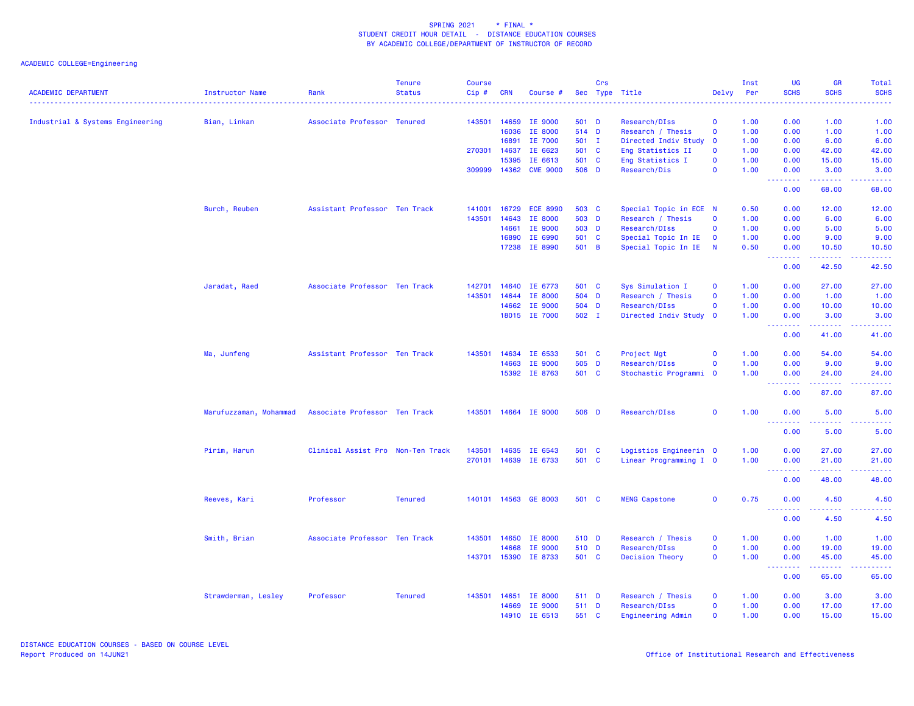SPRING 2021 * FINAL *
STUDENT CREDIT HOUR DETAIL - DISTANCE EDUCATION COURSES
BY ACADEMIC COLLEGE/DEPARTMENT OF INSTRUCTOR OF RECORD

ACADEMIC COLLEGE=Engineering

| ACADEMIC DEPARTMENT | Instructor Name | Rank | Tenure Status | Course Cip # | CRN | Course # | Sec | Crs Type | Title | Delvy | Inst Per | UG SCHS | GR SCHS | Total SCHS |
|---|---|---|---|---|---|---|---|---|---|---|---|---|---|---|
| Industrial & Systems Engineering | Bian, Linkan | Associate Professor | Tenured | 143501 | 14659 | IE 9000 | 501 | D | Research/DIss | O | 1.00 | 0.00 | 1.00 | 1.00 |
| | | | | | 16036 | IE 8000 | 514 | D | Research / Thesis | O | 1.00 | 0.00 | 1.00 | 1.00 |
| | | | | | 16891 | IE 7000 | 501 | I | Directed Indiv Study | O | 1.00 | 0.00 | 6.00 | 6.00 |
| | | | | 270301 | 14637 | IE 6623 | 501 | C | Eng Statistics II | O | 1.00 | 0.00 | 42.00 | 42.00 |
| | | | | | 15395 | IE 6613 | 501 | C | Eng Statistics I | O | 1.00 | 0.00 | 15.00 | 15.00 |
| | | | | 309999 | 14362 | CME 9000 | 506 | D | Research/Dis | O | 1.00 | 0.00 | 3.00 | 3.00 |
| | | | | | | | | | | | | 0.00 | 68.00 | 68.00 |
| | Burch, Reuben | Assistant Professor | Ten Track | 141001 | 16729 | ECE 8990 | 503 | C | Special Topic in ECE | N | 0.50 | 0.00 | 12.00 | 12.00 |
| | | | | 143501 | 14643 | IE 8000 | 503 | D | Research / Thesis | O | 1.00 | 0.00 | 6.00 | 6.00 |
| | | | | | 14661 | IE 9000 | 503 | D | Research/DIss | O | 1.00 | 0.00 | 5.00 | 5.00 |
| | | | | | 16890 | IE 6990 | 501 | C | Special Topic In IE | O | 1.00 | 0.00 | 9.00 | 9.00 |
| | | | | | 17238 | IE 8990 | 501 | B | Special Topic In IE | N | 0.50 | 0.00 | 10.50 | 10.50 |
| | | | | | | | | | | | | 0.00 | 42.50 | 42.50 |
| | Jaradat, Raed | Associate Professor | Ten Track | 142701 | 14640 | IE 6773 | 501 | C | Sys Simulation I | O | 1.00 | 0.00 | 27.00 | 27.00 |
| | | | | 143501 | 14644 | IE 8000 | 504 | D | Research / Thesis | O | 1.00 | 0.00 | 1.00 | 1.00 |
| | | | | | 14662 | IE 9000 | 504 | D | Research/DIss | O | 1.00 | 0.00 | 10.00 | 10.00 |
| | | | | | 18015 | IE 7000 | 502 | I | Directed Indiv Study | O | 1.00 | 0.00 | 3.00 | 3.00 |
| | | | | | | | | | | | | 0.00 | 41.00 | 41.00 |
| | Ma, Junfeng | Assistant Professor | Ten Track | 143501 | 14634 | IE 6533 | 501 | C | Project Mgt | O | 1.00 | 0.00 | 54.00 | 54.00 |
| | | | | | 14663 | IE 9000 | 505 | D | Research/DIss | O | 1.00 | 0.00 | 9.00 | 9.00 |
| | | | | | 15392 | IE 8763 | 501 | C | Stochastic Programmi | O | 1.00 | 0.00 | 24.00 | 24.00 |
| | | | | | | | | | | | | 0.00 | 87.00 | 87.00 |
| | Marufuzzaman, Mohammad | Associate Professor | Ten Track | 143501 | 14664 | IE 9000 | 506 | D | Research/DIss | O | 1.00 | 0.00 | 5.00 | 5.00 |
| | | | | | | | | | | | | 0.00 | 5.00 | 5.00 |
| | Pirim, Harun | Clinical Assist Pro | Non-Ten Track | 143501 | 14635 | IE 6543 | 501 | C | Logistics Engineerin | O | 1.00 | 0.00 | 27.00 | 27.00 |
| | | | | 270101 | 14639 | IE 6733 | 501 | C | Linear Programming I | O | 1.00 | 0.00 | 21.00 | 21.00 |
| | | | | | | | | | | | | 0.00 | 48.00 | 48.00 |
| | Reeves, Kari | Professor | Tenured | 140101 | 14563 | GE 8003 | 501 | C | MENG Capstone | O | 0.75 | 0.00 | 4.50 | 4.50 |
| | | | | | | | | | | | | 0.00 | 4.50 | 4.50 |
| | Smith, Brian | Associate Professor | Ten Track | 143501 | 14650 | IE 8000 | 510 | D | Research / Thesis | O | 1.00 | 0.00 | 1.00 | 1.00 |
| | | | | | 14668 | IE 9000 | 510 | D | Research/DIss | O | 1.00 | 0.00 | 19.00 | 19.00 |
| | | | | 143701 | 15390 | IE 8733 | 501 | C | Decision Theory | O | 1.00 | 0.00 | 45.00 | 45.00 |
| | | | | | | | | | | | | 0.00 | 65.00 | 65.00 |
| | Strawderman, Lesley | Professor | Tenured | 143501 | 14651 | IE 8000 | 511 | D | Research / Thesis | O | 1.00 | 0.00 | 3.00 | 3.00 |
| | | | | | 14669 | IE 9000 | 511 | D | Research/DIss | O | 1.00 | 0.00 | 17.00 | 17.00 |
| | | | | | 14910 | IE 6513 | 551 | C | Engineering Admin | O | 1.00 | 0.00 | 15.00 | 15.00 |

DISTANCE EDUCATION COURSES - BASED ON COURSE LEVEL
Report Produced on 14JUN21

Office of Institutional Research and Effectiveness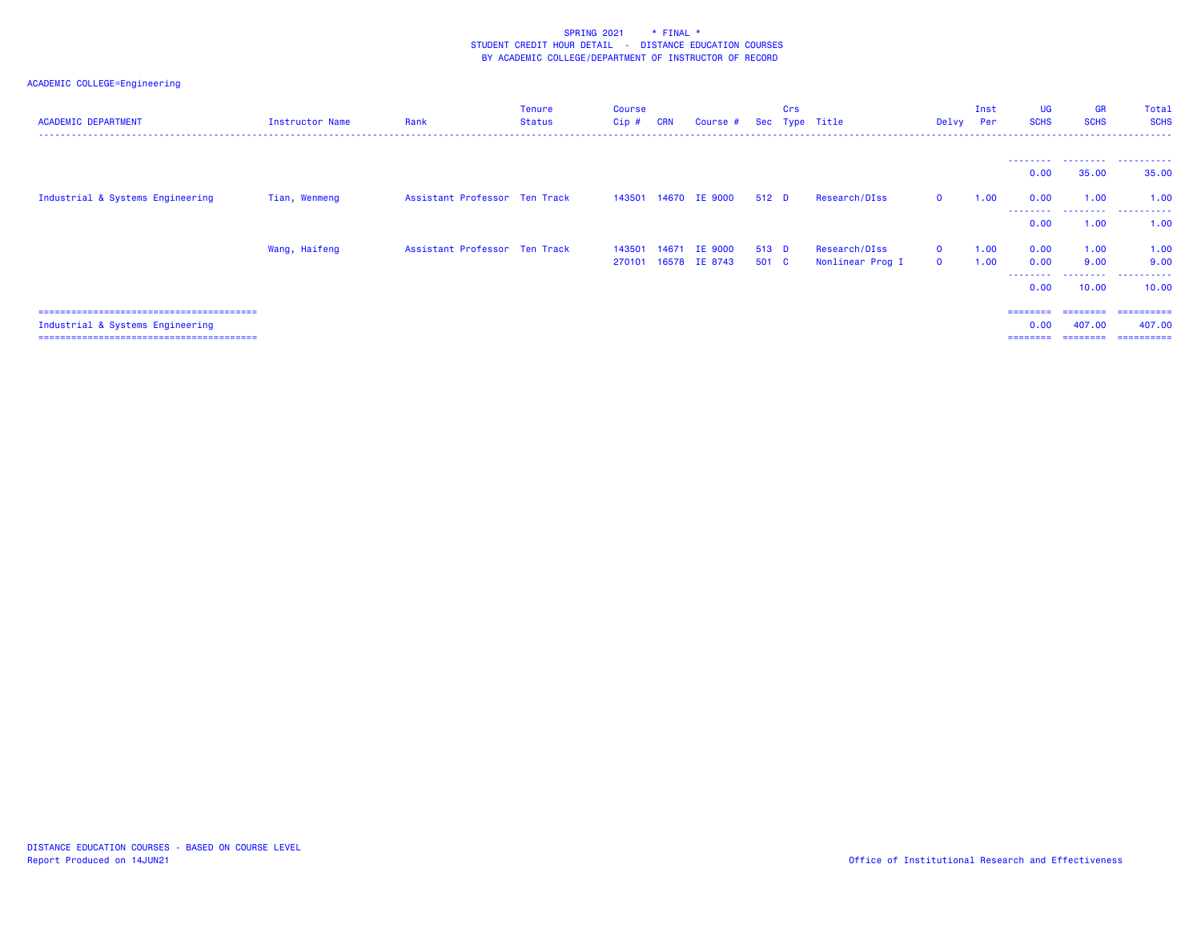SPRING 2021 * FINAL *
STUDENT CREDIT HOUR DETAIL - DISTANCE EDUCATION COURSES
BY ACADEMIC COLLEGE/DEPARTMENT OF INSTRUCTOR OF RECORD

ACADEMIC COLLEGE=Engineering

| ACADEMIC DEPARTMENT | Instructor Name | Rank | Tenure Status | Course Cip # | CRN | Course # | Sec | Crs Type | Title | Delvy | Inst Per | UG SCHS | GR SCHS | Total SCHS |
|---|---|---|---|---|---|---|---|---|---|---|---|---|---|---|
| | | | | | | | | | | | | 0.00 | 35.00 | 35.00 |
| Industrial & Systems Engineering | Tian, Wenmeng | Assistant Professor | Ten Track | 143501 | 14670 | IE 9000 | 512 | D | Research/DIss | O | 1.00 | 0.00 | 1.00 | 1.00 |
| | | | | | | | | | | | | 0.00 | 1.00 | 1.00 |
| | Wang, Haifeng | Assistant Professor | Ten Track | 143501 | 14671 | IE 9000 | 513 | D | Research/DIss | O | 1.00 | 0.00 | 1.00 | 1.00 |
| | | | | 270101 | 16578 | IE 8743 | 501 | C | Nonlinear Prog I | O | 1.00 | 0.00 | 9.00 | 9.00 |
| | | | | | | | | | | | | 0.00 | 10.00 | 10.00 |
| Industrial & Systems Engineering | | | | | | | | | | | | 0.00 | 407.00 | 407.00 |

DISTANCE EDUCATION COURSES - BASED ON COURSE LEVEL
Report Produced on 14JUN21

Office of Institutional Research and Effectiveness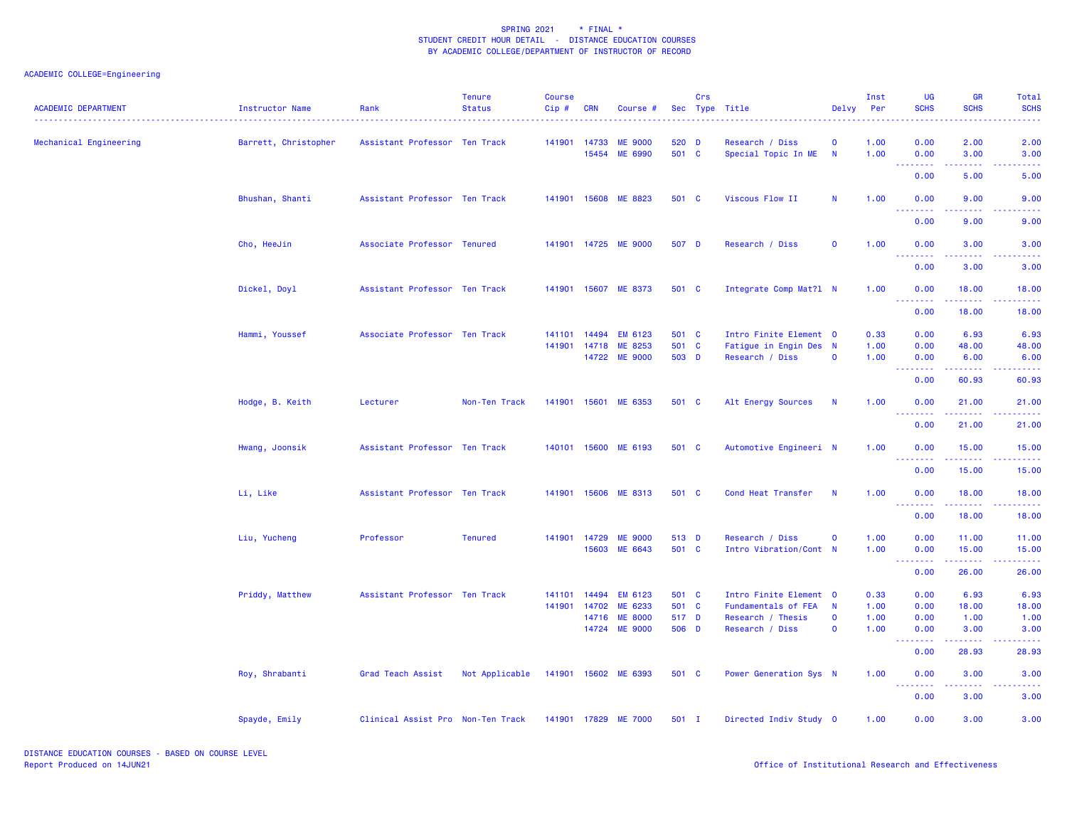SPRING 2021 * FINAL *
STUDENT CREDIT HOUR DETAIL - DISTANCE EDUCATION COURSES
BY ACADEMIC COLLEGE/DEPARTMENT OF INSTRUCTOR OF RECORD

ACADEMIC COLLEGE=Engineering

| ACADEMIC DEPARTMENT | Instructor Name | Rank | Tenure Status | Course Cip # | CRN | Course # | Sec | Crs Type | Title | Delvy | Inst Per | UG SCHS | GR SCHS | Total SCHS |
|---|---|---|---|---|---|---|---|---|---|---|---|---|---|---|
| Mechanical Engineering | Barrett, Christopher | Assistant Professor | Ten Track | 141901 | 14733 | ME 9000 | 520 | D | Research / Diss | O | 1.00 | 0.00 | 2.00 | 2.00 |
| | | | | | 15454 | ME 6990 | 501 | C | Special Topic In ME | N | 1.00 | 0.00 | 3.00 | 3.00 |
| | | | | | | | | | | | | 0.00 | 5.00 | 5.00 |
| | Bhushan, Shanti | Assistant Professor | Ten Track | 141901 | 15608 | ME 8823 | 501 | C | Viscous Flow II | N | 1.00 | 0.00 | 9.00 | 9.00 |
| | | | | | | | | | | | | 0.00 | 9.00 | 9.00 |
| | Cho, HeeJin | Associate Professor | Tenured | 141901 | 14725 | ME 9000 | 507 | D | Research / Diss | O | 1.00 | 0.00 | 3.00 | 3.00 |
| | | | | | | | | | | | | 0.00 | 3.00 | 3.00 |
| | Dickel, Doyl | Assistant Professor | Ten Track | 141901 | 15607 | ME 8373 | 501 | C | Integrate Comp Mat?l | N | 1.00 | 0.00 | 18.00 | 18.00 |
| | | | | | | | | | | | | 0.00 | 18.00 | 18.00 |
| | Hammi, Youssef | Associate Professor | Ten Track | 141101 | 14494 | EM 6123 | 501 | C | Intro Finite Element | O | 0.33 | 0.00 | 6.93 | 6.93 |
| | | | | 141901 | 14718 | ME 8253 | 501 | C | Fatigue in Engin Des | N | 1.00 | 0.00 | 48.00 | 48.00 |
| | | | | | 14722 | ME 9000 | 503 | D | Research / Diss | O | 1.00 | 0.00 | 6.00 | 6.00 |
| | | | | | | | | | | | | 0.00 | 60.93 | 60.93 |
| | Hodge, B. Keith | Lecturer | Non-Ten Track | 141901 | 15601 | ME 6353 | 501 | C | Alt Energy Sources | N | 1.00 | 0.00 | 21.00 | 21.00 |
| | | | | | | | | | | | | 0.00 | 21.00 | 21.00 |
| | Hwang, Joonsik | Assistant Professor | Ten Track | 140101 | 15600 | ME 6193 | 501 | C | Automotive Engineeri | N | 1.00 | 0.00 | 15.00 | 15.00 |
| | | | | | | | | | | | | 0.00 | 15.00 | 15.00 |
| | Li, Like | Assistant Professor | Ten Track | 141901 | 15606 | ME 8313 | 501 | C | Cond Heat Transfer | N | 1.00 | 0.00 | 18.00 | 18.00 |
| | | | | | | | | | | | | 0.00 | 18.00 | 18.00 |
| | Liu, Yucheng | Professor | Tenured | 141901 | 14729 | ME 9000 | 513 | D | Research / Diss | O | 1.00 | 0.00 | 11.00 | 11.00 |
| | | | | | 15603 | ME 6643 | 501 | C | Intro Vibration/Cont | N | 1.00 | 0.00 | 15.00 | 15.00 |
| | | | | | | | | | | | | 0.00 | 26.00 | 26.00 |
| | Priddy, Matthew | Assistant Professor | Ten Track | 141101 | 14494 | EM 6123 | 501 | C | Intro Finite Element | O | 0.33 | 0.00 | 6.93 | 6.93 |
| | | | | 141901 | 14702 | ME 6233 | 501 | C | Fundamentals of FEA | N | 1.00 | 0.00 | 18.00 | 18.00 |
| | | | | | 14716 | ME 8000 | 517 | D | Research / Thesis | O | 1.00 | 0.00 | 1.00 | 1.00 |
| | | | | | 14724 | ME 9000 | 506 | D | Research / Diss | O | 1.00 | 0.00 | 3.00 | 3.00 |
| | | | | | | | | | | | | 0.00 | 28.93 | 28.93 |
| | Roy, Shrabanti | Grad Teach Assist | Not Applicable | 141901 | 15602 | ME 6393 | 501 | C | Power Generation Sys | N | 1.00 | 0.00 | 3.00 | 3.00 |
| | | | | | | | | | | | | 0.00 | 3.00 | 3.00 |
| | Spayde, Emily | Clinical Assist Pro | Non-Ten Track | 141901 | 17829 | ME 7000 | 501 | I | Directed Indiv Study | O | 1.00 | 0.00 | 3.00 | 3.00 |

DISTANCE EDUCATION COURSES - BASED ON COURSE LEVEL
Report Produced on 14JUN21

Office of Institutional Research and Effectiveness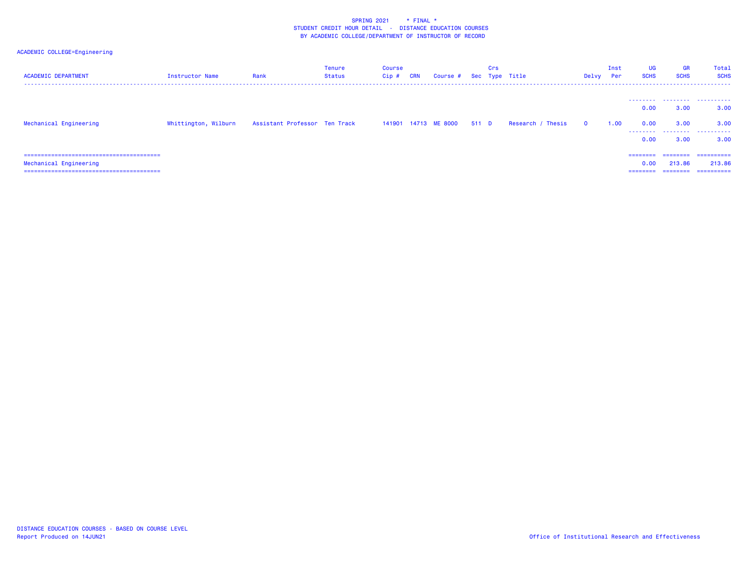SPRING 2021 * FINAL *
STUDENT CREDIT HOUR DETAIL - DISTANCE EDUCATION COURSES
BY ACADEMIC COLLEGE/DEPARTMENT OF INSTRUCTOR OF RECORD

ACADEMIC COLLEGE=Engineering

| ACADEMIC DEPARTMENT | Instructor Name | Rank | Tenure Status | Course Cip # | CRN | Course # | Sec | Crs Type | Title | Delvy | Inst Per | UG SCHS | GR SCHS | Total SCHS |
|---|---|---|---|---|---|---|---|---|---|---|---|---|---|---|
| | | | | | | | | | | | | 0.00 | 3.00 | 3.00 |
| Mechanical Engineering | Whittington, Wilburn | Assistant Professor | Ten Track | 141901 | 14713 | ME 8000 | 511 | D | Research / Thesis | O | 1.00 | 0.00 | 3.00 | 3.00 |
| | | | | | | | | | | | | 0.00 | 3.00 | 3.00 |
| Mechanical Engineering | | | | | | | | | | | | 0.00 | 213.86 | 213.86 |

DISTANCE EDUCATION COURSES - BASED ON COURSE LEVEL
Report Produced on 14JUN21

Office of Institutional Research and Effectiveness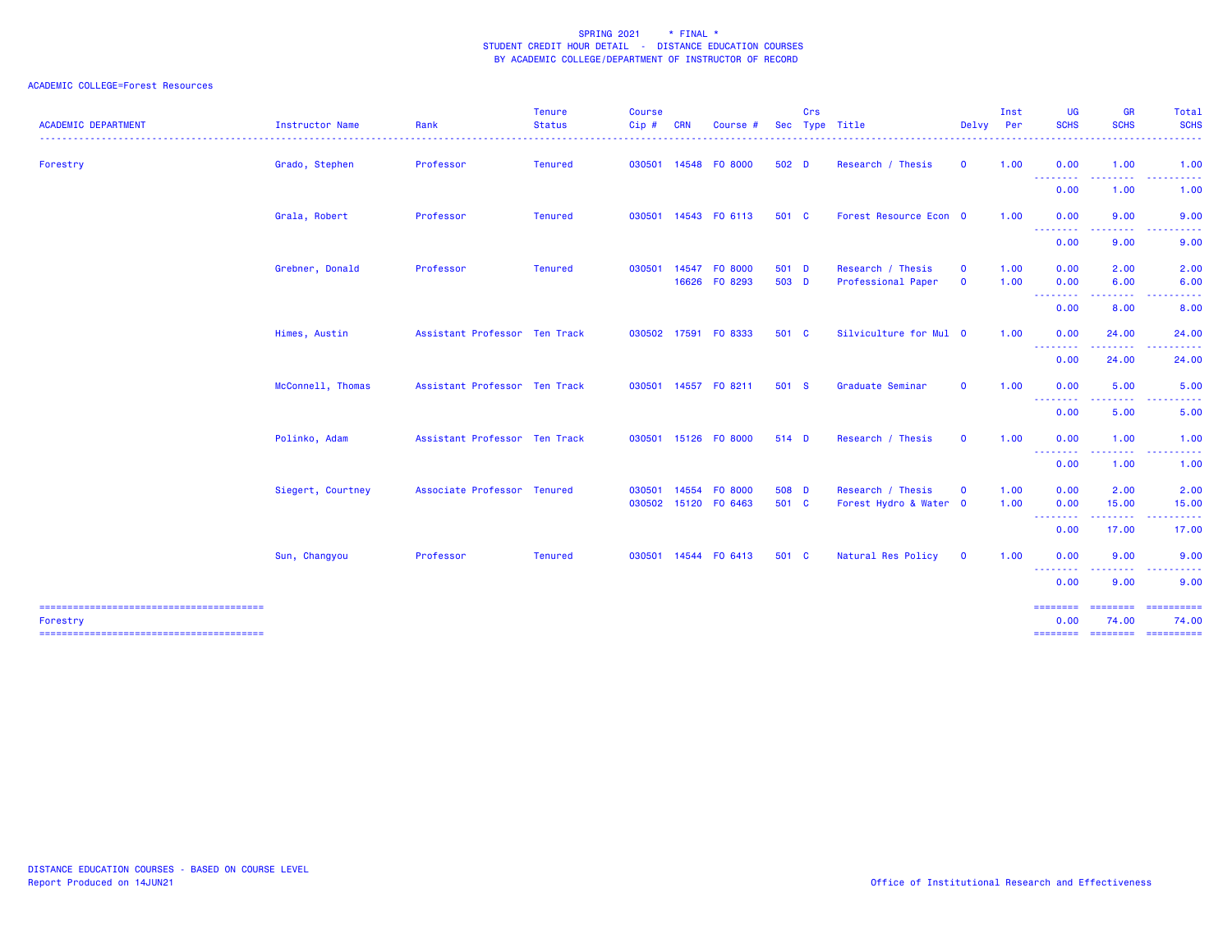SPRING 2021 * FINAL *
STUDENT CREDIT HOUR DETAIL - DISTANCE EDUCATION COURSES
BY ACADEMIC COLLEGE/DEPARTMENT OF INSTRUCTOR OF RECORD

ACADEMIC COLLEGE=Forest Resources

| ACADEMIC DEPARTMENT | Instructor Name | Rank | Tenure Status | Course Cip # | CRN | Course # | Sec | Crs Type | Title | Delvy | Inst Per | UG SCHS | GR SCHS | Total SCHS |
|---|---|---|---|---|---|---|---|---|---|---|---|---|---|---|
| Forestry | Grado, Stephen | Professor | Tenured | 030501 | 14548 | FO 8000 | 502 | D | Research / Thesis | O | 1.00 | 0.00 | 1.00 | 1.00 |
| | | | | | | | | | | | | 0.00 | 1.00 | 1.00 |
| | Grala, Robert | Professor | Tenured | 030501 | 14543 | FO 6113 | 501 | C | Forest Resource Econ | O | 1.00 | 0.00 | 9.00 | 9.00 |
| | | | | | | | | | | | | 0.00 | 9.00 | 9.00 |
| | Grebner, Donald | Professor | Tenured | 030501 | 14547 | FO 8000 | 501 | D | Research / Thesis | O | 1.00 | 0.00 | 2.00 | 2.00 |
| | | | | | 16626 | FO 8293 | 503 | D | Professional Paper | O | 1.00 | 0.00 | 6.00 | 6.00 |
| | | | | | | | | | | | | 0.00 | 8.00 | 8.00 |
| | Himes, Austin | Assistant Professor | Ten Track | 030502 | 17591 | FO 8333 | 501 | C | Silviculture for Mul | O | 1.00 | 0.00 | 24.00 | 24.00 |
| | | | | | | | | | | | | 0.00 | 24.00 | 24.00 |
| | McConnell, Thomas | Assistant Professor | Ten Track | 030501 | 14557 | FO 8211 | 501 | S | Graduate Seminar | O | 1.00 | 0.00 | 5.00 | 5.00 |
| | | | | | | | | | | | | 0.00 | 5.00 | 5.00 |
| | Polinko, Adam | Assistant Professor | Ten Track | 030501 | 15126 | FO 8000 | 514 | D | Research / Thesis | O | 1.00 | 0.00 | 1.00 | 1.00 |
| | | | | | | | | | | | | 0.00 | 1.00 | 1.00 |
| | Siegert, Courtney | Associate Professor | Tenured | 030501 | 14554 | FO 8000 | 508 | D | Research / Thesis | O | 1.00 | 0.00 | 2.00 | 2.00 |
| | | | | 030502 | 15120 | FO 6463 | 501 | C | Forest Hydro & Water | O | 1.00 | 0.00 | 15.00 | 15.00 |
| | | | | | | | | | | | | 0.00 | 17.00 | 17.00 |
| | Sun, Changyou | Professor | Tenured | 030501 | 14544 | FO 6413 | 501 | C | Natural Res Policy | O | 1.00 | 0.00 | 9.00 | 9.00 |
| | | | | | | | | | | | | 0.00 | 9.00 | 9.00 |
| Forestry | | | | | | | | | | | | 0.00 | 74.00 | 74.00 |

DISTANCE EDUCATION COURSES - BASED ON COURSE LEVEL
Report Produced on 14JUN21

Office of Institutional Research and Effectiveness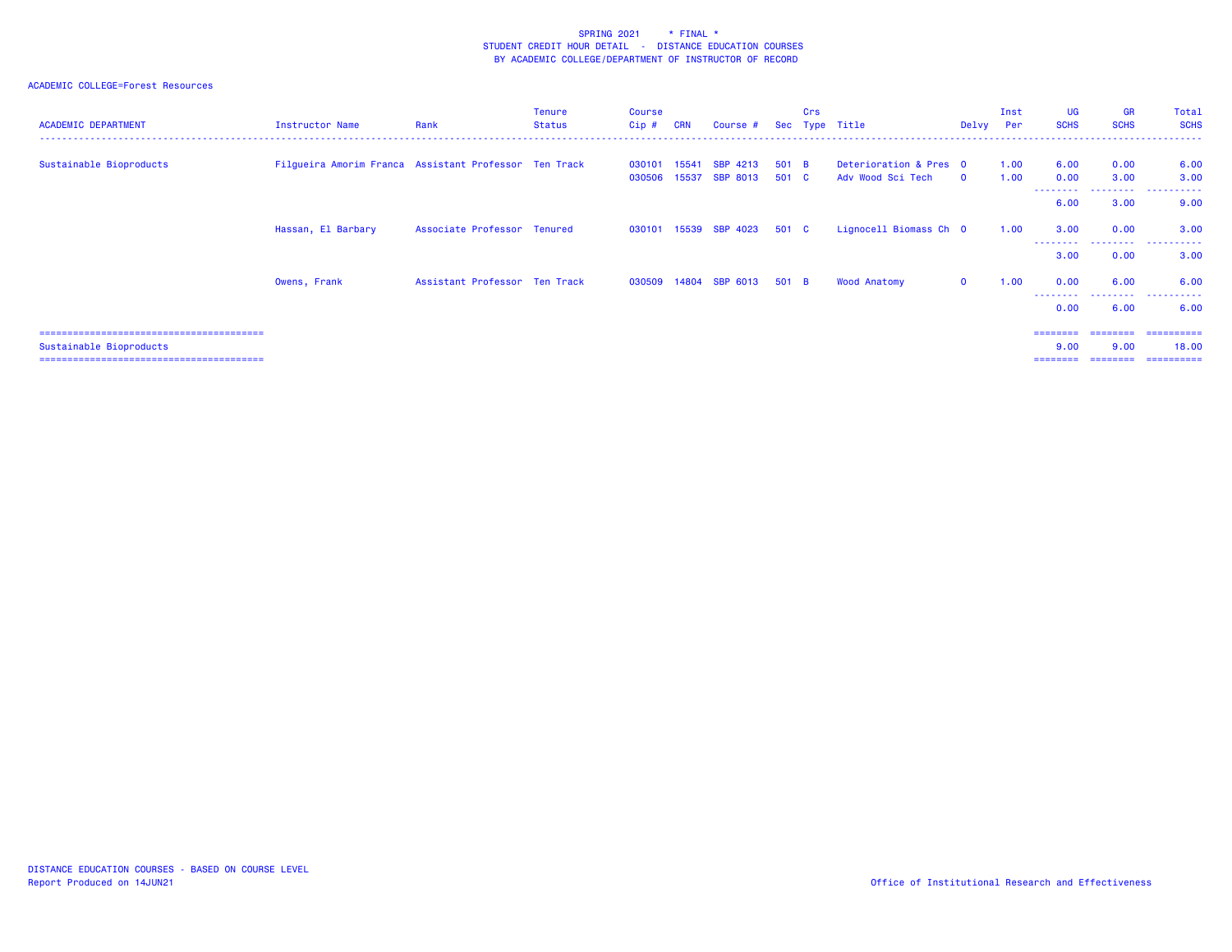SPRING 2021 * FINAL *
STUDENT CREDIT HOUR DETAIL - DISTANCE EDUCATION COURSES
BY ACADEMIC COLLEGE/DEPARTMENT OF INSTRUCTOR OF RECORD

ACADEMIC COLLEGE=Forest Resources

| ACADEMIC DEPARTMENT | Instructor Name | Rank | Tenure Status | Course Cip # | CRN | Course # | Sec | Crs Type | Title | Delvy | Inst Per | UG SCHS | GR SCHS | Total SCHS |
|---|---|---|---|---|---|---|---|---|---|---|---|---|---|---|
| Sustainable Bioproducts | Filgueira Amorim Franca | Assistant Professor | Ten Track | 030101 | 15541 | SBP 4213 | 501 | B | Deterioration & Pres | O | 1.00 | 6.00 | 0.00 | 6.00 |
| | | | | 030506 | 15537 | SBP 8013 | 501 | C | Adv Wood Sci Tech | O | 1.00 | 0.00 | 3.00 | 3.00 |
| | | | | | | | | | | | | 6.00 | 3.00 | 9.00 |
| | Hassan, El Barbary | Associate Professor | Tenured | 030101 | 15539 | SBP 4023 | 501 | C | Lignocell Biomass Ch | O | 1.00 | 3.00 | 0.00 | 3.00 |
| | | | | | | | | | | | | 3.00 | 0.00 | 3.00 |
| | Owens, Frank | Assistant Professor | Ten Track | 030509 | 14804 | SBP 6013 | 501 | B | Wood Anatomy | O | 1.00 | 0.00 | 6.00 | 6.00 |
| | | | | | | | | | | | | 0.00 | 6.00 | 6.00 |
| Sustainable Bioproducts | | | | | | | | | | | | 9.00 | 9.00 | 18.00 |

DISTANCE EDUCATION COURSES - BASED ON COURSE LEVEL
Report Produced on 14JUN21

Office of Institutional Research and Effectiveness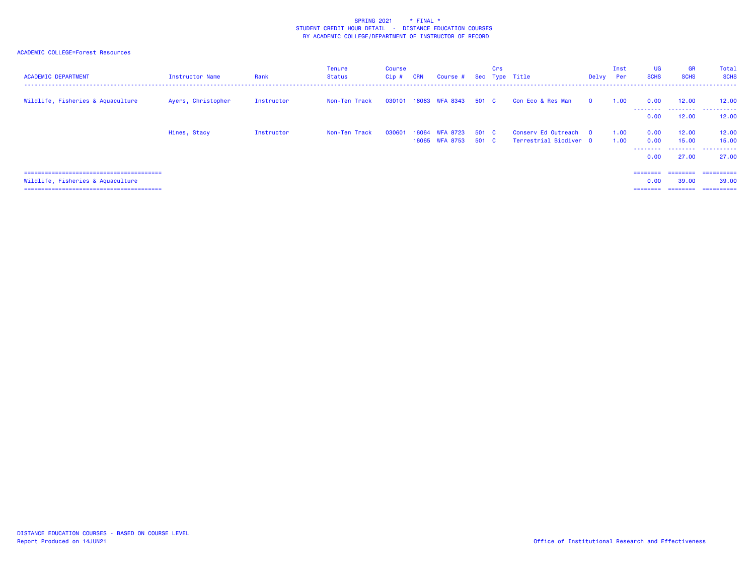SPRING 2021 * FINAL *
STUDENT CREDIT HOUR DETAIL - DISTANCE EDUCATION COURSES
BY ACADEMIC COLLEGE/DEPARTMENT OF INSTRUCTOR OF RECORD

ACADEMIC COLLEGE=Forest Resources

| ACADEMIC DEPARTMENT | Instructor Name | Rank | Tenure Status | Course Cip # | CRN | Course # | Sec | Crs Type | Title | Delvy | Inst Per | UG SCHS | GR SCHS | Total SCHS |
|---|---|---|---|---|---|---|---|---|---|---|---|---|---|---|
| Wildlife, Fisheries & Aquaculture | Ayers, Christopher | Instructor | Non-Ten Track | 030101 | 16063 | WFA 8343 | 501 | C | Con Eco & Res Man | O | 1.00 | 0.00 | 12.00 | 12.00 |
| | | | | | | | | | | | | 0.00 | 12.00 | 12.00 |
| | Hines, Stacy | Instructor | Non-Ten Track | 030601 | 16064 | WFA 8723 | 501 | C | Conserv Ed Outreach | O | 1.00 | 0.00 | 12.00 | 12.00 |
| | | | | | 16065 | WFA 8753 | 501 | C | Terrestrial Biodiver | O | 1.00 | 0.00 | 15.00 | 15.00 |
| | | | | | | | | | | | | 0.00 | 27.00 | 27.00 |
| Wildlife, Fisheries & Aquaculture | | | | | | | | | | | | 0.00 | 39.00 | 39.00 |

DISTANCE EDUCATION COURSES - BASED ON COURSE LEVEL
Report Produced on 14JUN21

Office of Institutional Research and Effectiveness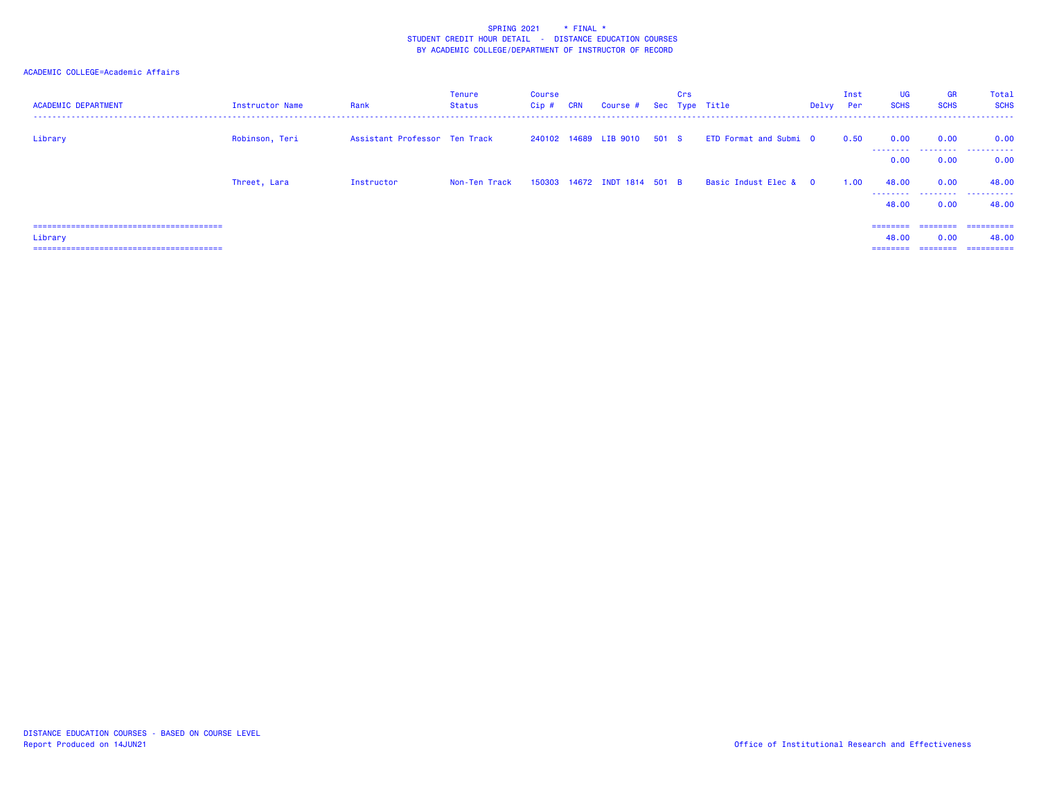SPRING 2021 * FINAL *
STUDENT CREDIT HOUR DETAIL - DISTANCE EDUCATION COURSES
BY ACADEMIC COLLEGE/DEPARTMENT OF INSTRUCTOR OF RECORD

ACADEMIC COLLEGE=Academic Affairs

| ACADEMIC DEPARTMENT | Instructor Name | Rank | Tenure Status | Course Cip # | CRN | Course # | Sec | Crs Type | Title | Delvy | Inst Per | UG SCHS | GR SCHS | Total SCHS |
|---|---|---|---|---|---|---|---|---|---|---|---|---|---|---|
| Library | Robinson, Teri | Assistant Professor | Ten Track | 240102 | 14689 | LIB 9010 | 501 | S | ETD Format and Submi | O | 0.50 | 0.00 | 0.00 | 0.00 |
| | | | | | | | | | | | | 0.00 | 0.00 | 0.00 |
| | Threet, Lara | Instructor | Non-Ten Track | 150303 | 14672 | INDT 1814 | 501 | B | Basic Indust Elec & | O | 1.00 | 48.00 | 0.00 | 48.00 |
| | | | | | | | | | | | | 48.00 | 0.00 | 48.00 |
| Library | | | | | | | | | | | | 48.00 | 0.00 | 48.00 |

DISTANCE EDUCATION COURSES - BASED ON COURSE LEVEL
Report Produced on 14JUN21

Office of Institutional Research and Effectiveness